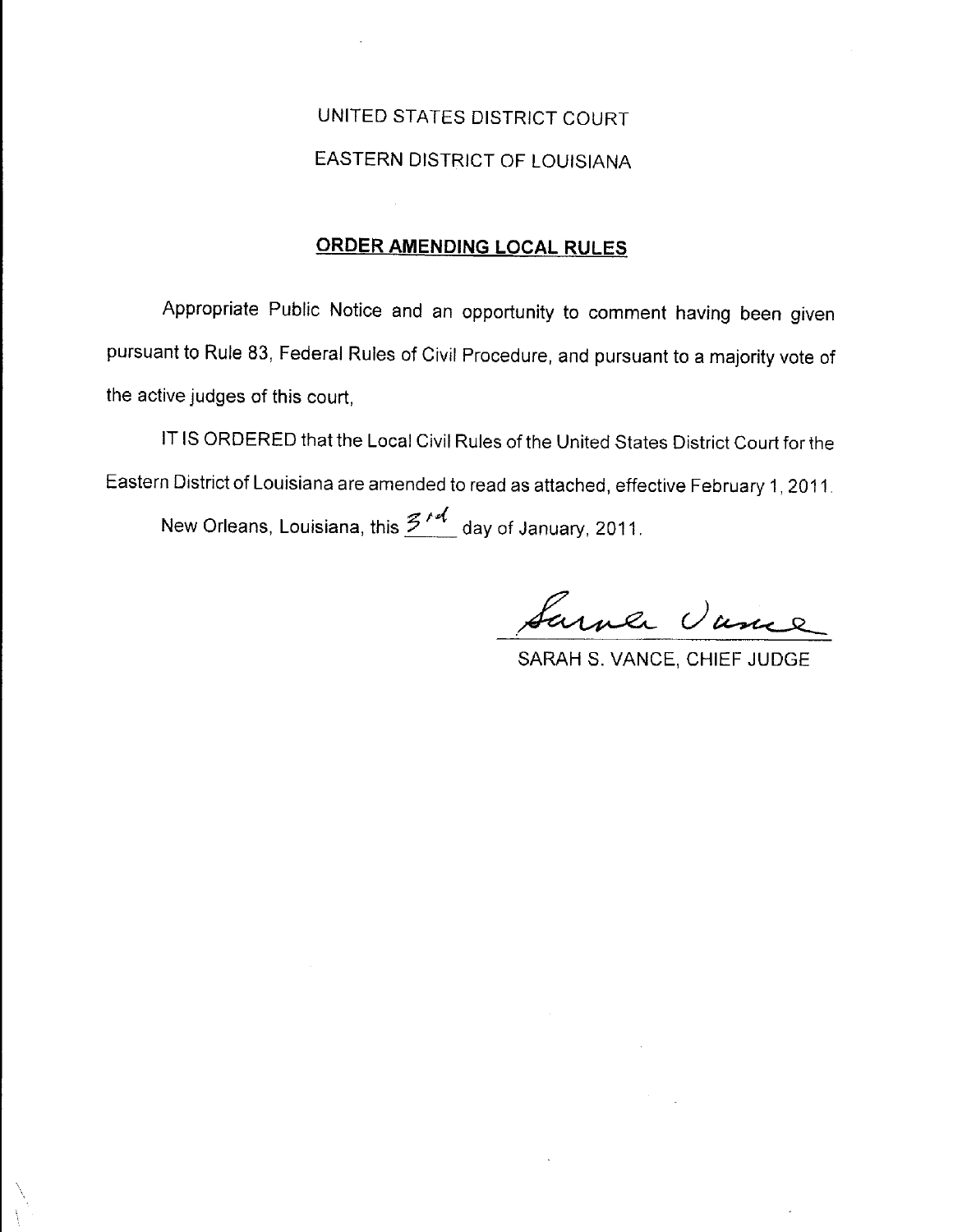UNITED STATES DISTRICT COURT

EASTERN DISTRICT OF LOUISIANA

**ORDER AMENDING LOCAL RULES**

Appropriate Public Notice and an opportunity to comment having been given pursuant to Rule 83, Federal Rules of Civil Procedure, and pursuant to a majority vote of the active judges of this court,

IT IS ORDERED that the Local Civil Rules of the United States District Court for the Eastern District of Louisiana are amended to read as attached, effective February 1, 2011.

New Orleans, Louisiana, this 3rd day of January, 2011.

Sarah Vance

SARAH S. VANCE, CHIEF JUDGE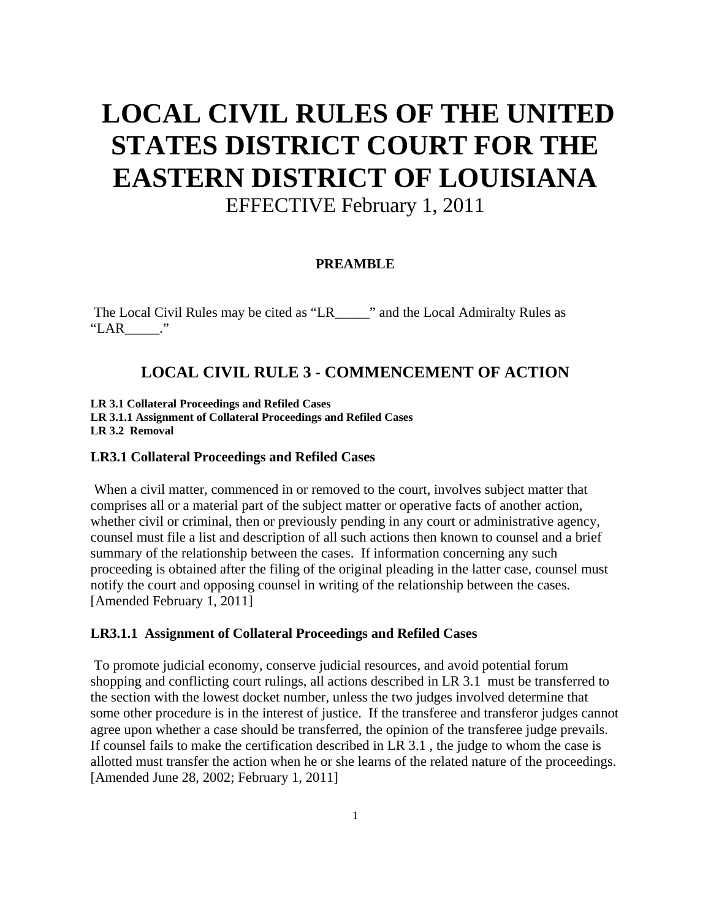# LOCAL CIVIL RULES OF THE UNITED STATES DISTRICT COURT FOR THE EASTERN DISTRICT OF LOUISIANA

EFFECTIVE February 1, 2011

**PREAMBLE**

The Local Civil Rules may be cited as "LR_____" and the Local Admiralty Rules as "LAR_____."

## LOCAL CIVIL RULE 3 - COMMENCEMENT OF ACTION

**LR 3.1 Collateral Proceedings and Refiled Cases**
**LR 3.1.1 Assignment of Collateral Proceedings and Refiled Cases**
**LR 3.2 Removal**

### LR3.1 Collateral Proceedings and Refiled Cases

When a civil matter, commenced in or removed to the court, involves subject matter that comprises all or a material part of the subject matter or operative facts of another action, whether civil or criminal, then or previously pending in any court or administrative agency, counsel must file a list and description of all such actions then known to counsel and a brief summary of the relationship between the cases. If information concerning any such proceeding is obtained after the filing of the original pleading in the latter case, counsel must notify the court and opposing counsel in writing of the relationship between the cases. [Amended February 1, 2011]

### LR3.1.1 Assignment of Collateral Proceedings and Refiled Cases

To promote judicial economy, conserve judicial resources, and avoid potential forum shopping and conflicting court rulings, all actions described in LR 3.1 must be transferred to the section with the lowest docket number, unless the two judges involved determine that some other procedure is in the interest of justice. If the transferee and transferor judges cannot agree upon whether a case should be transferred, the opinion of the transferee judge prevails. If counsel fails to make the certification described in LR 3.1 , the judge to whom the case is allotted must transfer the action when he or she learns of the related nature of the proceedings. [Amended June 28, 2002; February 1, 2011]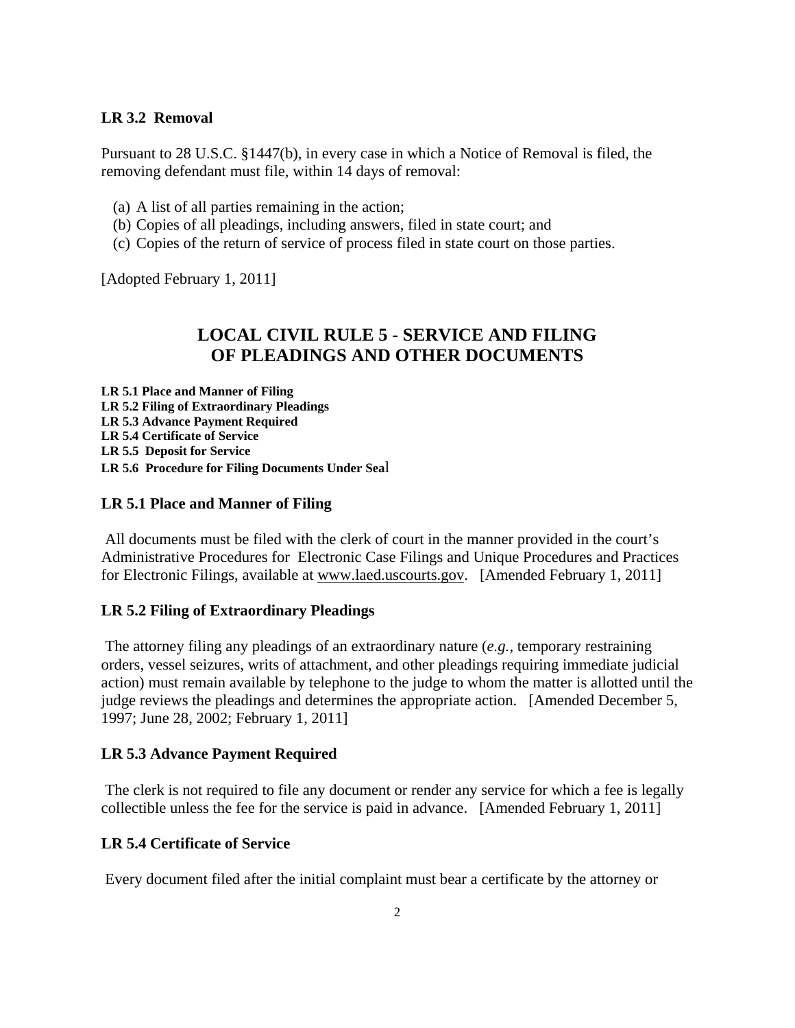### LR 3.2 Removal

Pursuant to 28 U.S.C. §1447(b), in every case in which a Notice of Removal is filed, the removing defendant must file, within 14 days of removal:

(a) A list of all parties remaining in the action;
(b) Copies of all pleadings, including answers, filed in state court; and
(c) Copies of the return of service of process filed in state court on those parties.

[Adopted February 1, 2011]

## LOCAL CIVIL RULE 5 - SERVICE AND FILING OF PLEADINGS AND OTHER DOCUMENTS

**LR 5.1 Place and Manner of Filing**
**LR 5.2 Filing of Extraordinary Pleadings**
**LR 5.3 Advance Payment Required**
**LR 5.4 Certificate of Service**
**LR 5.5 Deposit for Service**
**LR 5.6 Procedure for Filing Documents Under Seal**

### LR 5.1 Place and Manner of Filing

All documents must be filed with the clerk of court in the manner provided in the court's Administrative Procedures for Electronic Case Filings and Unique Procedures and Practices for Electronic Filings, available at www.laed.uscourts.gov. [Amended February 1, 2011]

### LR 5.2 Filing of Extraordinary Pleadings

The attorney filing any pleadings of an extraordinary nature (*e.g.*, temporary restraining orders, vessel seizures, writs of attachment, and other pleadings requiring immediate judicial action) must remain available by telephone to the judge to whom the matter is allotted until the judge reviews the pleadings and determines the appropriate action. [Amended December 5, 1997; June 28, 2002; February 1, 2011]

### LR 5.3 Advance Payment Required

The clerk is not required to file any document or render any service for which a fee is legally collectible unless the fee for the service is paid in advance. [Amended February 1, 2011]

### LR 5.4 Certificate of Service

Every document filed after the initial complaint must bear a certificate by the attorney or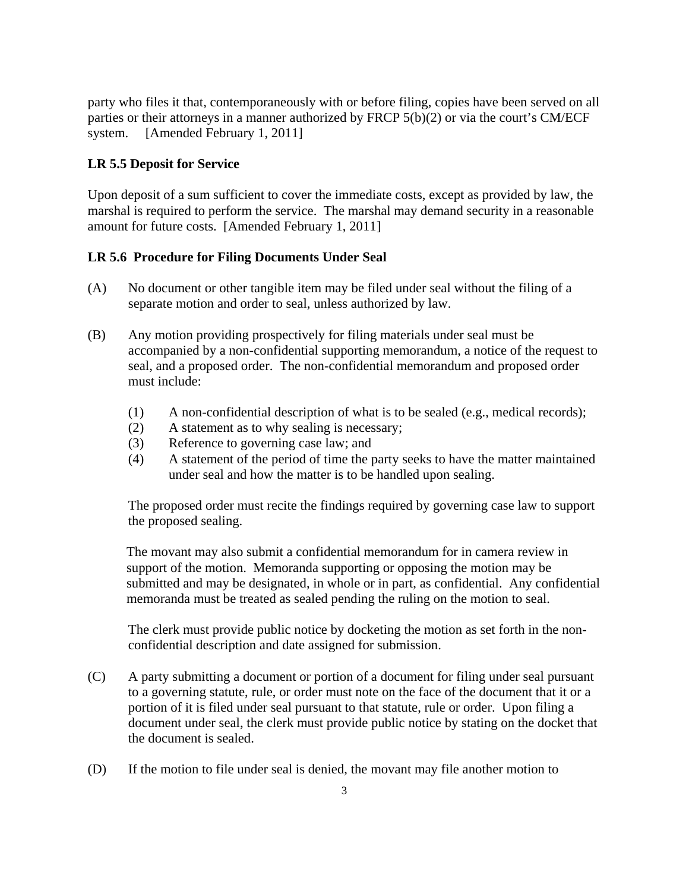party who files it that, contemporaneously with or before filing, copies have been served on all parties or their attorneys in a manner authorized by FRCP 5(b)(2) or via the court's CM/ECF system. [Amended February 1, 2011]

**LR 5.5 Deposit for Service**

Upon deposit of a sum sufficient to cover the immediate costs, except as provided by law, the marshal is required to perform the service. The marshal may demand security in a reasonable amount for future costs. [Amended February 1, 2011]

**LR 5.6 Procedure for Filing Documents Under Seal**

(A) No document or other tangible item may be filed under seal without the filing of a separate motion and order to seal, unless authorized by law.

(B) Any motion providing prospectively for filing materials under seal must be accompanied by a non-confidential supporting memorandum, a notice of the request to seal, and a proposed order. The non-confidential memorandum and proposed order must include:

   (1) A non-confidential description of what is to be sealed (e.g., medical records);
   (2) A statement as to why sealing is necessary;
   (3) Reference to governing case law; and
   (4) A statement of the period of time the party seeks to have the matter maintained under seal and how the matter is to be handled upon sealing.

   The proposed order must recite the findings required by governing case law to support the proposed sealing.

   The movant may also submit a confidential memorandum for in camera review in support of the motion. Memoranda supporting or opposing the motion may be submitted and may be designated, in whole or in part, as confidential. Any confidential memoranda must be treated as sealed pending the ruling on the motion to seal.

   The clerk must provide public notice by docketing the motion as set forth in the non-confidential description and date assigned for submission.

(C) A party submitting a document or portion of a document for filing under seal pursuant to a governing statute, rule, or order must note on the face of the document that it or a portion of it is filed under seal pursuant to that statute, rule or order. Upon filing a document under seal, the clerk must provide public notice by stating on the docket that the document is sealed.

(D) If the motion to file under seal is denied, the movant may file another motion to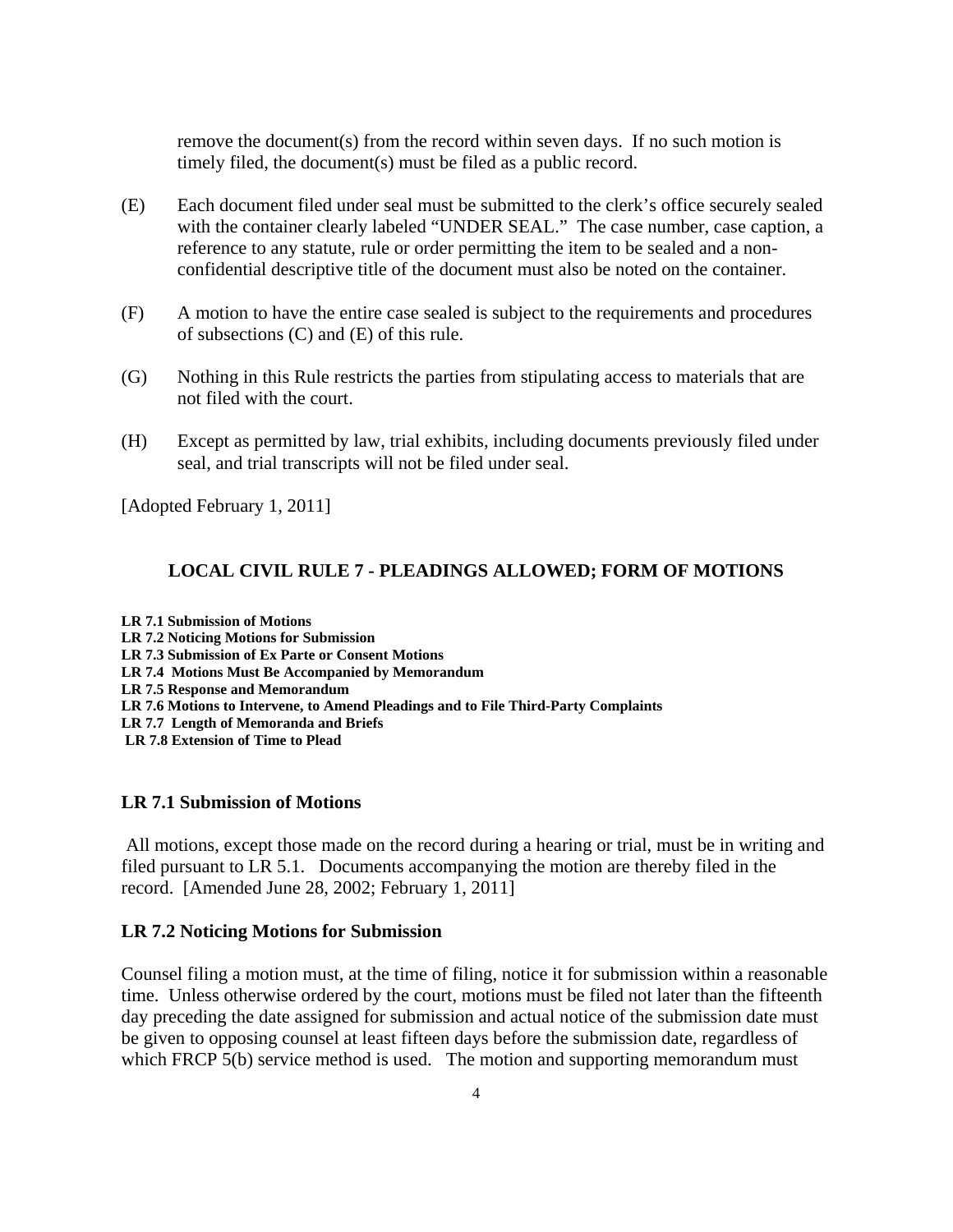remove the document(s) from the record within seven days. If no such motion is timely filed, the document(s) must be filed as a public record.

(E) Each document filed under seal must be submitted to the clerk's office securely sealed with the container clearly labeled "UNDER SEAL." The case number, case caption, a reference to any statute, rule or order permitting the item to be sealed and a non-confidential descriptive title of the document must also be noted on the container.

(F) A motion to have the entire case sealed is subject to the requirements and procedures of subsections (C) and (E) of this rule.

(G) Nothing in this Rule restricts the parties from stipulating access to materials that are not filed with the court.

(H) Except as permitted by law, trial exhibits, including documents previously filed under seal, and trial transcripts will not be filed under seal.

[Adopted February 1, 2011]

## LOCAL CIVIL RULE 7 - PLEADINGS ALLOWED; FORM OF MOTIONS

**LR 7.1 Submission of Motions**
**LR 7.2 Noticing Motions for Submission**
**LR 7.3 Submission of Ex Parte or Consent Motions**
**LR 7.4 Motions Must Be Accompanied by Memorandum**
**LR 7.5 Response and Memorandum**
**LR 7.6 Motions to Intervene, to Amend Pleadings and to File Third-Party Complaints**
**LR 7.7 Length of Memoranda and Briefs**
**LR 7.8 Extension of Time to Plead**

### LR 7.1 Submission of Motions

All motions, except those made on the record during a hearing or trial, must be in writing and filed pursuant to LR 5.1. Documents accompanying the motion are thereby filed in the record. [Amended June 28, 2002; February 1, 2011]

### LR 7.2 Noticing Motions for Submission

Counsel filing a motion must, at the time of filing, notice it for submission within a reasonable time. Unless otherwise ordered by the court, motions must be filed not later than the fifteenth day preceding the date assigned for submission and actual notice of the submission date must be given to opposing counsel at least fifteen days before the submission date, regardless of which FRCP 5(b) service method is used. The motion and supporting memorandum must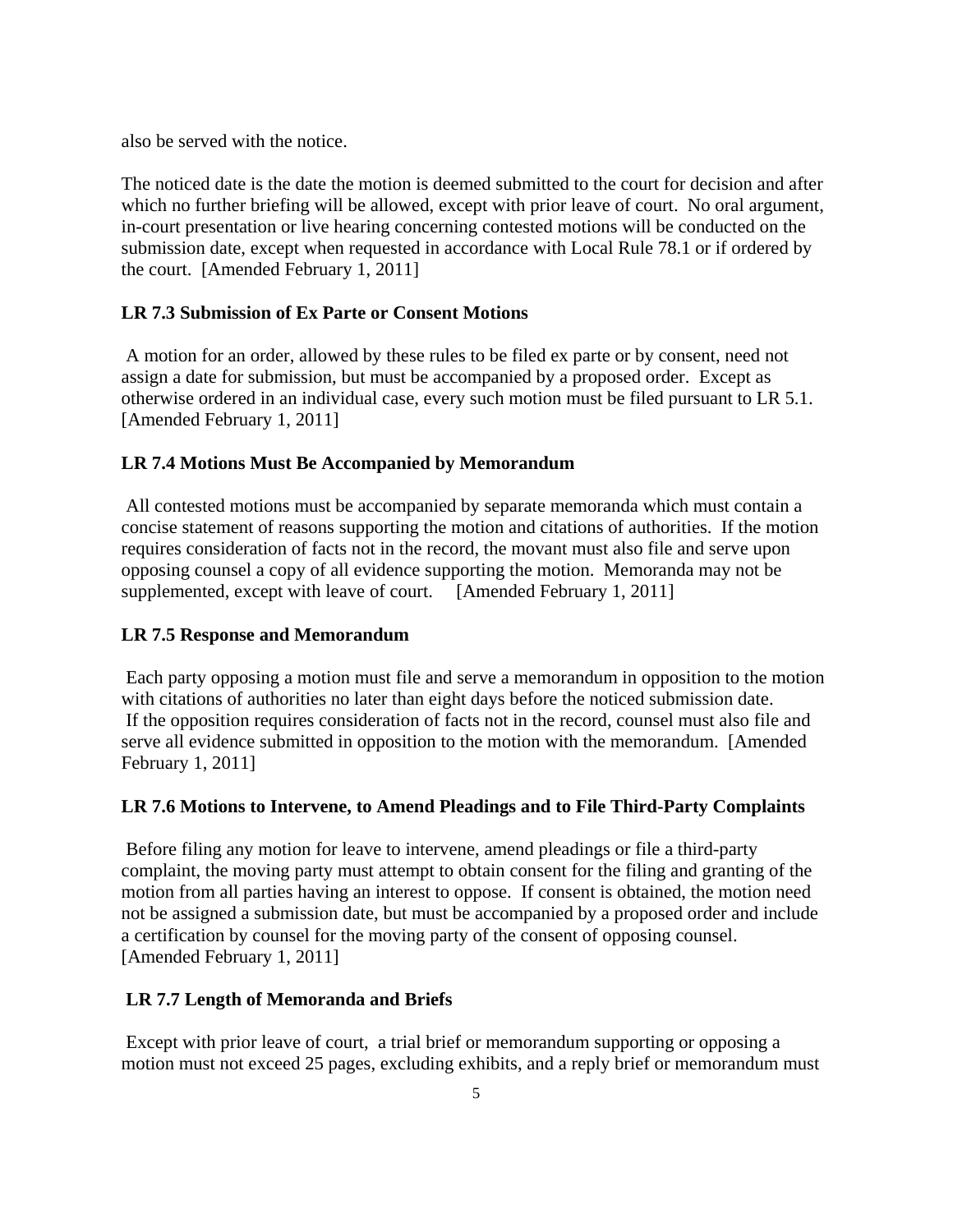also be served with the notice.

The noticed date is the date the motion is deemed submitted to the court for decision and after which no further briefing will be allowed, except with prior leave of court. No oral argument, in-court presentation or live hearing concerning contested motions will be conducted on the submission date, except when requested in accordance with Local Rule 78.1 or if ordered by the court. [Amended February 1, 2011]

**LR 7.3 Submission of Ex Parte or Consent Motions**

A motion for an order, allowed by these rules to be filed ex parte or by consent, need not assign a date for submission, but must be accompanied by a proposed order. Except as otherwise ordered in an individual case, every such motion must be filed pursuant to LR 5.1. [Amended February 1, 2011]

**LR 7.4 Motions Must Be Accompanied by Memorandum**

All contested motions must be accompanied by separate memoranda which must contain a concise statement of reasons supporting the motion and citations of authorities. If the motion requires consideration of facts not in the record, the movant must also file and serve upon opposing counsel a copy of all evidence supporting the motion. Memoranda may not be supplemented, except with leave of court. [Amended February 1, 2011]

**LR 7.5 Response and Memorandum**

Each party opposing a motion must file and serve a memorandum in opposition to the motion with citations of authorities no later than eight days before the noticed submission date. If the opposition requires consideration of facts not in the record, counsel must also file and serve all evidence submitted in opposition to the motion with the memorandum. [Amended February 1, 2011]

**LR 7.6 Motions to Intervene, to Amend Pleadings and to File Third-Party Complaints**

Before filing any motion for leave to intervene, amend pleadings or file a third-party complaint, the moving party must attempt to obtain consent for the filing and granting of the motion from all parties having an interest to oppose. If consent is obtained, the motion need not be assigned a submission date, but must be accompanied by a proposed order and include a certification by counsel for the moving party of the consent of opposing counsel. [Amended February 1, 2011]

**LR 7.7 Length of Memoranda and Briefs**

Except with prior leave of court, a trial brief or memorandum supporting or opposing a motion must not exceed 25 pages, excluding exhibits, and a reply brief or memorandum must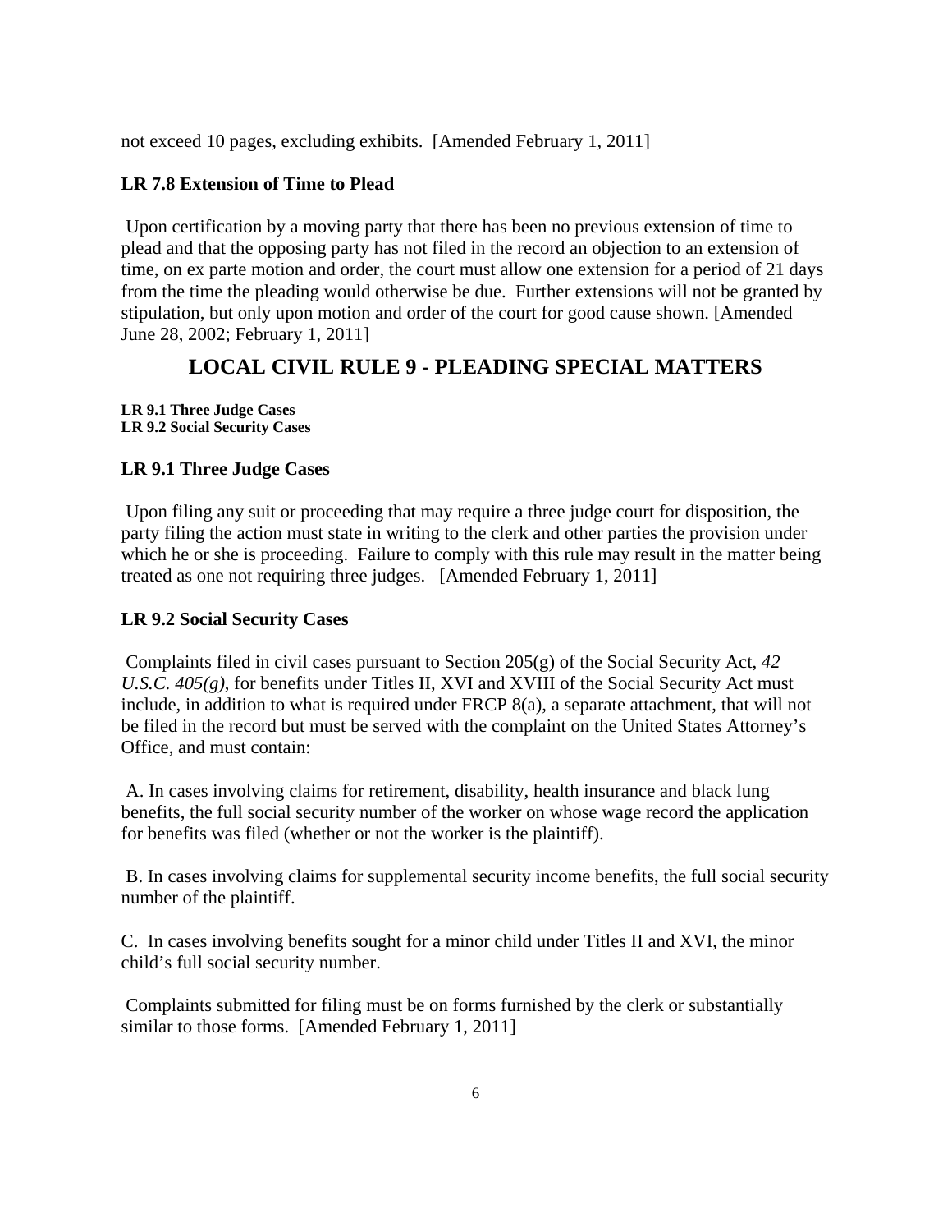not exceed 10 pages, excluding exhibits. [Amended February 1, 2011]

### LR 7.8 Extension of Time to Plead

Upon certification by a moving party that there has been no previous extension of time to plead and that the opposing party has not filed in the record an objection to an extension of time, on ex parte motion and order, the court must allow one extension for a period of 21 days from the time the pleading would otherwise be due. Further extensions will not be granted by stipulation, but only upon motion and order of the court for good cause shown. [Amended June 28, 2002; February 1, 2011]

## LOCAL CIVIL RULE 9 - PLEADING SPECIAL MATTERS

**LR 9.1 Three Judge Cases**
**LR 9.2 Social Security Cases**

### LR 9.1 Three Judge Cases

Upon filing any suit or proceeding that may require a three judge court for disposition, the party filing the action must state in writing to the clerk and other parties the provision under which he or she is proceeding. Failure to comply with this rule may result in the matter being treated as one not requiring three judges. [Amended February 1, 2011]

### LR 9.2 Social Security Cases

Complaints filed in civil cases pursuant to Section 205(g) of the Social Security Act, *42 U.S.C. 405(g)*, for benefits under Titles II, XVI and XVIII of the Social Security Act must include, in addition to what is required under FRCP 8(a), a separate attachment, that will not be filed in the record but must be served with the complaint on the United States Attorney's Office, and must contain:

A. In cases involving claims for retirement, disability, health insurance and black lung benefits, the full social security number of the worker on whose wage record the application for benefits was filed (whether or not the worker is the plaintiff).

B. In cases involving claims for supplemental security income benefits, the full social security number of the plaintiff.

C. In cases involving benefits sought for a minor child under Titles II and XVI, the minor child's full social security number.

Complaints submitted for filing must be on forms furnished by the clerk or substantially similar to those forms. [Amended February 1, 2011]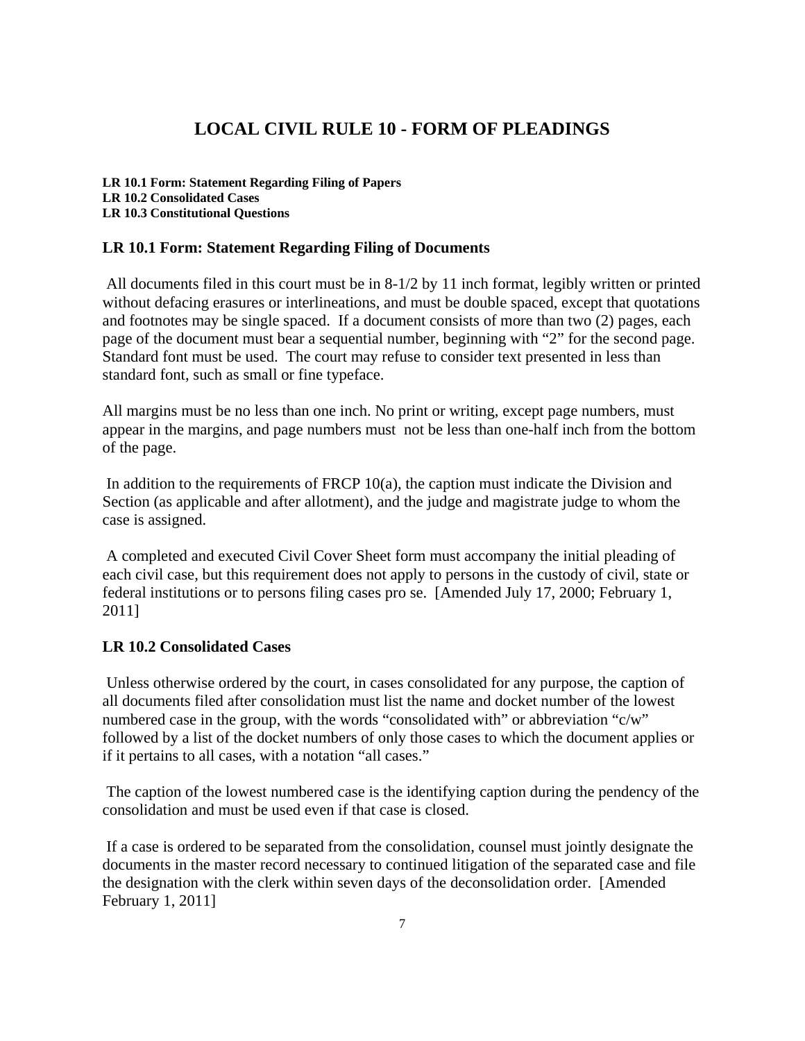# LOCAL CIVIL RULE 10 - FORM OF PLEADINGS

**LR 10.1 Form: Statement Regarding Filing of Papers**
**LR 10.2 Consolidated Cases**
**LR 10.3 Constitutional Questions**

## LR 10.1 Form: Statement Regarding Filing of Documents

All documents filed in this court must be in 8-1/2 by 11 inch format, legibly written or printed without defacing erasures or interlineations, and must be double spaced, except that quotations and footnotes may be single spaced. If a document consists of more than two (2) pages, each page of the document must bear a sequential number, beginning with "2" for the second page. Standard font must be used. The court may refuse to consider text presented in less than standard font, such as small or fine typeface.

All margins must be no less than one inch. No print or writing, except page numbers, must appear in the margins, and page numbers must not be less than one-half inch from the bottom of the page.

In addition to the requirements of FRCP 10(a), the caption must indicate the Division and Section (as applicable and after allotment), and the judge and magistrate judge to whom the case is assigned.

A completed and executed Civil Cover Sheet form must accompany the initial pleading of each civil case, but this requirement does not apply to persons in the custody of civil, state or federal institutions or to persons filing cases pro se. [Amended July 17, 2000; February 1, 2011]

## LR 10.2 Consolidated Cases

Unless otherwise ordered by the court, in cases consolidated for any purpose, the caption of all documents filed after consolidation must list the name and docket number of the lowest numbered case in the group, with the words "consolidated with" or abbreviation "c/w" followed by a list of the docket numbers of only those cases to which the document applies or if it pertains to all cases, with a notation "all cases."

The caption of the lowest numbered case is the identifying caption during the pendency of the consolidation and must be used even if that case is closed.

If a case is ordered to be separated from the consolidation, counsel must jointly designate the documents in the master record necessary to continued litigation of the separated case and file the designation with the clerk within seven days of the deconsolidation order. [Amended February 1, 2011]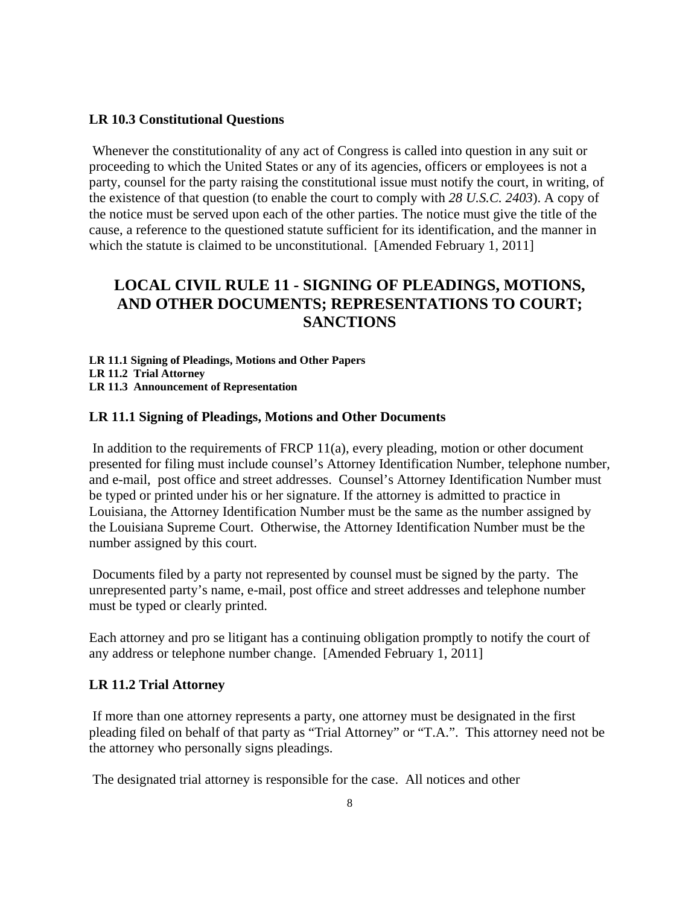### LR 10.3 Constitutional Questions

Whenever the constitutionality of any act of Congress is called into question in any suit or proceeding to which the United States or any of its agencies, officers or employees is not a party, counsel for the party raising the constitutional issue must notify the court, in writing, of the existence of that question (to enable the court to comply with *28 U.S.C. 2403*). A copy of the notice must be served upon each of the other parties. The notice must give the title of the cause, a reference to the questioned statute sufficient for its identification, and the manner in which the statute is claimed to be unconstitutional. [Amended February 1, 2011]

## LOCAL CIVIL RULE 11 - SIGNING OF PLEADINGS, MOTIONS, AND OTHER DOCUMENTS; REPRESENTATIONS TO COURT; SANCTIONS

**LR 11.1 Signing of Pleadings, Motions and Other Papers**
**LR 11.2 Trial Attorney**
**LR 11.3 Announcement of Representation**

### LR 11.1 Signing of Pleadings, Motions and Other Documents

In addition to the requirements of FRCP 11(a), every pleading, motion or other document presented for filing must include counsel's Attorney Identification Number, telephone number, and e-mail, post office and street addresses. Counsel's Attorney Identification Number must be typed or printed under his or her signature. If the attorney is admitted to practice in Louisiana, the Attorney Identification Number must be the same as the number assigned by the Louisiana Supreme Court. Otherwise, the Attorney Identification Number must be the number assigned by this court.

Documents filed by a party not represented by counsel must be signed by the party. The unrepresented party's name, e-mail, post office and street addresses and telephone number must be typed or clearly printed.

Each attorney and pro se litigant has a continuing obligation promptly to notify the court of any address or telephone number change. [Amended February 1, 2011]

### LR 11.2 Trial Attorney

If more than one attorney represents a party, one attorney must be designated in the first pleading filed on behalf of that party as "Trial Attorney" or "T.A.". This attorney need not be the attorney who personally signs pleadings.

The designated trial attorney is responsible for the case. All notices and other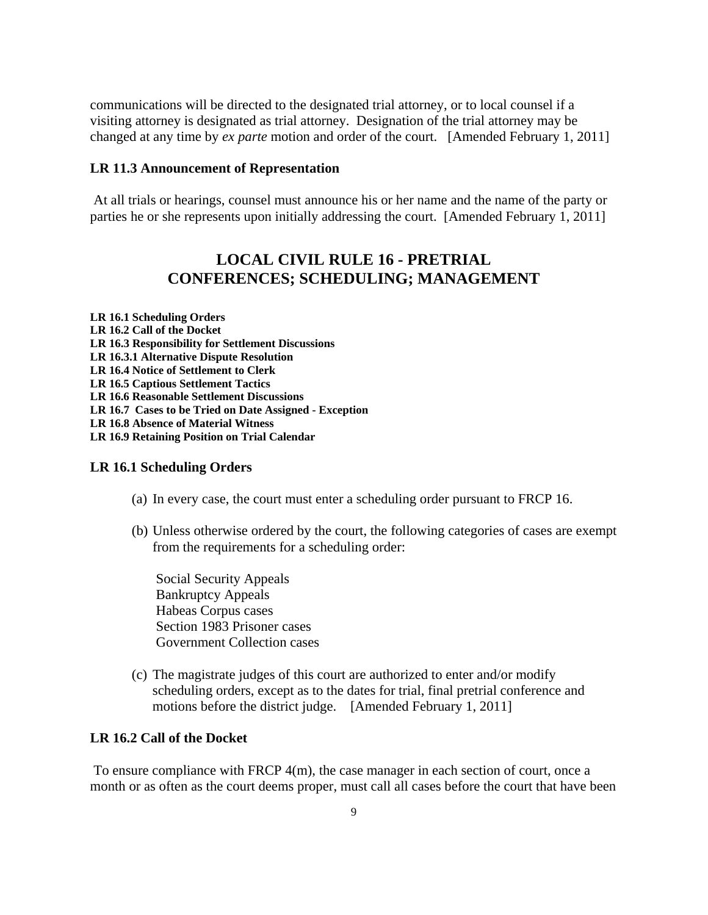communications will be directed to the designated trial attorney, or to local counsel if a visiting attorney is designated as trial attorney. Designation of the trial attorney may be changed at any time by *ex parte* motion and order of the court. [Amended February 1, 2011]

### LR 11.3 Announcement of Representation

At all trials or hearings, counsel must announce his or her name and the name of the party or parties he or she represents upon initially addressing the court. [Amended February 1, 2011]

## LOCAL CIVIL RULE 16 - PRETRIAL CONFERENCES; SCHEDULING; MANAGEMENT

**LR 16.1 Scheduling Orders**
**LR 16.2 Call of the Docket**
**LR 16.3 Responsibility for Settlement Discussions**
**LR 16.3.1 Alternative Dispute Resolution**
**LR 16.4 Notice of Settlement to Clerk**
**LR 16.5 Captious Settlement Tactics**
**LR 16.6 Reasonable Settlement Discussions**
**LR 16.7 Cases to be Tried on Date Assigned - Exception**
**LR 16.8 Absence of Material Witness**
**LR 16.9 Retaining Position on Trial Calendar**

### LR 16.1 Scheduling Orders

(a) In every case, the court must enter a scheduling order pursuant to FRCP 16.

(b) Unless otherwise ordered by the court, the following categories of cases are exempt from the requirements for a scheduling order:

Social Security Appeals
Bankruptcy Appeals
Habeas Corpus cases
Section 1983 Prisoner cases
Government Collection cases

(c) The magistrate judges of this court are authorized to enter and/or modify scheduling orders, except as to the dates for trial, final pretrial conference and motions before the district judge. [Amended February 1, 2011]

### LR 16.2 Call of the Docket

To ensure compliance with FRCP 4(m), the case manager in each section of court, once a month or as often as the court deems proper, must call all cases before the court that have been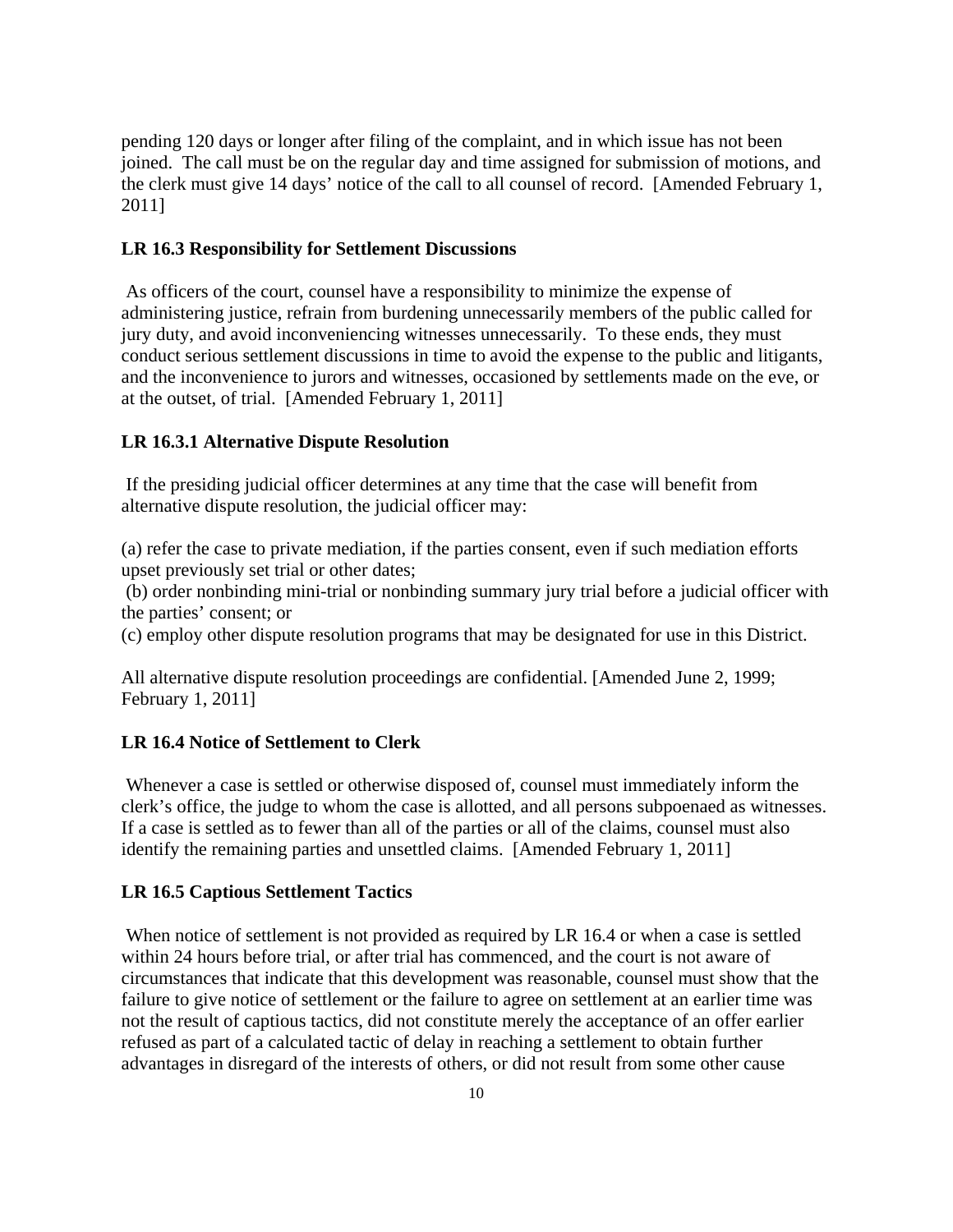pending 120 days or longer after filing of the complaint, and in which issue has not been joined. The call must be on the regular day and time assigned for submission of motions, and the clerk must give 14 days' notice of the call to all counsel of record. [Amended February 1, 2011]

### LR 16.3 Responsibility for Settlement Discussions

As officers of the court, counsel have a responsibility to minimize the expense of administering justice, refrain from burdening unnecessarily members of the public called for jury duty, and avoid inconveniencing witnesses unnecessarily. To these ends, they must conduct serious settlement discussions in time to avoid the expense to the public and litigants, and the inconvenience to jurors and witnesses, occasioned by settlements made on the eve, or at the outset, of trial. [Amended February 1, 2011]

### LR 16.3.1 Alternative Dispute Resolution

If the presiding judicial officer determines at any time that the case will benefit from alternative dispute resolution, the judicial officer may:

(a) refer the case to private mediation, if the parties consent, even if such mediation efforts upset previously set trial or other dates;
(b) order nonbinding mini-trial or nonbinding summary jury trial before a judicial officer with the parties' consent; or
(c) employ other dispute resolution programs that may be designated for use in this District.

All alternative dispute resolution proceedings are confidential. [Amended June 2, 1999; February 1, 2011]

### LR 16.4 Notice of Settlement to Clerk

Whenever a case is settled or otherwise disposed of, counsel must immediately inform the clerk's office, the judge to whom the case is allotted, and all persons subpoenaed as witnesses. If a case is settled as to fewer than all of the parties or all of the claims, counsel must also identify the remaining parties and unsettled claims. [Amended February 1, 2011]

### LR 16.5 Captious Settlement Tactics

When notice of settlement is not provided as required by LR 16.4 or when a case is settled within 24 hours before trial, or after trial has commenced, and the court is not aware of circumstances that indicate that this development was reasonable, counsel must show that the failure to give notice of settlement or the failure to agree on settlement at an earlier time was not the result of captious tactics, did not constitute merely the acceptance of an offer earlier refused as part of a calculated tactic of delay in reaching a settlement to obtain further advantages in disregard of the interests of others, or did not result from some other cause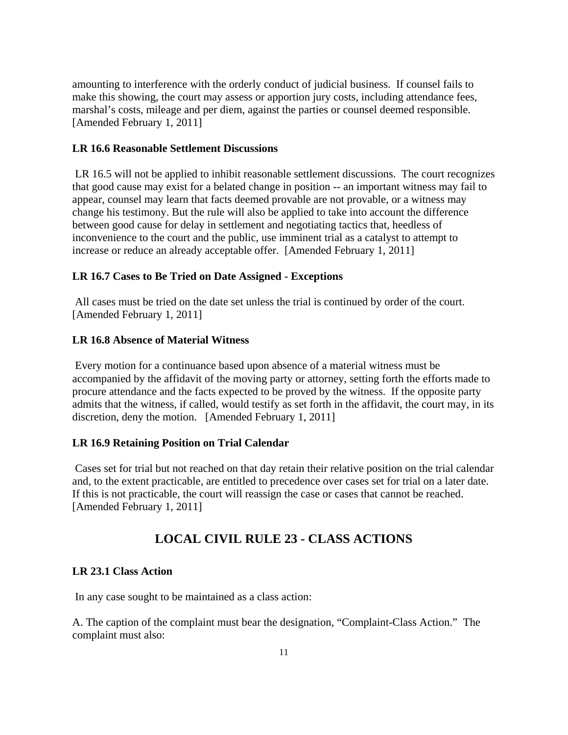amounting to interference with the orderly conduct of judicial business. If counsel fails to make this showing, the court may assess or apportion jury costs, including attendance fees, marshal's costs, mileage and per diem, against the parties or counsel deemed responsible. [Amended February 1, 2011]

### LR 16.6 Reasonable Settlement Discussions

LR 16.5 will not be applied to inhibit reasonable settlement discussions. The court recognizes that good cause may exist for a belated change in position -- an important witness may fail to appear, counsel may learn that facts deemed provable are not provable, or a witness may change his testimony. But the rule will also be applied to take into account the difference between good cause for delay in settlement and negotiating tactics that, heedless of inconvenience to the court and the public, use imminent trial as a catalyst to attempt to increase or reduce an already acceptable offer. [Amended February 1, 2011]

### LR 16.7 Cases to Be Tried on Date Assigned - Exceptions

All cases must be tried on the date set unless the trial is continued by order of the court. [Amended February 1, 2011]

### LR 16.8 Absence of Material Witness

Every motion for a continuance based upon absence of a material witness must be accompanied by the affidavit of the moving party or attorney, setting forth the efforts made to procure attendance and the facts expected to be proved by the witness. If the opposite party admits that the witness, if called, would testify as set forth in the affidavit, the court may, in its discretion, deny the motion. [Amended February 1, 2011]

### LR 16.9 Retaining Position on Trial Calendar

Cases set for trial but not reached on that day retain their relative position on the trial calendar and, to the extent practicable, are entitled to precedence over cases set for trial on a later date. If this is not practicable, the court will reassign the case or cases that cannot be reached. [Amended February 1, 2011]

## LOCAL CIVIL RULE 23 - CLASS ACTIONS

### LR 23.1 Class Action

In any case sought to be maintained as a class action:

A. The caption of the complaint must bear the designation, "Complaint-Class Action." The complaint must also: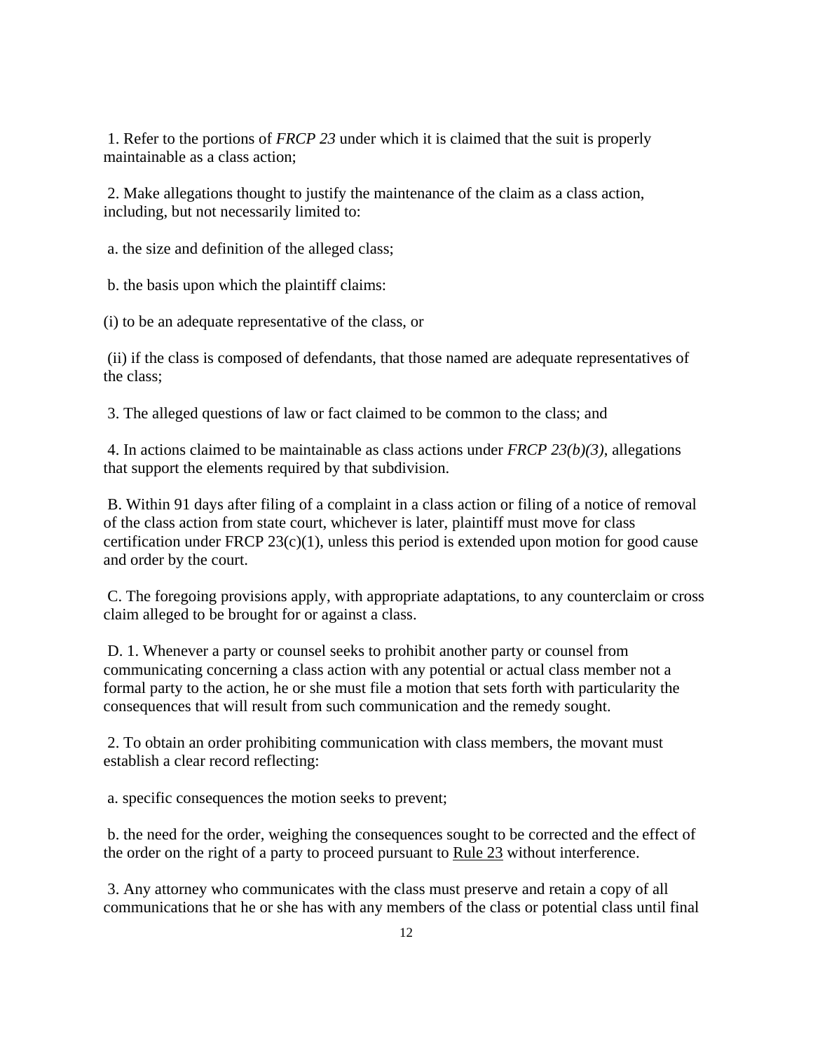1. Refer to the portions of *FRCP 23* under which it is claimed that the suit is properly maintainable as a class action;

2. Make allegations thought to justify the maintenance of the claim as a class action, including, but not necessarily limited to:

a. the size and definition of the alleged class;

b. the basis upon which the plaintiff claims:

(i) to be an adequate representative of the class, or

(ii) if the class is composed of defendants, that those named are adequate representatives of the class;

3. The alleged questions of law or fact claimed to be common to the class; and

4. In actions claimed to be maintainable as class actions under *FRCP 23(b)(3)*, allegations that support the elements required by that subdivision.

B. Within 91 days after filing of a complaint in a class action or filing of a notice of removal of the class action from state court, whichever is later, plaintiff must move for class certification under FRCP 23(c)(1), unless this period is extended upon motion for good cause and order by the court.

C. The foregoing provisions apply, with appropriate adaptations, to any counterclaim or cross claim alleged to be brought for or against a class.

D. 1. Whenever a party or counsel seeks to prohibit another party or counsel from communicating concerning a class action with any potential or actual class member not a formal party to the action, he or she must file a motion that sets forth with particularity the consequences that will result from such communication and the remedy sought.

2. To obtain an order prohibiting communication with class members, the movant must establish a clear record reflecting:

a. specific consequences the motion seeks to prevent;

b. the need for the order, weighing the consequences sought to be corrected and the effect of the order on the right of a party to proceed pursuant to Rule 23 without interference.

3. Any attorney who communicates with the class must preserve and retain a copy of all communications that he or she has with any members of the class or potential class until final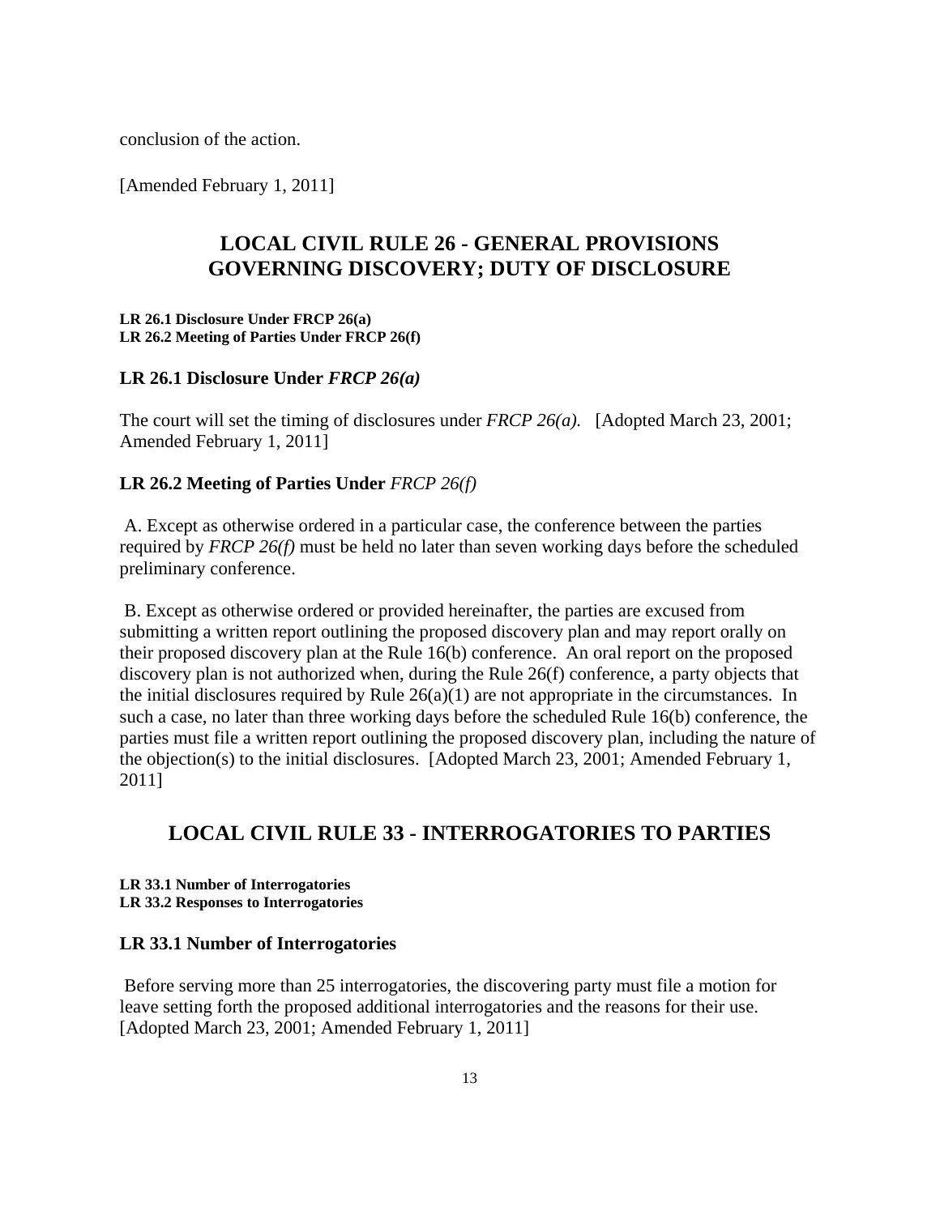conclusion of the action.

[Amended February 1, 2011]

## LOCAL CIVIL RULE 26 - GENERAL PROVISIONS GOVERNING DISCOVERY; DUTY OF DISCLOSURE

**LR 26.1 Disclosure Under FRCP 26(a)**
**LR 26.2 Meeting of Parties Under FRCP 26(f)**

### LR 26.1 Disclosure Under *FRCP 26(a)*

The court will set the timing of disclosures under *FRCP 26(a).* [Adopted March 23, 2001; Amended February 1, 2011]

### LR 26.2 Meeting of Parties Under *FRCP 26(f)*

A. Except as otherwise ordered in a particular case, the conference between the parties required by *FRCP 26(f)* must be held no later than seven working days before the scheduled preliminary conference.

B. Except as otherwise ordered or provided hereinafter, the parties are excused from submitting a written report outlining the proposed discovery plan and may report orally on their proposed discovery plan at the Rule 16(b) conference. An oral report on the proposed discovery plan is not authorized when, during the Rule 26(f) conference, a party objects that the initial disclosures required by Rule 26(a)(1) are not appropriate in the circumstances. In such a case, no later than three working days before the scheduled Rule 16(b) conference, the parties must file a written report outlining the proposed discovery plan, including the nature of the objection(s) to the initial disclosures. [Adopted March 23, 2001; Amended February 1, 2011]

## LOCAL CIVIL RULE 33 - INTERROGATORIES TO PARTIES

**LR 33.1 Number of Interrogatories**
**LR 33.2 Responses to Interrogatories**

### LR 33.1 Number of Interrogatories

Before serving more than 25 interrogatories, the discovering party must file a motion for leave setting forth the proposed additional interrogatories and the reasons for their use. [Adopted March 23, 2001; Amended February 1, 2011]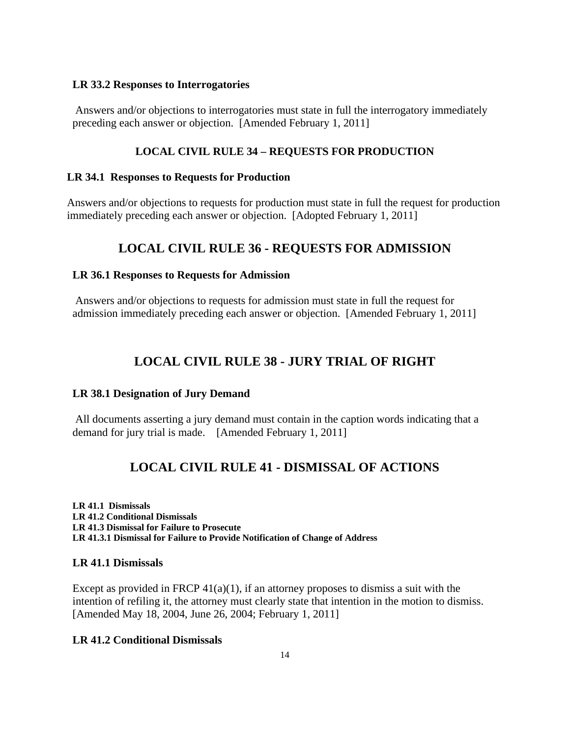### LR 33.2 Responses to Interrogatories

Answers and/or objections to interrogatories must state in full the interrogatory immediately preceding each answer or objection. [Amended February 1, 2011]

## LOCAL CIVIL RULE 34 – REQUESTS FOR PRODUCTION

### LR 34.1 Responses to Requests for Production

Answers and/or objections to requests for production must state in full the request for production immediately preceding each answer or objection. [Adopted February 1, 2011]

## LOCAL CIVIL RULE 36 - REQUESTS FOR ADMISSION

### LR 36.1 Responses to Requests for Admission

Answers and/or objections to requests for admission must state in full the request for admission immediately preceding each answer or objection. [Amended February 1, 2011]

## LOCAL CIVIL RULE 38 - JURY TRIAL OF RIGHT

### LR 38.1 Designation of Jury Demand

All documents asserting a jury demand must contain in the caption words indicating that a demand for jury trial is made. [Amended February 1, 2011]

## LOCAL CIVIL RULE 41 - DISMISSAL OF ACTIONS

**LR 41.1 Dismissals**
**LR 41.2 Conditional Dismissals**
**LR 41.3 Dismissal for Failure to Prosecute**
**LR 41.3.1 Dismissal for Failure to Provide Notification of Change of Address**

### LR 41.1 Dismissals

Except as provided in FRCP 41(a)(1), if an attorney proposes to dismiss a suit with the intention of refiling it, the attorney must clearly state that intention in the motion to dismiss. [Amended May 18, 2004, June 26, 2004; February 1, 2011]

### LR 41.2 Conditional Dismissals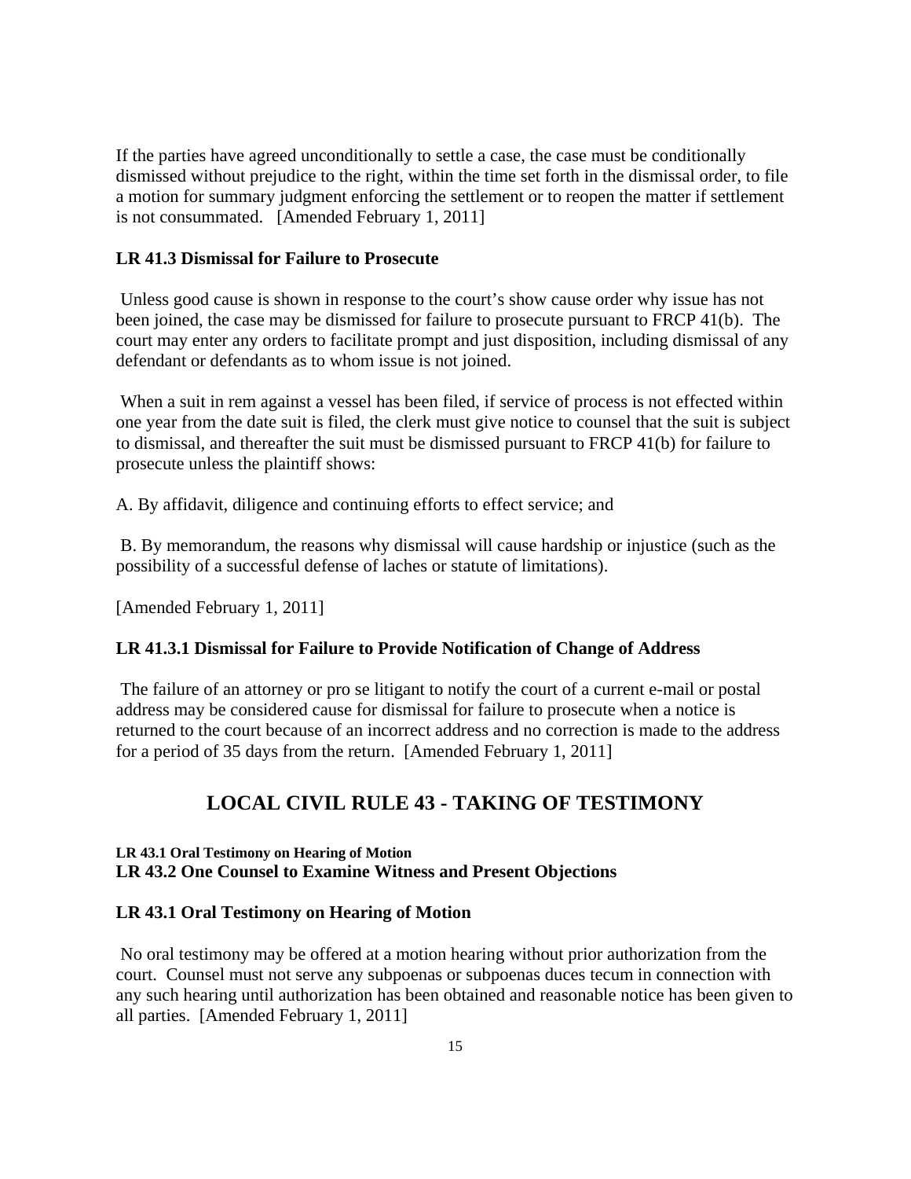If the parties have agreed unconditionally to settle a case, the case must be conditionally dismissed without prejudice to the right, within the time set forth in the dismissal order, to file a motion for summary judgment enforcing the settlement or to reopen the matter if settlement is not consummated. [Amended February 1, 2011]

### LR 41.3 Dismissal for Failure to Prosecute

Unless good cause is shown in response to the court's show cause order why issue has not been joined, the case may be dismissed for failure to prosecute pursuant to FRCP 41(b). The court may enter any orders to facilitate prompt and just disposition, including dismissal of any defendant or defendants as to whom issue is not joined.

When a suit in rem against a vessel has been filed, if service of process is not effected within one year from the date suit is filed, the clerk must give notice to counsel that the suit is subject to dismissal, and thereafter the suit must be dismissed pursuant to FRCP 41(b) for failure to prosecute unless the plaintiff shows:

A. By affidavit, diligence and continuing efforts to effect service; and

B. By memorandum, the reasons why dismissal will cause hardship or injustice (such as the possibility of a successful defense of laches or statute of limitations).

[Amended February 1, 2011]

### LR 41.3.1 Dismissal for Failure to Provide Notification of Change of Address

The failure of an attorney or pro se litigant to notify the court of a current e-mail or postal address may be considered cause for dismissal for failure to prosecute when a notice is returned to the court because of an incorrect address and no correction is made to the address for a period of 35 days from the return. [Amended February 1, 2011]

## LOCAL CIVIL RULE 43 - TAKING OF TESTIMONY

**LR 43.1 Oral Testimony on Hearing of Motion**
**LR 43.2 One Counsel to Examine Witness and Present Objections**

### LR 43.1 Oral Testimony on Hearing of Motion

No oral testimony may be offered at a motion hearing without prior authorization from the court. Counsel must not serve any subpoenas or subpoenas duces tecum in connection with any such hearing until authorization has been obtained and reasonable notice has been given to all parties. [Amended February 1, 2011]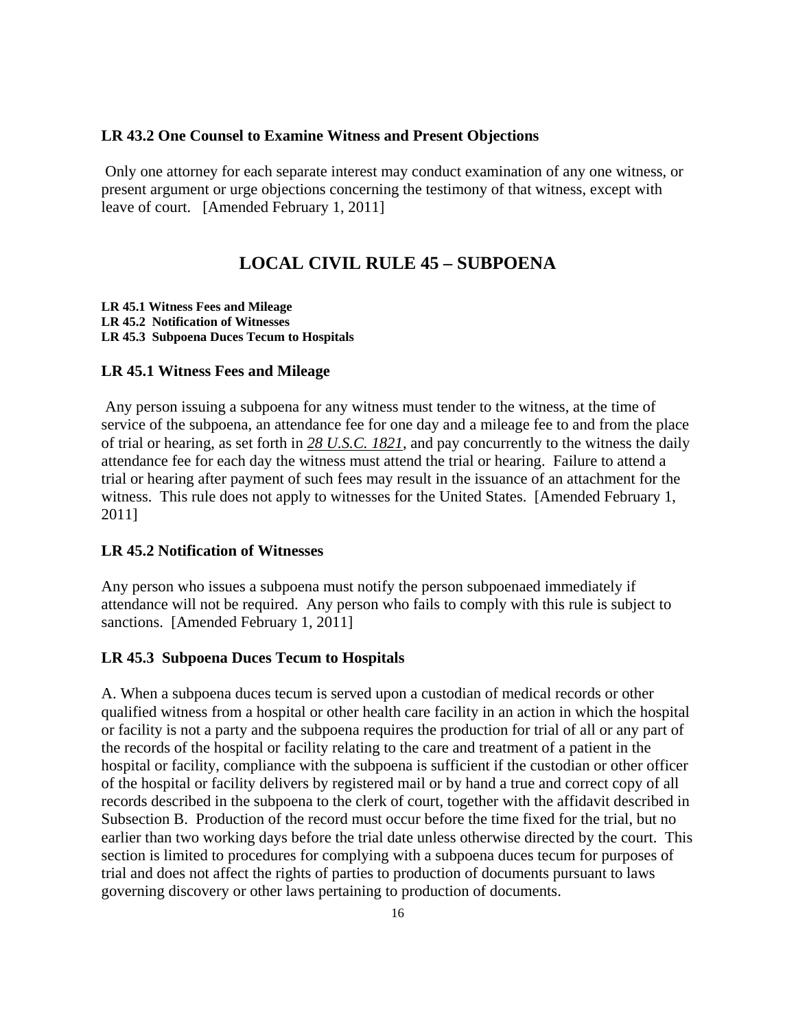### LR 43.2 One Counsel to Examine Witness and Present Objections

Only one attorney for each separate interest may conduct examination of any one witness, or present argument or urge objections concerning the testimony of that witness, except with leave of court. [Amended February 1, 2011]

## LOCAL CIVIL RULE 45 – SUBPOENA

**LR 45.1 Witness Fees and Mileage**
**LR 45.2 Notification of Witnesses**
**LR 45.3 Subpoena Duces Tecum to Hospitals**

### LR 45.1 Witness Fees and Mileage

Any person issuing a subpoena for any witness must tender to the witness, at the time of service of the subpoena, an attendance fee for one day and a mileage fee to and from the place of trial or hearing, as set forth in *28 U.S.C. 1821*, and pay concurrently to the witness the daily attendance fee for each day the witness must attend the trial or hearing. Failure to attend a trial or hearing after payment of such fees may result in the issuance of an attachment for the witness. This rule does not apply to witnesses for the United States. [Amended February 1, 2011]

### LR 45.2 Notification of Witnesses

Any person who issues a subpoena must notify the person subpoenaed immediately if attendance will not be required. Any person who fails to comply with this rule is subject to sanctions. [Amended February 1, 2011]

### LR 45.3 Subpoena Duces Tecum to Hospitals

A. When a subpoena duces tecum is served upon a custodian of medical records or other qualified witness from a hospital or other health care facility in an action in which the hospital or facility is not a party and the subpoena requires the production for trial of all or any part of the records of the hospital or facility relating to the care and treatment of a patient in the hospital or facility, compliance with the subpoena is sufficient if the custodian or other officer of the hospital or facility delivers by registered mail or by hand a true and correct copy of all records described in the subpoena to the clerk of court, together with the affidavit described in Subsection B. Production of the record must occur before the time fixed for the trial, but no earlier than two working days before the trial date unless otherwise directed by the court. This section is limited to procedures for complying with a subpoena duces tecum for purposes of trial and does not affect the rights of parties to production of documents pursuant to laws governing discovery or other laws pertaining to production of documents.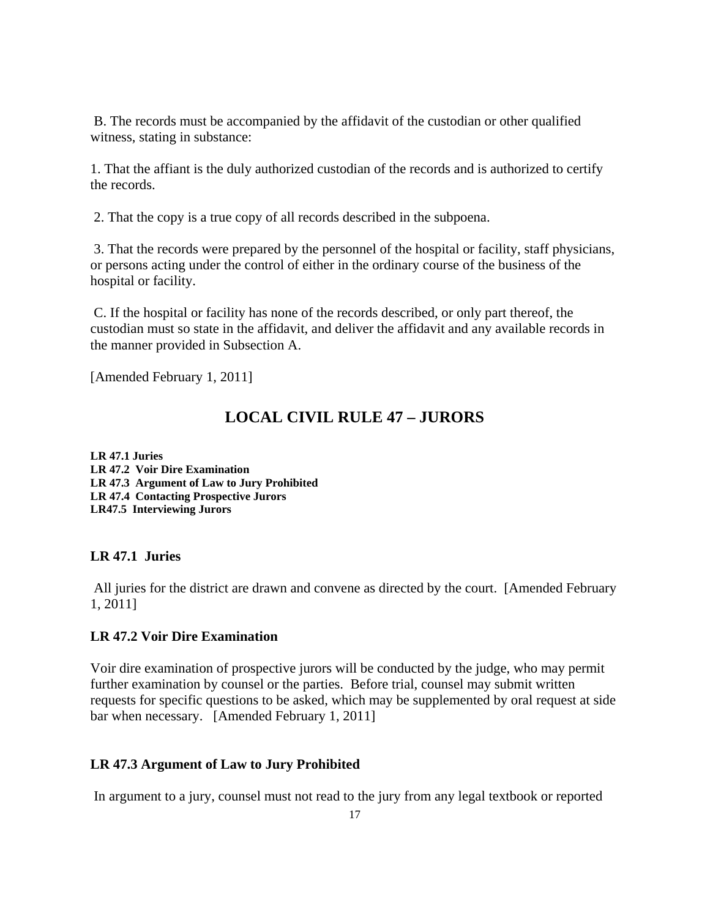B. The records must be accompanied by the affidavit of the custodian or other qualified witness, stating in substance:

1. That the affiant is the duly authorized custodian of the records and is authorized to certify the records.

2. That the copy is a true copy of all records described in the subpoena.

3. That the records were prepared by the personnel of the hospital or facility, staff physicians, or persons acting under the control of either in the ordinary course of the business of the hospital or facility.

C. If the hospital or facility has none of the records described, or only part thereof, the custodian must so state in the affidavit, and deliver the affidavit and any available records in the manner provided in Subsection A.

[Amended February 1, 2011]

## LOCAL CIVIL RULE 47 – JURORS

**LR 47.1 Juries**
**LR 47.2 Voir Dire Examination**
**LR 47.3 Argument of Law to Jury Prohibited**
**LR 47.4 Contacting Prospective Jurors**
**LR47.5 Interviewing Jurors**

### LR 47.1 Juries

All juries for the district are drawn and convene as directed by the court. [Amended February 1, 2011]

### LR 47.2 Voir Dire Examination

Voir dire examination of prospective jurors will be conducted by the judge, who may permit further examination by counsel or the parties. Before trial, counsel may submit written requests for specific questions to be asked, which may be supplemented by oral request at side bar when necessary. [Amended February 1, 2011]

### LR 47.3 Argument of Law to Jury Prohibited

In argument to a jury, counsel must not read to the jury from any legal textbook or reported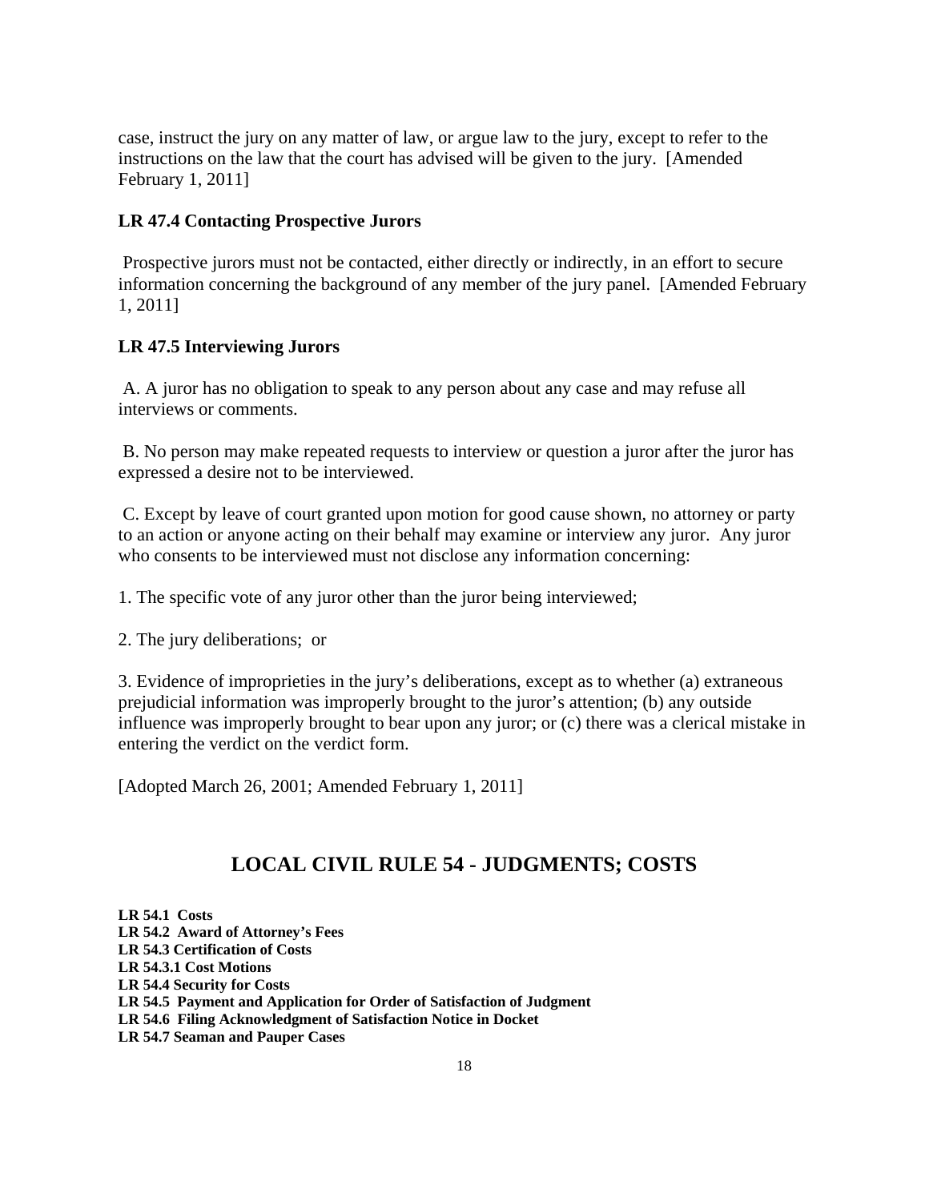case, instruct the jury on any matter of law, or argue law to the jury, except to refer to the instructions on the law that the court has advised will be given to the jury. [Amended February 1, 2011]

### LR 47.4 Contacting Prospective Jurors

Prospective jurors must not be contacted, either directly or indirectly, in an effort to secure information concerning the background of any member of the jury panel. [Amended February 1, 2011]

### LR 47.5 Interviewing Jurors

A. A juror has no obligation to speak to any person about any case and may refuse all interviews or comments.

B. No person may make repeated requests to interview or question a juror after the juror has expressed a desire not to be interviewed.

C. Except by leave of court granted upon motion for good cause shown, no attorney or party to an action or anyone acting on their behalf may examine or interview any juror. Any juror who consents to be interviewed must not disclose any information concerning:

1. The specific vote of any juror other than the juror being interviewed;

2. The jury deliberations; or

3. Evidence of improprieties in the jury's deliberations, except as to whether (a) extraneous prejudicial information was improperly brought to the juror's attention; (b) any outside influence was improperly brought to bear upon any juror; or (c) there was a clerical mistake in entering the verdict on the verdict form.

[Adopted March 26, 2001; Amended February 1, 2011]

## LOCAL CIVIL RULE 54 - JUDGMENTS; COSTS

**LR 54.1 Costs**
**LR 54.2 Award of Attorney's Fees**
**LR 54.3 Certification of Costs**
**LR 54.3.1 Cost Motions**
**LR 54.4 Security for Costs**
**LR 54.5 Payment and Application for Order of Satisfaction of Judgment**
**LR 54.6 Filing Acknowledgment of Satisfaction Notice in Docket**
**LR 54.7 Seaman and Pauper Cases**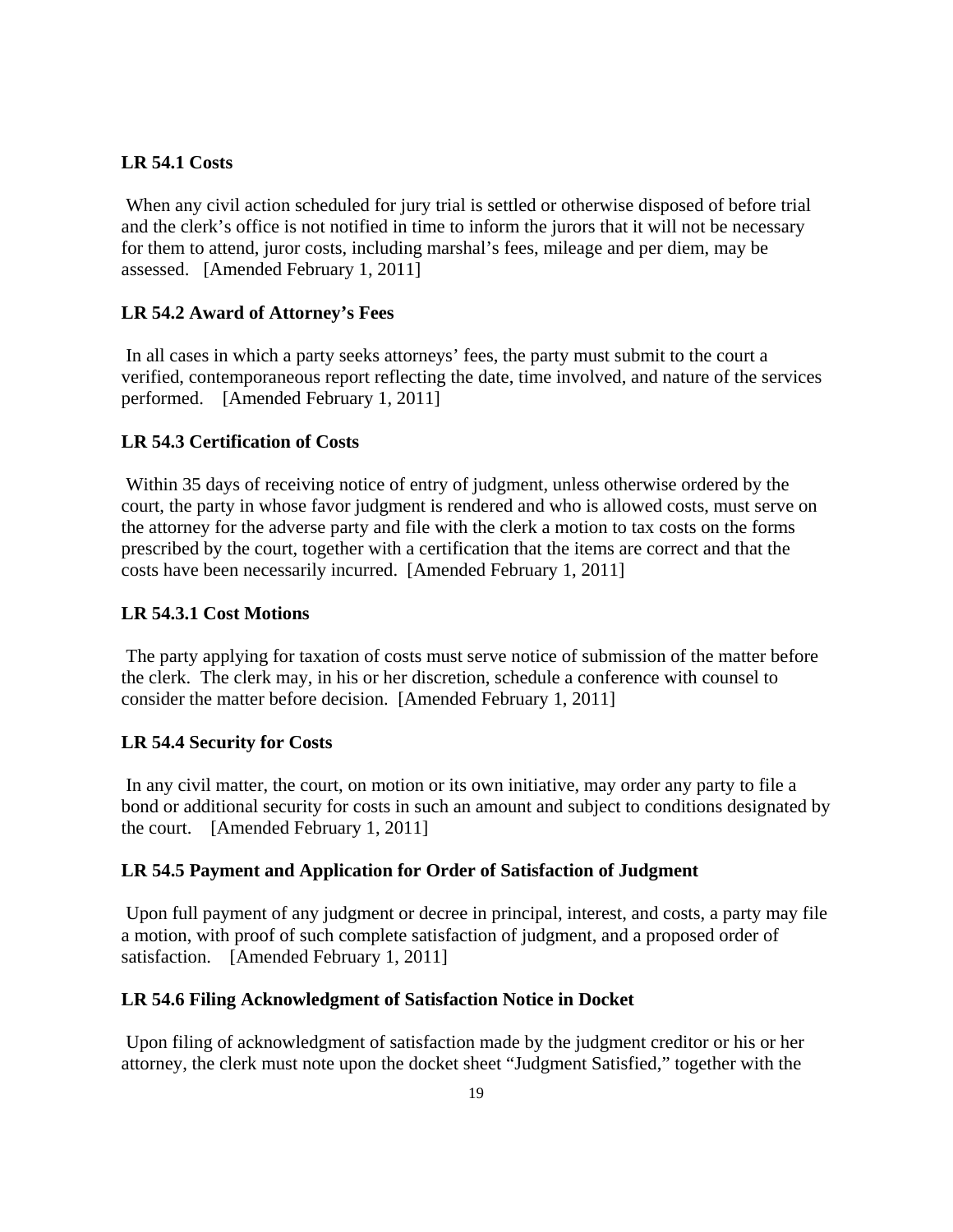**LR 54.1 Costs**

When any civil action scheduled for jury trial is settled or otherwise disposed of before trial and the clerk's office is not notified in time to inform the jurors that it will not be necessary for them to attend, juror costs, including marshal's fees, mileage and per diem, may be assessed. [Amended February 1, 2011]

**LR 54.2 Award of Attorney's Fees**

In all cases in which a party seeks attorneys' fees, the party must submit to the court a verified, contemporaneous report reflecting the date, time involved, and nature of the services performed. [Amended February 1, 2011]

**LR 54.3 Certification of Costs**

Within 35 days of receiving notice of entry of judgment, unless otherwise ordered by the court, the party in whose favor judgment is rendered and who is allowed costs, must serve on the attorney for the adverse party and file with the clerk a motion to tax costs on the forms prescribed by the court, together with a certification that the items are correct and that the costs have been necessarily incurred. [Amended February 1, 2011]

**LR 54.3.1 Cost Motions**

The party applying for taxation of costs must serve notice of submission of the matter before the clerk. The clerk may, in his or her discretion, schedule a conference with counsel to consider the matter before decision. [Amended February 1, 2011]

**LR 54.4 Security for Costs**

In any civil matter, the court, on motion or its own initiative, may order any party to file a bond or additional security for costs in such an amount and subject to conditions designated by the court. [Amended February 1, 2011]

**LR 54.5 Payment and Application for Order of Satisfaction of Judgment**

Upon full payment of any judgment or decree in principal, interest, and costs, a party may file a motion, with proof of such complete satisfaction of judgment, and a proposed order of satisfaction. [Amended February 1, 2011]

**LR 54.6 Filing Acknowledgment of Satisfaction Notice in Docket**

Upon filing of acknowledgment of satisfaction made by the judgment creditor or his or her attorney, the clerk must note upon the docket sheet "Judgment Satisfied," together with the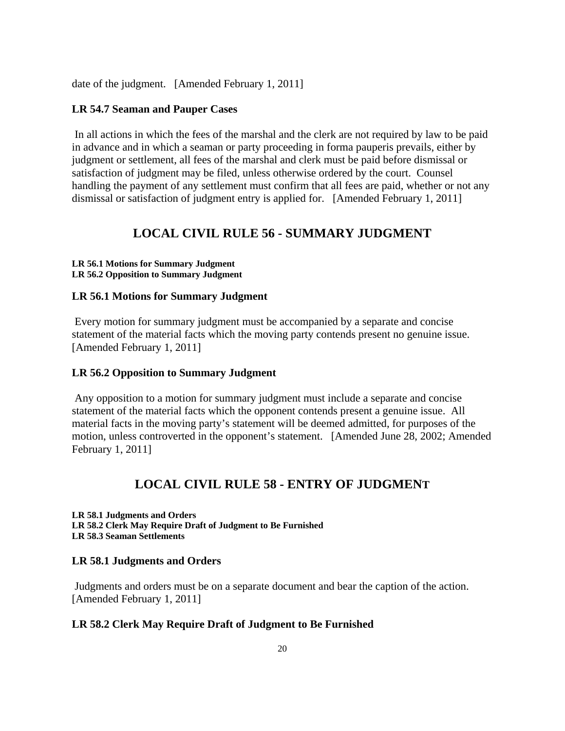date of the judgment. [Amended February 1, 2011]

### LR 54.7 Seaman and Pauper Cases

In all actions in which the fees of the marshal and the clerk are not required by law to be paid in advance and in which a seaman or party proceeding in forma pauperis prevails, either by judgment or settlement, all fees of the marshal and clerk must be paid before dismissal or satisfaction of judgment may be filed, unless otherwise ordered by the court. Counsel handling the payment of any settlement must confirm that all fees are paid, whether or not any dismissal or satisfaction of judgment entry is applied for. [Amended February 1, 2011]

## LOCAL CIVIL RULE 56 - SUMMARY JUDGMENT

**LR 56.1 Motions for Summary Judgment**
**LR 56.2 Opposition to Summary Judgment**

### LR 56.1 Motions for Summary Judgment

Every motion for summary judgment must be accompanied by a separate and concise statement of the material facts which the moving party contends present no genuine issue. [Amended February 1, 2011]

### LR 56.2 Opposition to Summary Judgment

Any opposition to a motion for summary judgment must include a separate and concise statement of the material facts which the opponent contends present a genuine issue. All material facts in the moving party's statement will be deemed admitted, for purposes of the motion, unless controverted in the opponent's statement. [Amended June 28, 2002; Amended February 1, 2011]

## LOCAL CIVIL RULE 58 - ENTRY OF JUDGMENT

**LR 58.1 Judgments and Orders**
**LR 58.2 Clerk May Require Draft of Judgment to Be Furnished**
**LR 58.3 Seaman Settlements**

### LR 58.1 Judgments and Orders

Judgments and orders must be on a separate document and bear the caption of the action. [Amended February 1, 2011]

### LR 58.2 Clerk May Require Draft of Judgment to Be Furnished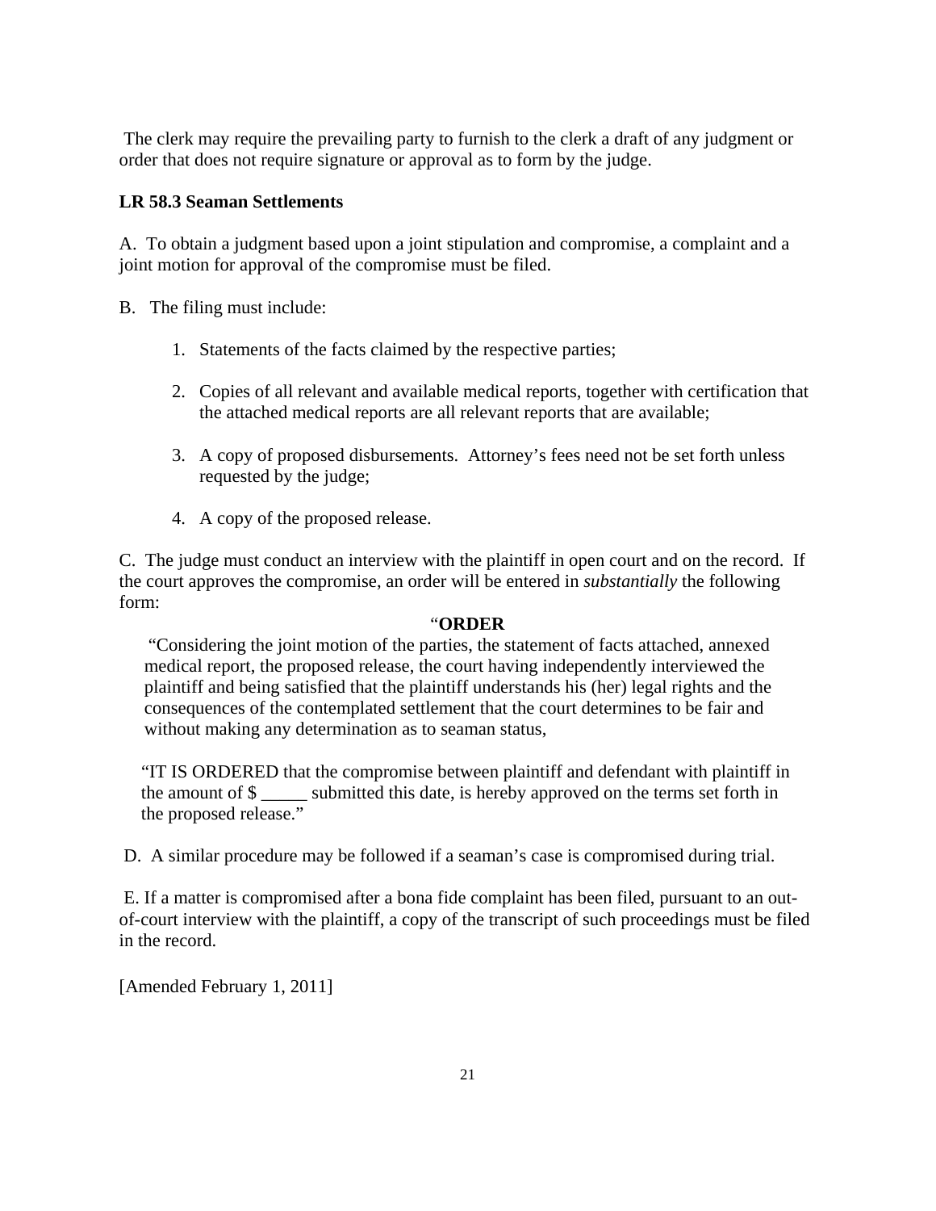The clerk may require the prevailing party to furnish to the clerk a draft of any judgment or order that does not require signature or approval as to form by the judge.

**LR 58.3 Seaman Settlements**

A. To obtain a judgment based upon a joint stipulation and compromise, a complaint and a joint motion for approval of the compromise must be filed.

B. The filing must include:

1. Statements of the facts claimed by the respective parties;

2. Copies of all relevant and available medical reports, together with certification that the attached medical reports are all relevant reports that are available;

3. A copy of proposed disbursements. Attorney's fees need not be set forth unless requested by the judge;

4. A copy of the proposed release.

C. The judge must conduct an interview with the plaintiff in open court and on the record. If the court approves the compromise, an order will be entered in *substantially* the following form:

> "**ORDER**
>
> "Considering the joint motion of the parties, the statement of facts attached, annexed medical report, the proposed release, the court having independently interviewed the plaintiff and being satisfied that the plaintiff understands his (her) legal rights and the consequences of the contemplated settlement that the court determines to be fair and without making any determination as to seaman status,
>
> "IT IS ORDERED that the compromise between plaintiff and defendant with plaintiff in the amount of $ _____ submitted this date, is hereby approved on the terms set forth in the proposed release."

D. A similar procedure may be followed if a seaman's case is compromised during trial.

E. If a matter is compromised after a bona fide complaint has been filed, pursuant to an out-of-court interview with the plaintiff, a copy of the transcript of such proceedings must be filed in the record.

[Amended February 1, 2011]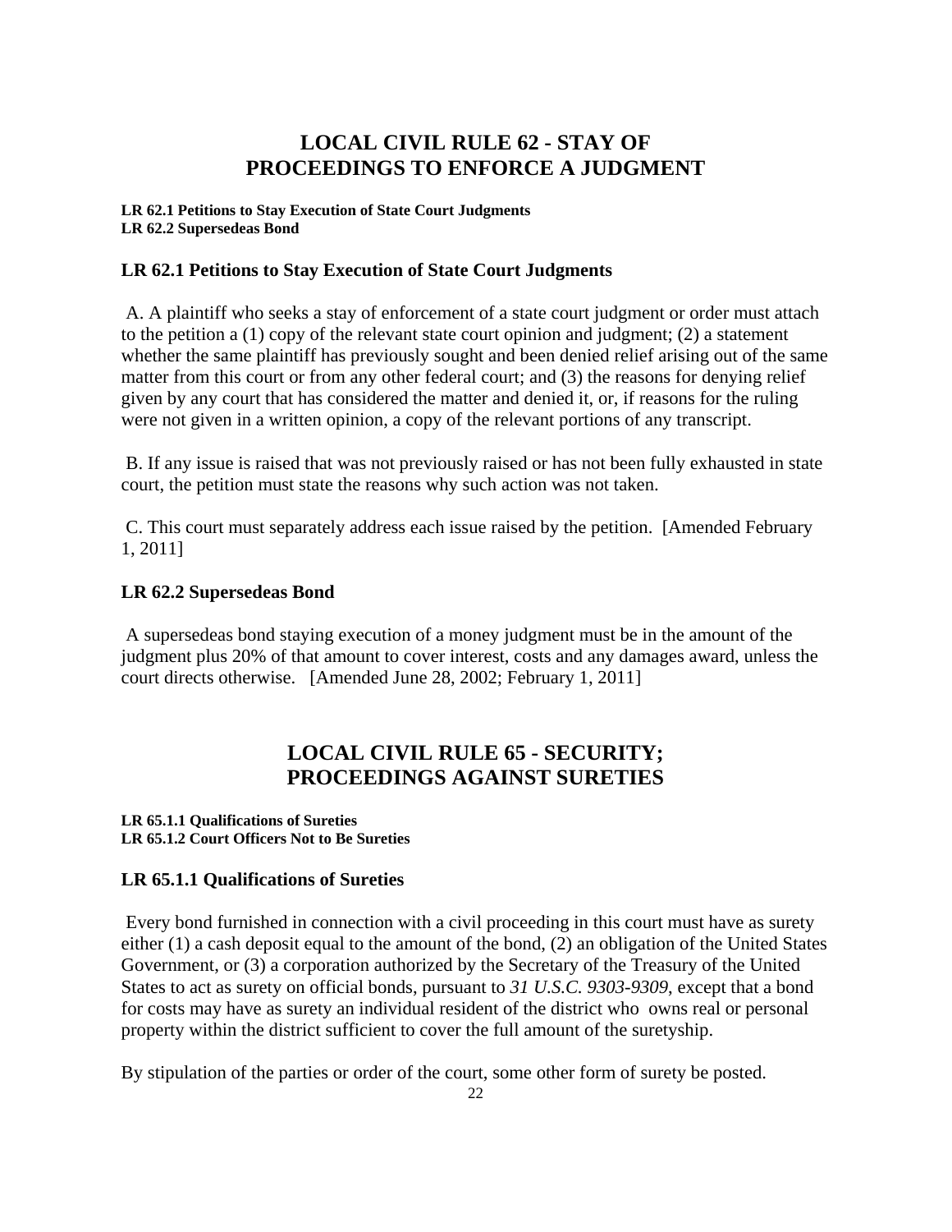# LOCAL CIVIL RULE 62 - STAY OF PROCEEDINGS TO ENFORCE A JUDGMENT

**LR 62.1 Petitions to Stay Execution of State Court Judgments**
**LR 62.2 Supersedeas Bond**

### LR 62.1 Petitions to Stay Execution of State Court Judgments

A. A plaintiff who seeks a stay of enforcement of a state court judgment or order must attach to the petition a (1) copy of the relevant state court opinion and judgment; (2) a statement whether the same plaintiff has previously sought and been denied relief arising out of the same matter from this court or from any other federal court; and (3) the reasons for denying relief given by any court that has considered the matter and denied it, or, if reasons for the ruling were not given in a written opinion, a copy of the relevant portions of any transcript.

B. If any issue is raised that was not previously raised or has not been fully exhausted in state court, the petition must state the reasons why such action was not taken.

C. This court must separately address each issue raised by the petition. [Amended February 1, 2011]

### LR 62.2 Supersedeas Bond

A supersedeas bond staying execution of a money judgment must be in the amount of the judgment plus 20% of that amount to cover interest, costs and any damages award, unless the court directs otherwise. [Amended June 28, 2002; February 1, 2011]

# LOCAL CIVIL RULE 65 - SECURITY; PROCEEDINGS AGAINST SURETIES

**LR 65.1.1 Qualifications of Sureties**
**LR 65.1.2 Court Officers Not to Be Sureties**

### LR 65.1.1 Qualifications of Sureties

Every bond furnished in connection with a civil proceeding in this court must have as surety either (1) a cash deposit equal to the amount of the bond, (2) an obligation of the United States Government, or (3) a corporation authorized by the Secretary of the Treasury of the United States to act as surety on official bonds, pursuant to *31 U.S.C. 9303-9309*, except that a bond for costs may have as surety an individual resident of the district who owns real or personal property within the district sufficient to cover the full amount of the suretyship.

By stipulation of the parties or order of the court, some other form of surety be posted.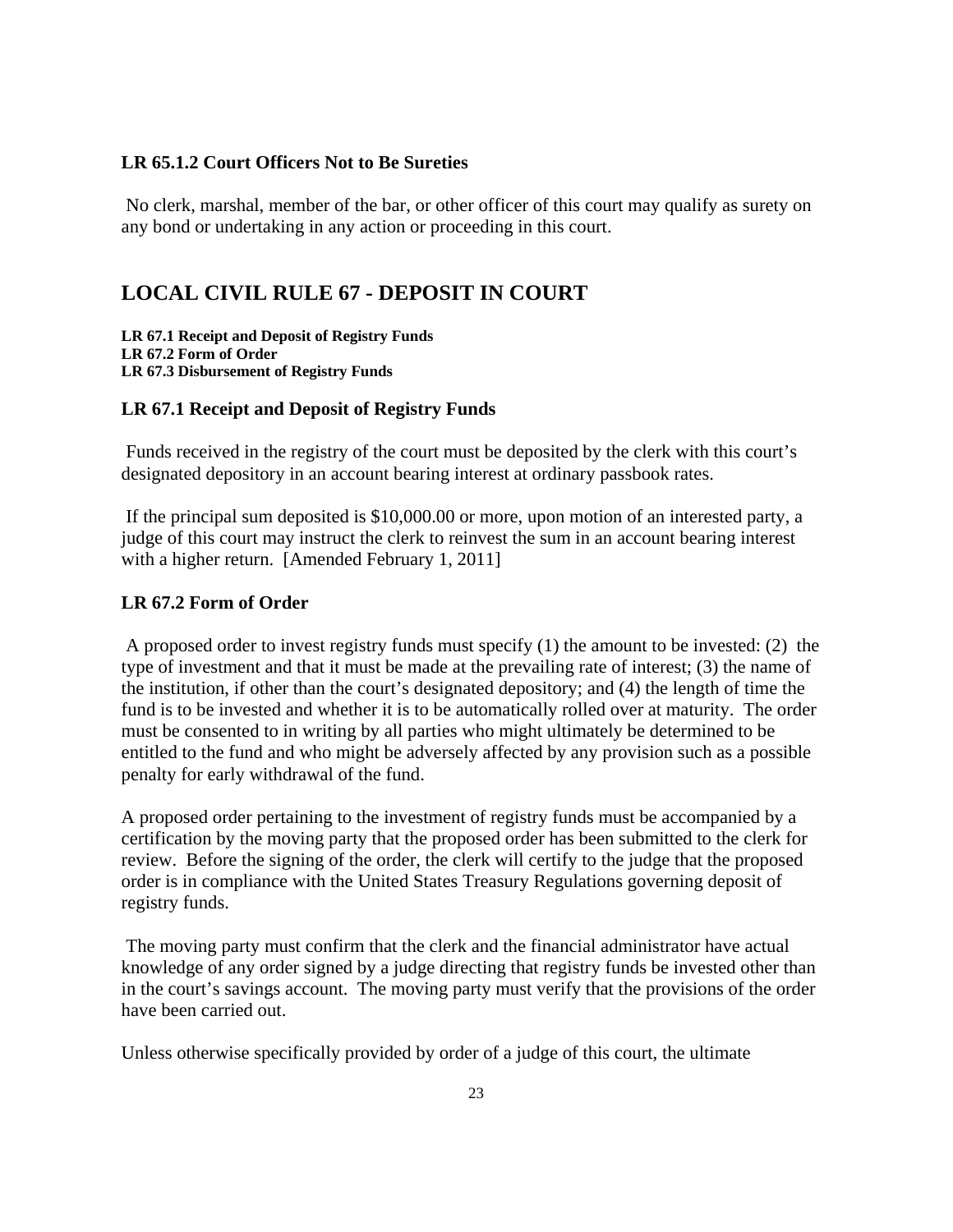### LR 65.1.2 Court Officers Not to Be Sureties

No clerk, marshal, member of the bar, or other officer of this court may qualify as surety on any bond or undertaking in any action or proceeding in this court.

## LOCAL CIVIL RULE 67 - DEPOSIT IN COURT

**LR 67.1 Receipt and Deposit of Registry Funds**
**LR 67.2 Form of Order**
**LR 67.3 Disbursement of Registry Funds**

### LR 67.1 Receipt and Deposit of Registry Funds

Funds received in the registry of the court must be deposited by the clerk with this court's designated depository in an account bearing interest at ordinary passbook rates.

If the principal sum deposited is $10,000.00 or more, upon motion of an interested party, a judge of this court may instruct the clerk to reinvest the sum in an account bearing interest with a higher return. [Amended February 1, 2011]

### LR 67.2 Form of Order

A proposed order to invest registry funds must specify (1) the amount to be invested: (2) the type of investment and that it must be made at the prevailing rate of interest; (3) the name of the institution, if other than the court's designated depository; and (4) the length of time the fund is to be invested and whether it is to be automatically rolled over at maturity. The order must be consented to in writing by all parties who might ultimately be determined to be entitled to the fund and who might be adversely affected by any provision such as a possible penalty for early withdrawal of the fund.

A proposed order pertaining to the investment of registry funds must be accompanied by a certification by the moving party that the proposed order has been submitted to the clerk for review. Before the signing of the order, the clerk will certify to the judge that the proposed order is in compliance with the United States Treasury Regulations governing deposit of registry funds.

The moving party must confirm that the clerk and the financial administrator have actual knowledge of any order signed by a judge directing that registry funds be invested other than in the court's savings account. The moving party must verify that the provisions of the order have been carried out.

Unless otherwise specifically provided by order of a judge of this court, the ultimate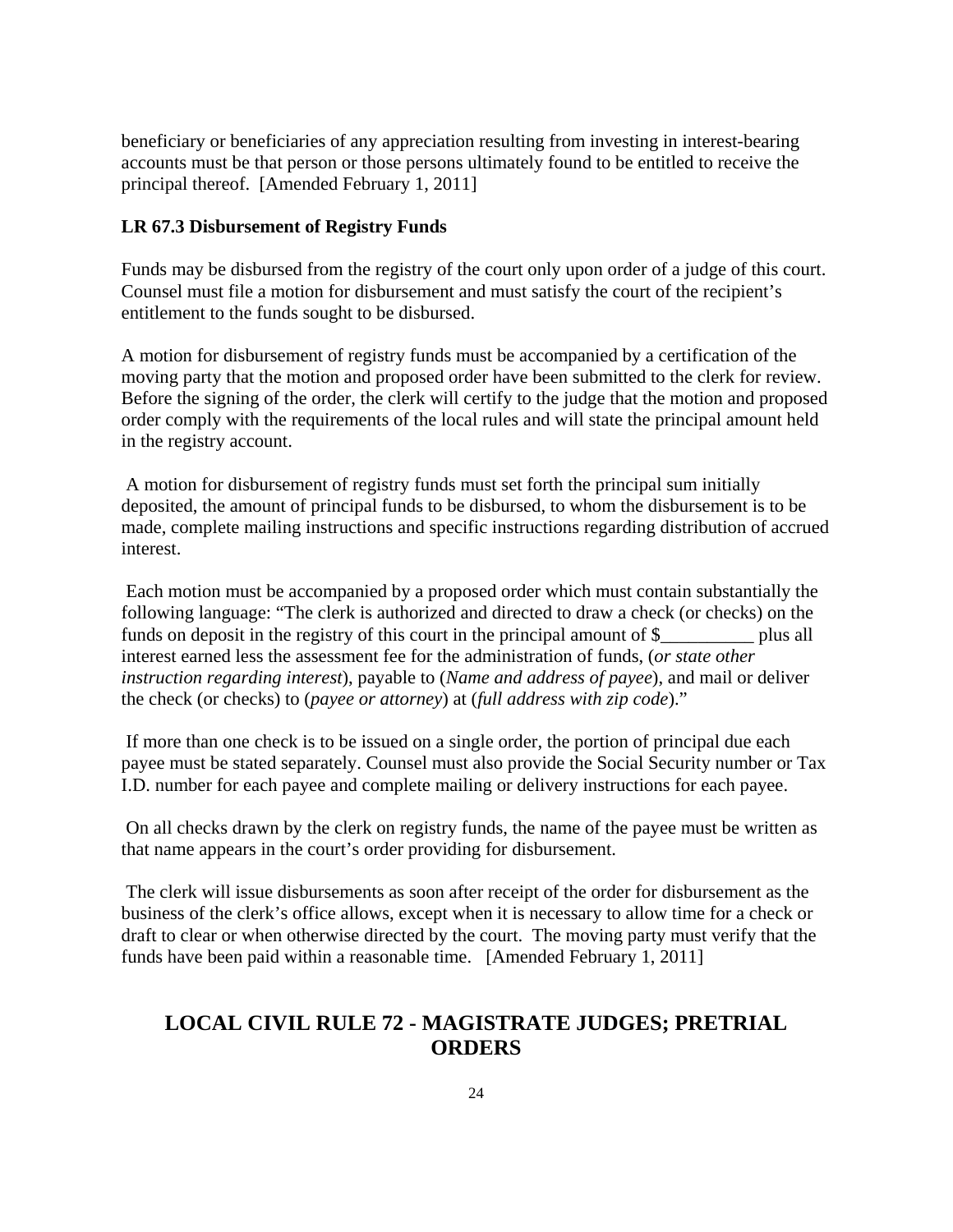beneficiary or beneficiaries of any appreciation resulting from investing in interest-bearing accounts must be that person or those persons ultimately found to be entitled to receive the principal thereof.  [Amended February 1, 2011]

**LR 67.3 Disbursement of Registry Funds**

Funds may be disbursed from the registry of the court only upon order of a judge of this court. Counsel must file a motion for disbursement and must satisfy the court of the recipient's entitlement to the funds sought to be disbursed.

A motion for disbursement of registry funds must be accompanied by a certification of the moving party that the motion and proposed order have been submitted to the clerk for review. Before the signing of the order, the clerk will certify to the judge that the motion and proposed order comply with the requirements of the local rules and will state the principal amount held in the registry account.

A motion for disbursement of registry funds must set forth the principal sum initially deposited, the amount of principal funds to be disbursed, to whom the disbursement is to be made, complete mailing instructions and specific instructions regarding distribution of accrued interest.

Each motion must be accompanied by a proposed order which must contain substantially the following language: "The clerk is authorized and directed to draw a check (or checks) on the funds on deposit in the registry of this court in the principal amount of $__________ plus all interest earned less the assessment fee for the administration of funds, (*or state other instruction regarding interest*), payable to (*Name and address of payee*), and mail or deliver the check (or checks) to (*payee or attorney*) at (*full address with zip code*)."

If more than one check is to be issued on a single order, the portion of principal due each payee must be stated separately. Counsel must also provide the Social Security number or Tax I.D. number for each payee and complete mailing or delivery instructions for each payee.

On all checks drawn by the clerk on registry funds, the name of the payee must be written as that name appears in the court's order providing for disbursement.

The clerk will issue disbursements as soon after receipt of the order for disbursement as the business of the clerk's office allows, except when it is necessary to allow time for a check or draft to clear or when otherwise directed by the court.  The moving party must verify that the funds have been paid within a reasonable time.   [Amended February 1, 2011]

## LOCAL CIVIL RULE 72 - MAGISTRATE JUDGES; PRETRIAL ORDERS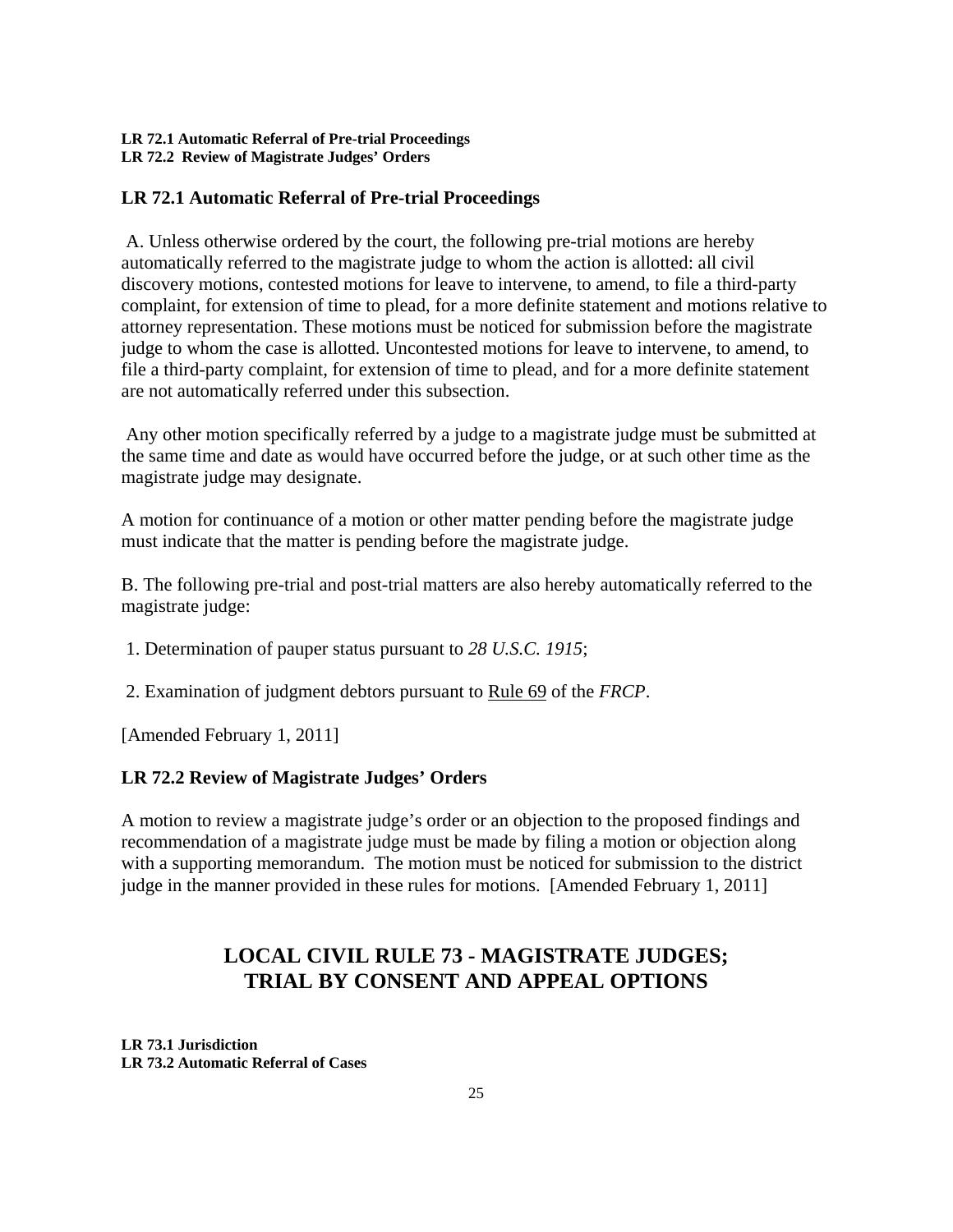**LR 72.1 Automatic Referral of Pre-trial Proceedings**
**LR 72.2 Review of Magistrate Judges' Orders**

### LR 72.1 Automatic Referral of Pre-trial Proceedings

A. Unless otherwise ordered by the court, the following pre-trial motions are hereby automatically referred to the magistrate judge to whom the action is allotted: all civil discovery motions, contested motions for leave to intervene, to amend, to file a third-party complaint, for extension of time to plead, for a more definite statement and motions relative to attorney representation. These motions must be noticed for submission before the magistrate judge to whom the case is allotted. Uncontested motions for leave to intervene, to amend, to file a third-party complaint, for extension of time to plead, and for a more definite statement are not automatically referred under this subsection.

Any other motion specifically referred by a judge to a magistrate judge must be submitted at the same time and date as would have occurred before the judge, or at such other time as the magistrate judge may designate.

A motion for continuance of a motion or other matter pending before the magistrate judge must indicate that the matter is pending before the magistrate judge.

B. The following pre-trial and post-trial matters are also hereby automatically referred to the magistrate judge:

1. Determination of pauper status pursuant to *28 U.S.C. 1915*;

2. Examination of judgment debtors pursuant to Rule 69 of the *FRCP*.

[Amended February 1, 2011]

### LR 72.2 Review of Magistrate Judges' Orders

A motion to review a magistrate judge's order or an objection to the proposed findings and recommendation of a magistrate judge must be made by filing a motion or objection along with a supporting memorandum. The motion must be noticed for submission to the district judge in the manner provided in these rules for motions. [Amended February 1, 2011]

## LOCAL CIVIL RULE 73 - MAGISTRATE JUDGES; TRIAL BY CONSENT AND APPEAL OPTIONS

**LR 73.1 Jurisdiction**
**LR 73.2 Automatic Referral of Cases**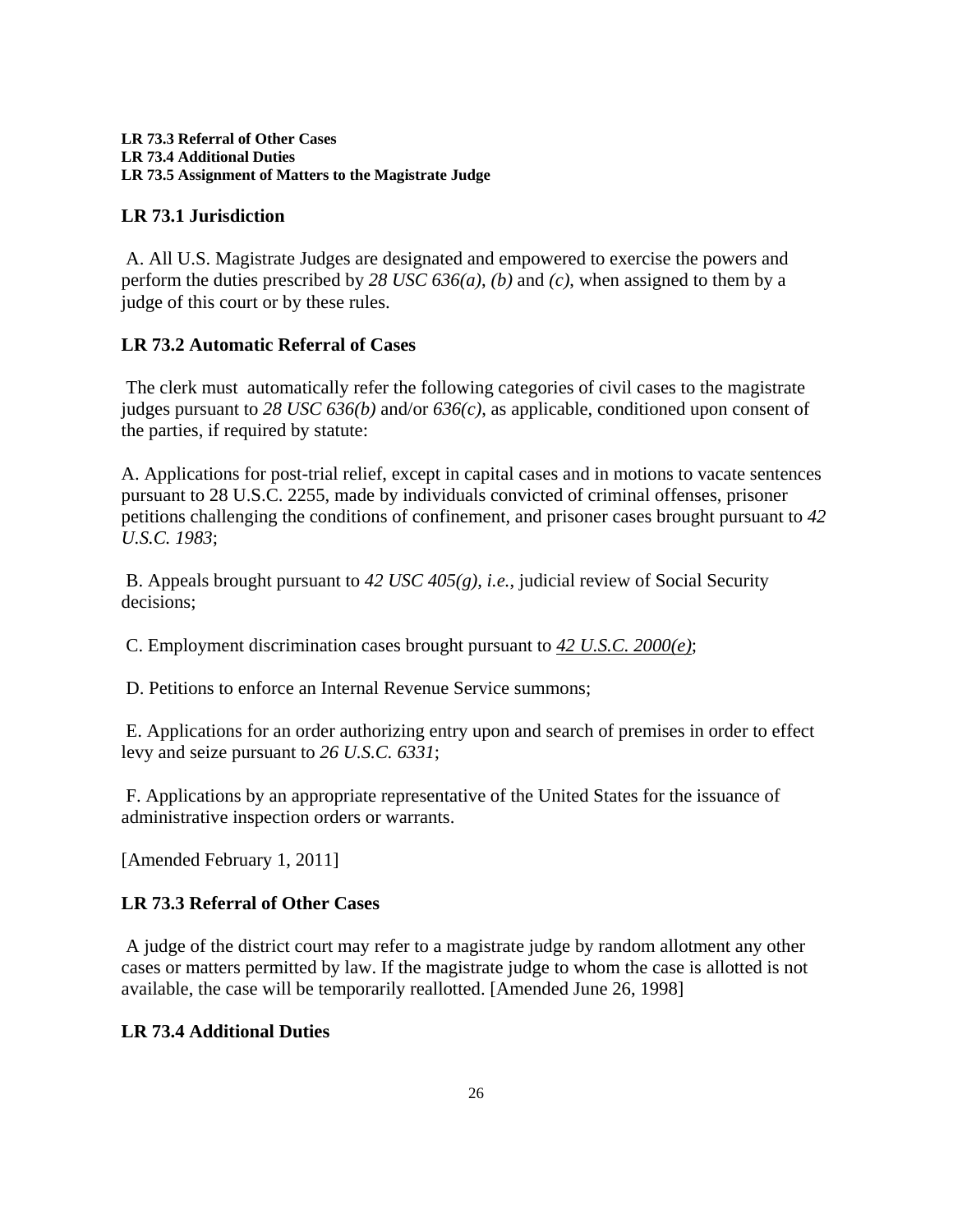**LR 73.3 Referral of Other Cases**
**LR 73.4 Additional Duties**
**LR 73.5 Assignment of Matters to the Magistrate Judge**

## LR 73.1 Jurisdiction

A. All U.S. Magistrate Judges are designated and empowered to exercise the powers and perform the duties prescribed by *28 USC 636(a)*, *(b)* and *(c)*, when assigned to them by a judge of this court or by these rules.

## LR 73.2 Automatic Referral of Cases

The clerk must automatically refer the following categories of civil cases to the magistrate judges pursuant to *28 USC 636(b)* and/or *636(c)*, as applicable, conditioned upon consent of the parties, if required by statute:

A. Applications for post-trial relief, except in capital cases and in motions to vacate sentences pursuant to 28 U.S.C. 2255, made by individuals convicted of criminal offenses, prisoner petitions challenging the conditions of confinement, and prisoner cases brought pursuant to *42 U.S.C. 1983*;

B. Appeals brought pursuant to *42 USC 405(g)*, *i.e.*, judicial review of Social Security decisions;

C. Employment discrimination cases brought pursuant to *42 U.S.C. 2000(e)*;

D. Petitions to enforce an Internal Revenue Service summons;

E. Applications for an order authorizing entry upon and search of premises in order to effect levy and seize pursuant to *26 U.S.C. 6331*;

F. Applications by an appropriate representative of the United States for the issuance of administrative inspection orders or warrants.

[Amended February 1, 2011]

## LR 73.3 Referral of Other Cases

A judge of the district court may refer to a magistrate judge by random allotment any other cases or matters permitted by law. If the magistrate judge to whom the case is allotted is not available, the case will be temporarily reallotted. [Amended June 26, 1998]

## LR 73.4 Additional Duties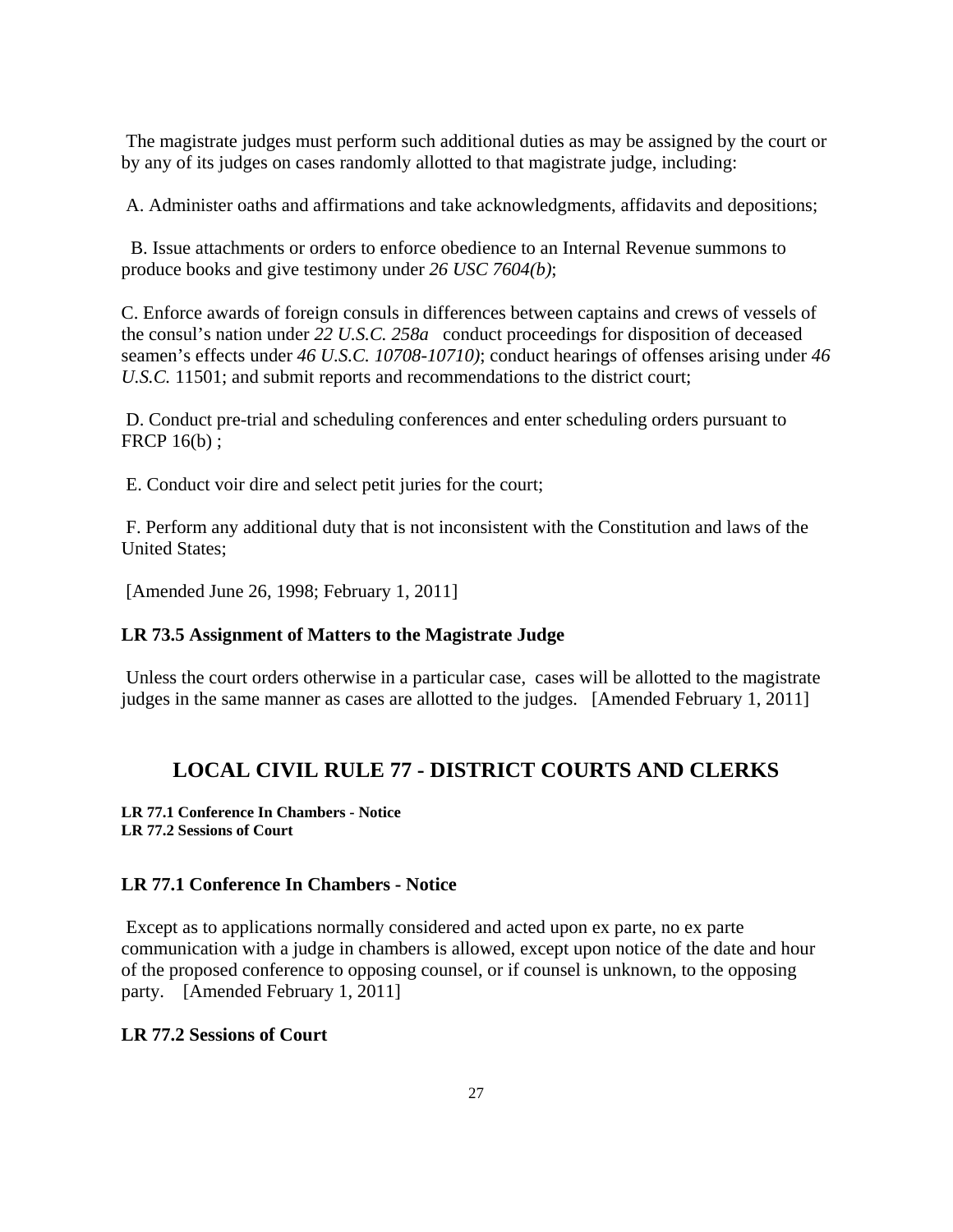The magistrate judges must perform such additional duties as may be assigned by the court or by any of its judges on cases randomly allotted to that magistrate judge, including:

A. Administer oaths and affirmations and take acknowledgments, affidavits and depositions;

B. Issue attachments or orders to enforce obedience to an Internal Revenue summons to produce books and give testimony under *26 USC 7604(b)*;

C. Enforce awards of foreign consuls in differences between captains and crews of vessels of the consul's nation under *22 U.S.C. 258a* conduct proceedings for disposition of deceased seamen's effects under *46 U.S.C. 10708-10710)*; conduct hearings of offenses arising under *46 U.S.C.* 11501; and submit reports and recommendations to the district court;

D. Conduct pre-trial and scheduling conferences and enter scheduling orders pursuant to FRCP 16(b) ;

E. Conduct voir dire and select petit juries for the court;

F. Perform any additional duty that is not inconsistent with the Constitution and laws of the United States;

[Amended June 26, 1998; February 1, 2011]

### LR 73.5 Assignment of Matters to the Magistrate Judge

Unless the court orders otherwise in a particular case, cases will be allotted to the magistrate judges in the same manner as cases are allotted to the judges. [Amended February 1, 2011]

## LOCAL CIVIL RULE 77 - DISTRICT COURTS AND CLERKS

**LR 77.1 Conference In Chambers - Notice**
**LR 77.2 Sessions of Court**

### LR 77.1 Conference In Chambers - Notice

Except as to applications normally considered and acted upon ex parte, no ex parte communication with a judge in chambers is allowed, except upon notice of the date and hour of the proposed conference to opposing counsel, or if counsel is unknown, to the opposing party. [Amended February 1, 2011]

### LR 77.2 Sessions of Court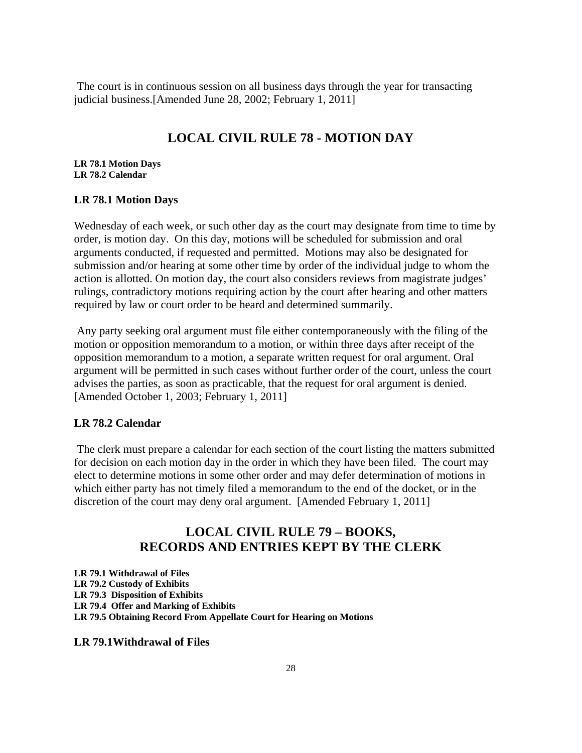The court is in continuous session on all business days through the year for transacting judicial business.[Amended June 28, 2002; February 1, 2011]

## LOCAL CIVIL RULE 78 - MOTION DAY

**LR 78.1 Motion Days**
**LR 78.2 Calendar**

### LR 78.1 Motion Days

Wednesday of each week, or such other day as the court may designate from time to time by order, is motion day. On this day, motions will be scheduled for submission and oral arguments conducted, if requested and permitted. Motions may also be designated for submission and/or hearing at some other time by order of the individual judge to whom the action is allotted. On motion day, the court also considers reviews from magistrate judges' rulings, contradictory motions requiring action by the court after hearing and other matters required by law or court order to be heard and determined summarily.

Any party seeking oral argument must file either contemporaneously with the filing of the motion or opposition memorandum to a motion, or within three days after receipt of the opposition memorandum to a motion, a separate written request for oral argument. Oral argument will be permitted in such cases without further order of the court, unless the court advises the parties, as soon as practicable, that the request for oral argument is denied. [Amended October 1, 2003; February 1, 2011]

### LR 78.2 Calendar

The clerk must prepare a calendar for each section of the court listing the matters submitted for decision on each motion day in the order in which they have been filed. The court may elect to determine motions in some other order and may defer determination of motions in which either party has not timely filed a memorandum to the end of the docket, or in the discretion of the court may deny oral argument. [Amended February 1, 2011]

## LOCAL CIVIL RULE 79 – BOOKS, RECORDS AND ENTRIES KEPT BY THE CLERK

**LR 79.1 Withdrawal of Files**
**LR 79.2 Custody of Exhibits**
**LR 79.3 Disposition of Exhibits**
**LR 79.4 Offer and Marking of Exhibits**
**LR 79.5 Obtaining Record From Appellate Court for Hearing on Motions**

### LR 79.1Withdrawal of Files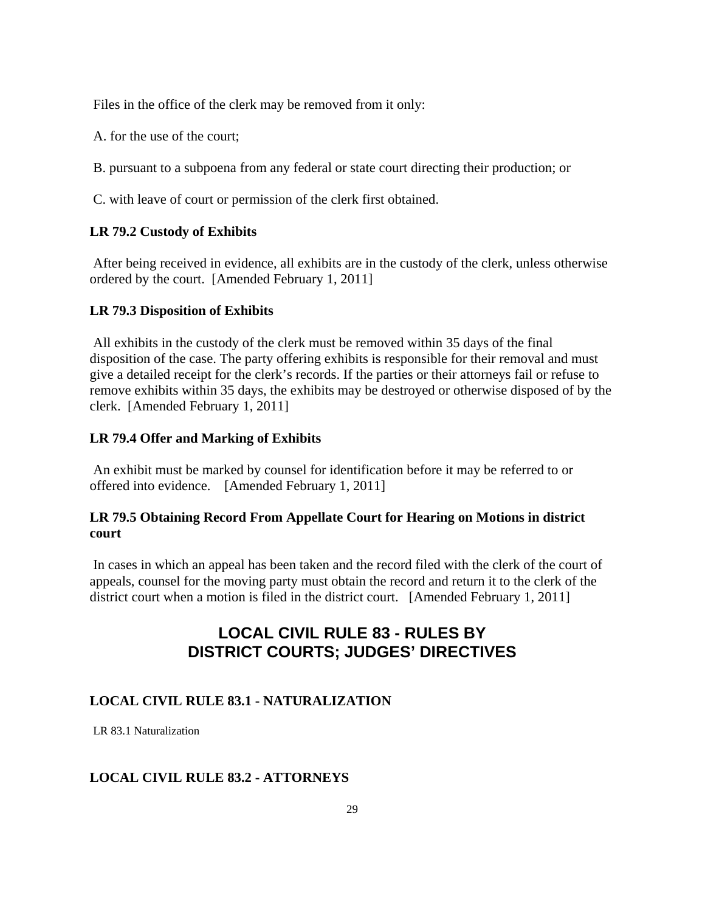Files in the office of the clerk may be removed from it only:

A. for the use of the court;

B. pursuant to a subpoena from any federal or state court directing their production; or

C. with leave of court or permission of the clerk first obtained.

**LR 79.2 Custody of Exhibits**

After being received in evidence, all exhibits are in the custody of the clerk, unless otherwise ordered by the court. [Amended February 1, 2011]

**LR 79.3 Disposition of Exhibits**

All exhibits in the custody of the clerk must be removed within 35 days of the final disposition of the case. The party offering exhibits is responsible for their removal and must give a detailed receipt for the clerk's records. If the parties or their attorneys fail or refuse to remove exhibits within 35 days, the exhibits may be destroyed or otherwise disposed of by the clerk. [Amended February 1, 2011]

**LR 79.4 Offer and Marking of Exhibits**

An exhibit must be marked by counsel for identification before it may be referred to or offered into evidence. [Amended February 1, 2011]

**LR 79.5 Obtaining Record From Appellate Court for Hearing on Motions in district court**

In cases in which an appeal has been taken and the record filed with the clerk of the court of appeals, counsel for the moving party must obtain the record and return it to the clerk of the district court when a motion is filed in the district court. [Amended February 1, 2011]

## LOCAL CIVIL RULE 83 - RULES BY DISTRICT COURTS; JUDGES' DIRECTIVES

### LOCAL CIVIL RULE 83.1 - NATURALIZATION

LR 83.1 Naturalization

### LOCAL CIVIL RULE 83.2 - ATTORNEYS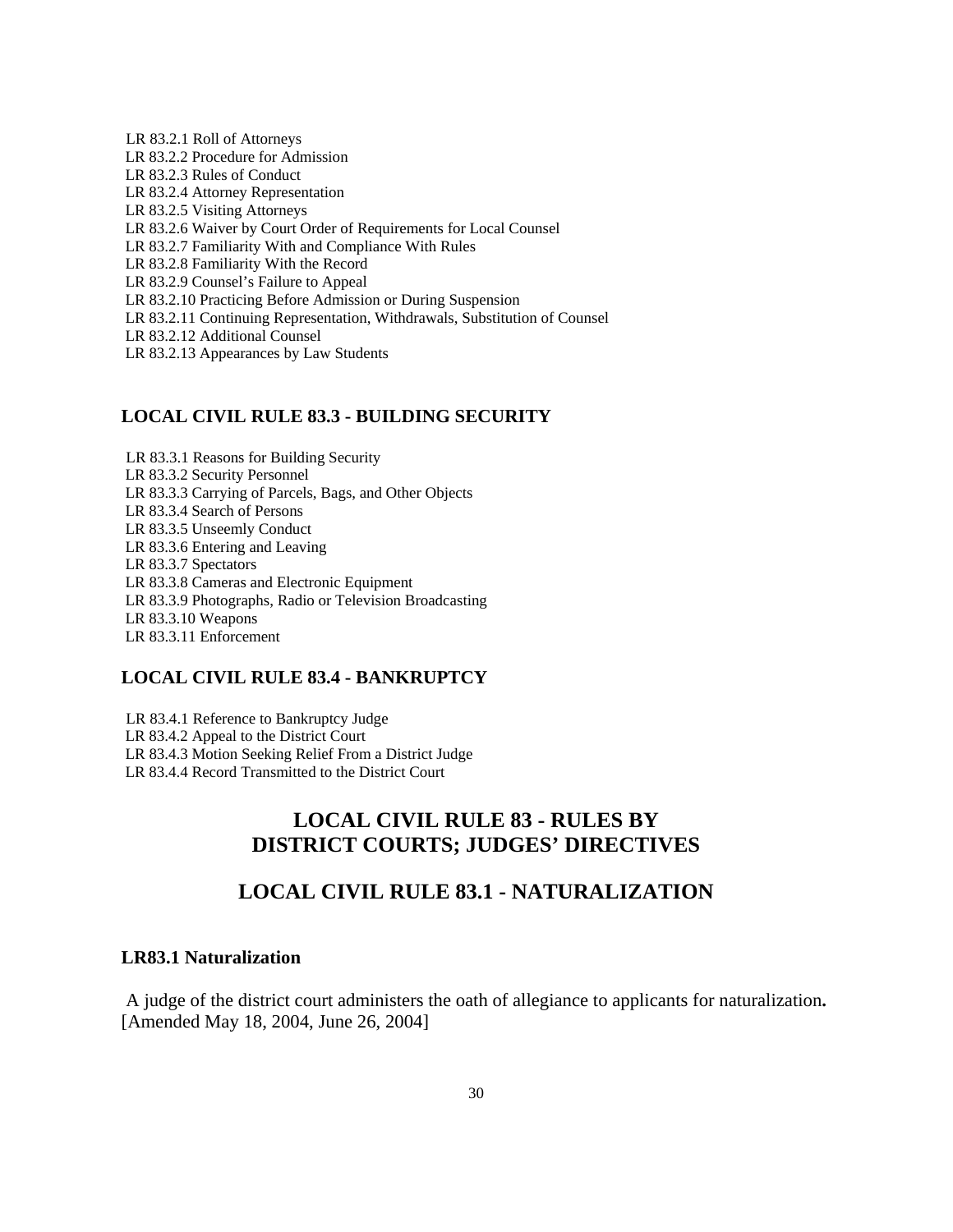LR 83.2.1 Roll of Attorneys
LR 83.2.2 Procedure for Admission
LR 83.2.3 Rules of Conduct
LR 83.2.4 Attorney Representation
LR 83.2.5 Visiting Attorneys
LR 83.2.6 Waiver by Court Order of Requirements for Local Counsel
LR 83.2.7 Familiarity With and Compliance With Rules
LR 83.2.8 Familiarity With the Record
LR 83.2.9 Counsel's Failure to Appeal
LR 83.2.10 Practicing Before Admission or During Suspension
LR 83.2.11 Continuing Representation, Withdrawals, Substitution of Counsel
LR 83.2.12 Additional Counsel
LR 83.2.13 Appearances by Law Students

### LOCAL CIVIL RULE 83.3 - BUILDING SECURITY

LR 83.3.1 Reasons for Building Security
LR 83.3.2 Security Personnel
LR 83.3.3 Carrying of Parcels, Bags, and Other Objects
LR 83.3.4 Search of Persons
LR 83.3.5 Unseemly Conduct
LR 83.3.6 Entering and Leaving
LR 83.3.7 Spectators
LR 83.3.8 Cameras and Electronic Equipment
LR 83.3.9 Photographs, Radio or Television Broadcasting
LR 83.3.10 Weapons
LR 83.3.11 Enforcement

### LOCAL CIVIL RULE 83.4 - BANKRUPTCY

LR 83.4.1 Reference to Bankruptcy Judge
LR 83.4.2 Appeal to the District Court
LR 83.4.3 Motion Seeking Relief From a District Judge
LR 83.4.4 Record Transmitted to the District Court

# LOCAL CIVIL RULE 83 - RULES BY DISTRICT COURTS; JUDGES' DIRECTIVES

## LOCAL CIVIL RULE 83.1 - NATURALIZATION

### LR83.1 Naturalization

A judge of the district court administers the oath of allegiance to applicants for naturalization**.**
[Amended May 18, 2004, June 26, 2004]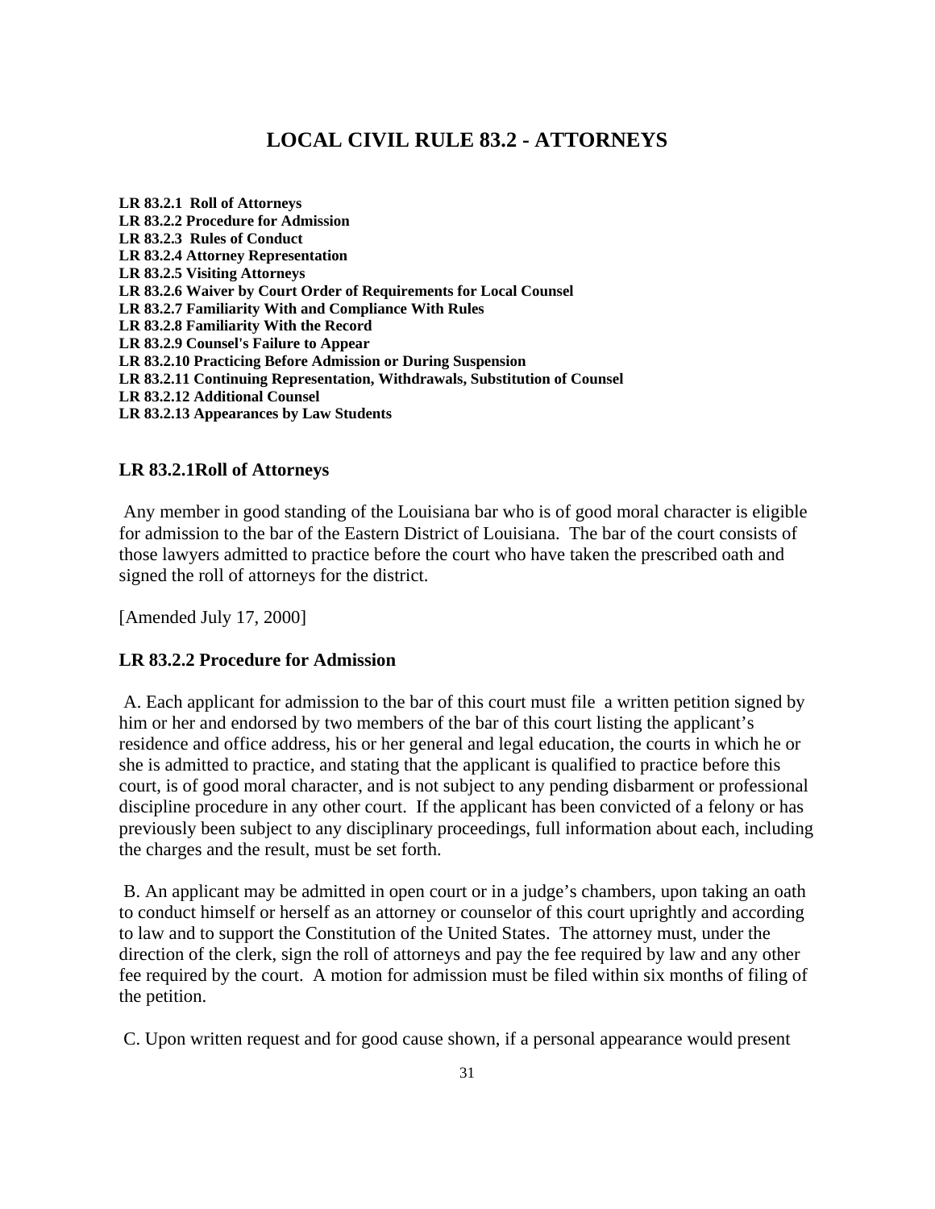# LOCAL CIVIL RULE 83.2 - ATTORNEYS

**LR 83.2.1 Roll of Attorneys**
**LR 83.2.2 Procedure for Admission**
**LR 83.2.3 Rules of Conduct**
**LR 83.2.4 Attorney Representation**
**LR 83.2.5 Visiting Attorneys**
**LR 83.2.6 Waiver by Court Order of Requirements for Local Counsel**
**LR 83.2.7 Familiarity With and Compliance With Rules**
**LR 83.2.8 Familiarity With the Record**
**LR 83.2.9 Counsel's Failure to Appear**
**LR 83.2.10 Practicing Before Admission or During Suspension**
**LR 83.2.11 Continuing Representation, Withdrawals, Substitution of Counsel**
**LR 83.2.12 Additional Counsel**
**LR 83.2.13 Appearances by Law Students**

### LR 83.2.1Roll of Attorneys

Any member in good standing of the Louisiana bar who is of good moral character is eligible for admission to the bar of the Eastern District of Louisiana. The bar of the court consists of those lawyers admitted to practice before the court who have taken the prescribed oath and signed the roll of attorneys for the district.

[Amended July 17, 2000]

### LR 83.2.2 Procedure for Admission

A. Each applicant for admission to the bar of this court must file a written petition signed by him or her and endorsed by two members of the bar of this court listing the applicant's residence and office address, his or her general and legal education, the courts in which he or she is admitted to practice, and stating that the applicant is qualified to practice before this court, is of good moral character, and is not subject to any pending disbarment or professional discipline procedure in any other court. If the applicant has been convicted of a felony or has previously been subject to any disciplinary proceedings, full information about each, including the charges and the result, must be set forth.

B. An applicant may be admitted in open court or in a judge's chambers, upon taking an oath to conduct himself or herself as an attorney or counselor of this court uprightly and according to law and to support the Constitution of the United States. The attorney must, under the direction of the clerk, sign the roll of attorneys and pay the fee required by law and any other fee required by the court. A motion for admission must be filed within six months of filing of the petition.

C. Upon written request and for good cause shown, if a personal appearance would present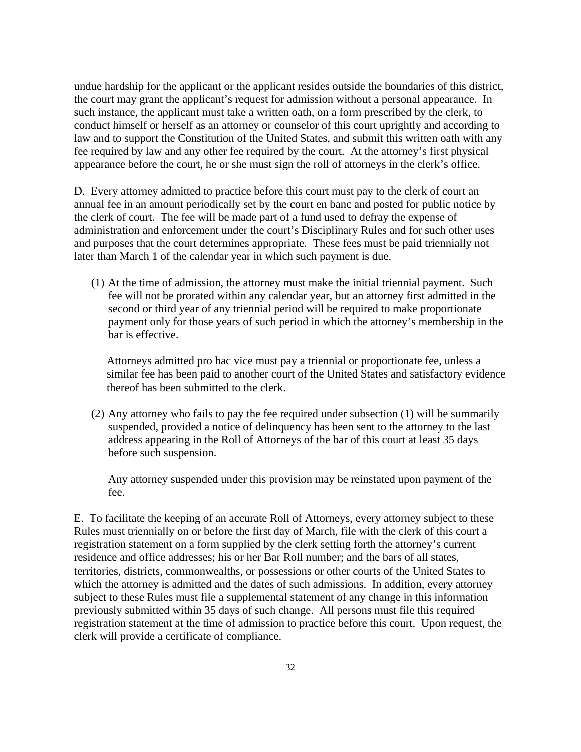undue hardship for the applicant or the applicant resides outside the boundaries of this district, the court may grant the applicant's request for admission without a personal appearance. In such instance, the applicant must take a written oath, on a form prescribed by the clerk, to conduct himself or herself as an attorney or counselor of this court uprightly and according to law and to support the Constitution of the United States, and submit this written oath with any fee required by law and any other fee required by the court. At the attorney's first physical appearance before the court, he or she must sign the roll of attorneys in the clerk's office.

D. Every attorney admitted to practice before this court must pay to the clerk of court an annual fee in an amount periodically set by the court en banc and posted for public notice by the clerk of court. The fee will be made part of a fund used to defray the expense of administration and enforcement under the court's Disciplinary Rules and for such other uses and purposes that the court determines appropriate. These fees must be paid triennially not later than March 1 of the calendar year in which such payment is due.

(1) At the time of admission, the attorney must make the initial triennial payment. Such fee will not be prorated within any calendar year, but an attorney first admitted in the second or third year of any triennial period will be required to make proportionate payment only for those years of such period in which the attorney's membership in the bar is effective.

Attorneys admitted pro hac vice must pay a triennial or proportionate fee, unless a similar fee has been paid to another court of the United States and satisfactory evidence thereof has been submitted to the clerk.

(2) Any attorney who fails to pay the fee required under subsection (1) will be summarily suspended, provided a notice of delinquency has been sent to the attorney to the last address appearing in the Roll of Attorneys of the bar of this court at least 35 days before such suspension.

Any attorney suspended under this provision may be reinstated upon payment of the fee.

E. To facilitate the keeping of an accurate Roll of Attorneys, every attorney subject to these Rules must triennially on or before the first day of March, file with the clerk of this court a registration statement on a form supplied by the clerk setting forth the attorney's current residence and office addresses; his or her Bar Roll number; and the bars of all states, territories, districts, commonwealths, or possessions or other courts of the United States to which the attorney is admitted and the dates of such admissions. In addition, every attorney subject to these Rules must file a supplemental statement of any change in this information previously submitted within 35 days of such change. All persons must file this required registration statement at the time of admission to practice before this court. Upon request, the clerk will provide a certificate of compliance.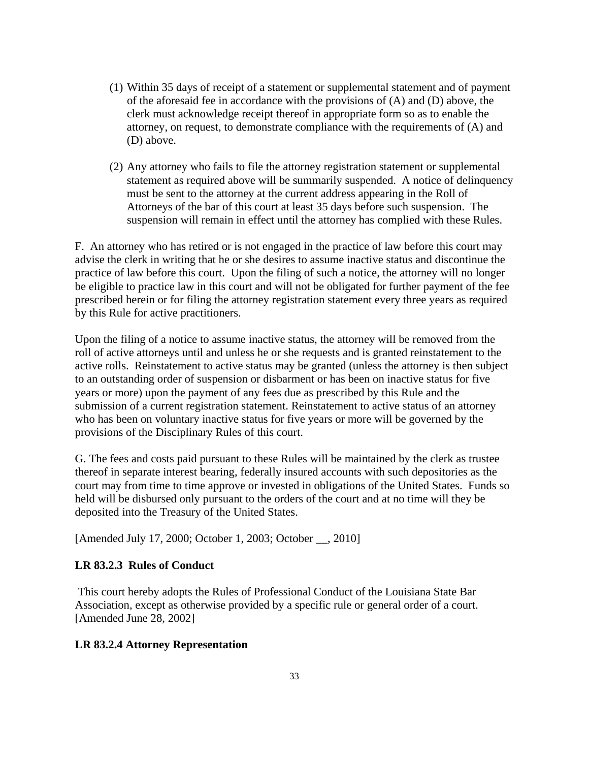(1) Within 35 days of receipt of a statement or supplemental statement and of payment of the aforesaid fee in accordance with the provisions of (A) and (D) above, the clerk must acknowledge receipt thereof in appropriate form so as to enable the attorney, on request, to demonstrate compliance with the requirements of (A) and (D) above.

(2) Any attorney who fails to file the attorney registration statement or supplemental statement as required above will be summarily suspended. A notice of delinquency must be sent to the attorney at the current address appearing in the Roll of Attorneys of the bar of this court at least 35 days before such suspension. The suspension will remain in effect until the attorney has complied with these Rules.

F. An attorney who has retired or is not engaged in the practice of law before this court may advise the clerk in writing that he or she desires to assume inactive status and discontinue the practice of law before this court. Upon the filing of such a notice, the attorney will no longer be eligible to practice law in this court and will not be obligated for further payment of the fee prescribed herein or for filing the attorney registration statement every three years as required by this Rule for active practitioners.

Upon the filing of a notice to assume inactive status, the attorney will be removed from the roll of active attorneys until and unless he or she requests and is granted reinstatement to the active rolls. Reinstatement to active status may be granted (unless the attorney is then subject to an outstanding order of suspension or disbarment or has been on inactive status for five years or more) upon the payment of any fees due as prescribed by this Rule and the submission of a current registration statement. Reinstatement to active status of an attorney who has been on voluntary inactive status for five years or more will be governed by the provisions of the Disciplinary Rules of this court.

G. The fees and costs paid pursuant to these Rules will be maintained by the clerk as trustee thereof in separate interest bearing, federally insured accounts with such depositories as the court may from time to time approve or invested in obligations of the United States. Funds so held will be disbursed only pursuant to the orders of the court and at no time will they be deposited into the Treasury of the United States.

[Amended July 17, 2000; October 1, 2003; October __, 2010]

**LR 83.2.3 Rules of Conduct**

This court hereby adopts the Rules of Professional Conduct of the Louisiana State Bar Association, except as otherwise provided by a specific rule or general order of a court. [Amended June 28, 2002]

**LR 83.2.4 Attorney Representation**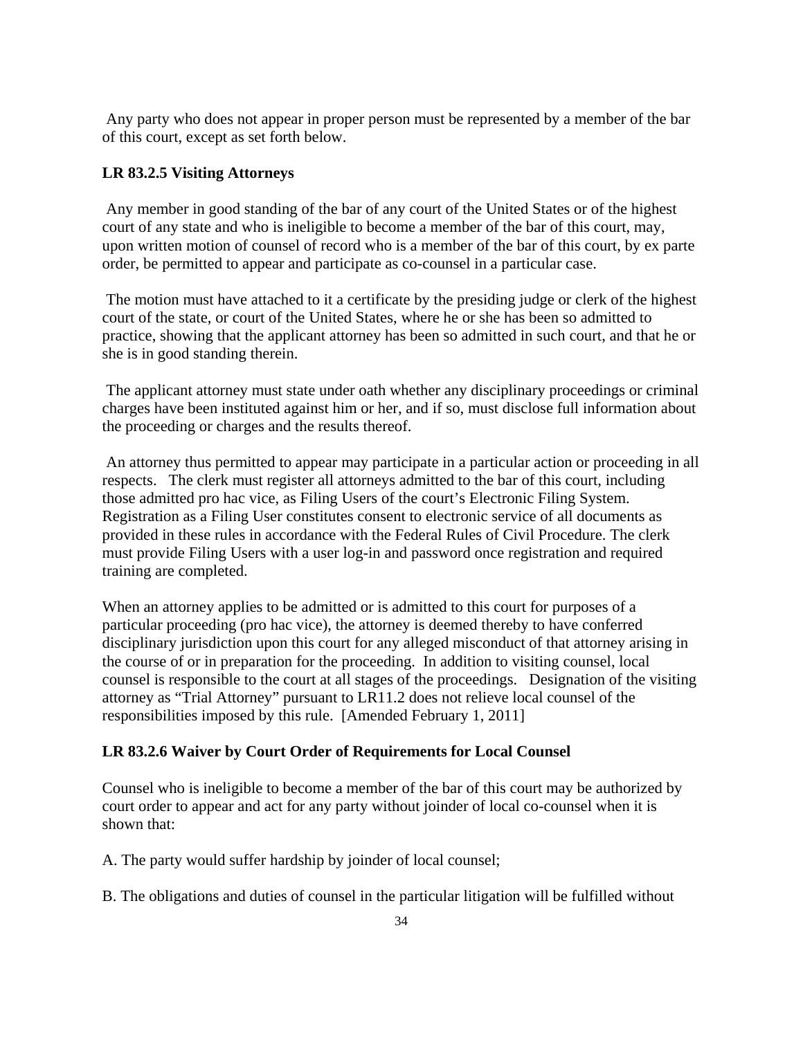Any party who does not appear in proper person must be represented by a member of the bar of this court, except as set forth below.

**LR 83.2.5 Visiting Attorneys**

Any member in good standing of the bar of any court of the United States or of the highest court of any state and who is ineligible to become a member of the bar of this court, may, upon written motion of counsel of record who is a member of the bar of this court, by ex parte order, be permitted to appear and participate as co-counsel in a particular case.

The motion must have attached to it a certificate by the presiding judge or clerk of the highest court of the state, or court of the United States, where he or she has been so admitted to practice, showing that the applicant attorney has been so admitted in such court, and that he or she is in good standing therein.

The applicant attorney must state under oath whether any disciplinary proceedings or criminal charges have been instituted against him or her, and if so, must disclose full information about the proceeding or charges and the results thereof.

An attorney thus permitted to appear may participate in a particular action or proceeding in all respects. The clerk must register all attorneys admitted to the bar of this court, including those admitted pro hac vice, as Filing Users of the court's Electronic Filing System. Registration as a Filing User constitutes consent to electronic service of all documents as provided in these rules in accordance with the Federal Rules of Civil Procedure. The clerk must provide Filing Users with a user log-in and password once registration and required training are completed.

When an attorney applies to be admitted or is admitted to this court for purposes of a particular proceeding (pro hac vice), the attorney is deemed thereby to have conferred disciplinary jurisdiction upon this court for any alleged misconduct of that attorney arising in the course of or in preparation for the proceeding. In addition to visiting counsel, local counsel is responsible to the court at all stages of the proceedings. Designation of the visiting attorney as "Trial Attorney" pursuant to LR11.2 does not relieve local counsel of the responsibilities imposed by this rule. [Amended February 1, 2011]

**LR 83.2.6 Waiver by Court Order of Requirements for Local Counsel**

Counsel who is ineligible to become a member of the bar of this court may be authorized by court order to appear and act for any party without joinder of local co-counsel when it is shown that:

A. The party would suffer hardship by joinder of local counsel;

B. The obligations and duties of counsel in the particular litigation will be fulfilled without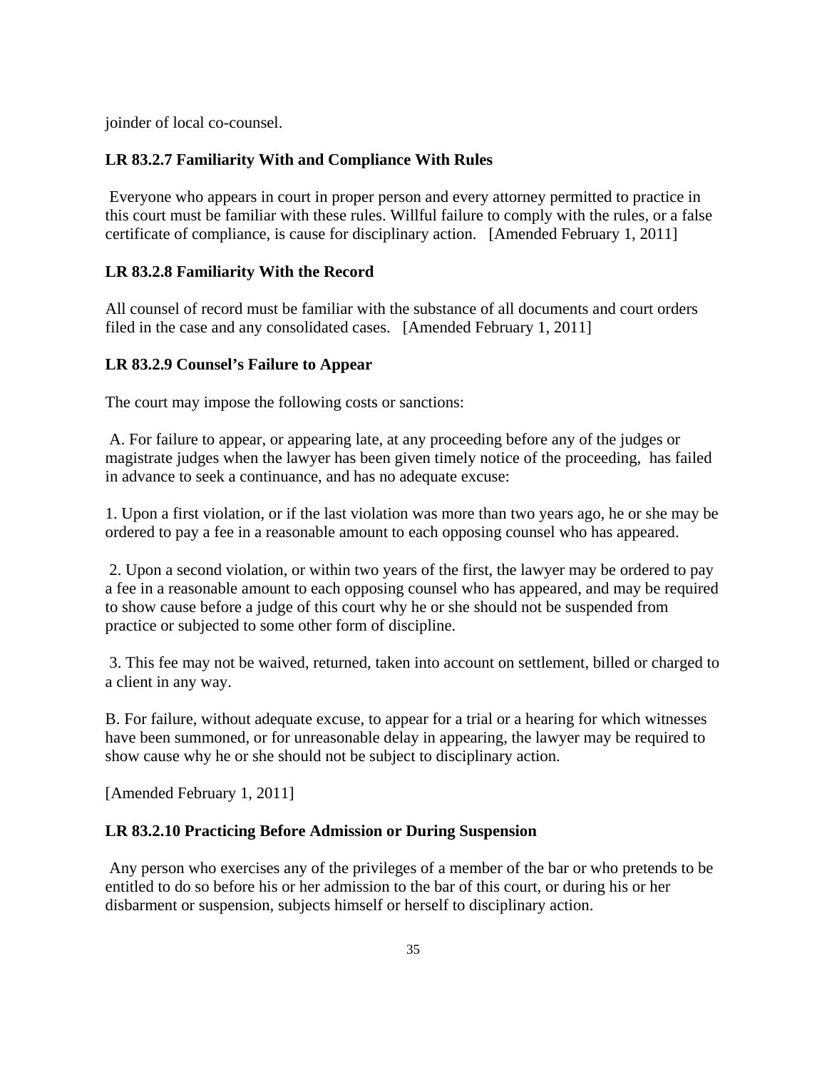joinder of local co-counsel.

### LR 83.2.7 Familiarity With and Compliance With Rules

Everyone who appears in court in proper person and every attorney permitted to practice in this court must be familiar with these rules. Willful failure to comply with the rules, or a false certificate of compliance, is cause for disciplinary action. [Amended February 1, 2011]

### LR 83.2.8 Familiarity With the Record

All counsel of record must be familiar with the substance of all documents and court orders filed in the case and any consolidated cases. [Amended February 1, 2011]

### LR 83.2.9 Counsel's Failure to Appear

The court may impose the following costs or sanctions:

A. For failure to appear, or appearing late, at any proceeding before any of the judges or magistrate judges when the lawyer has been given timely notice of the proceeding, has failed in advance to seek a continuance, and has no adequate excuse:

1. Upon a first violation, or if the last violation was more than two years ago, he or she may be ordered to pay a fee in a reasonable amount to each opposing counsel who has appeared.

2. Upon a second violation, or within two years of the first, the lawyer may be ordered to pay a fee in a reasonable amount to each opposing counsel who has appeared, and may be required to show cause before a judge of this court why he or she should not be suspended from practice or subjected to some other form of discipline.

3. This fee may not be waived, returned, taken into account on settlement, billed or charged to a client in any way.

B. For failure, without adequate excuse, to appear for a trial or a hearing for which witnesses have been summoned, or for unreasonable delay in appearing, the lawyer may be required to show cause why he or she should not be subject to disciplinary action.

[Amended February 1, 2011]

### LR 83.2.10 Practicing Before Admission or During Suspension

Any person who exercises any of the privileges of a member of the bar or who pretends to be entitled to do so before his or her admission to the bar of this court, or during his or her disbarment or suspension, subjects himself or herself to disciplinary action.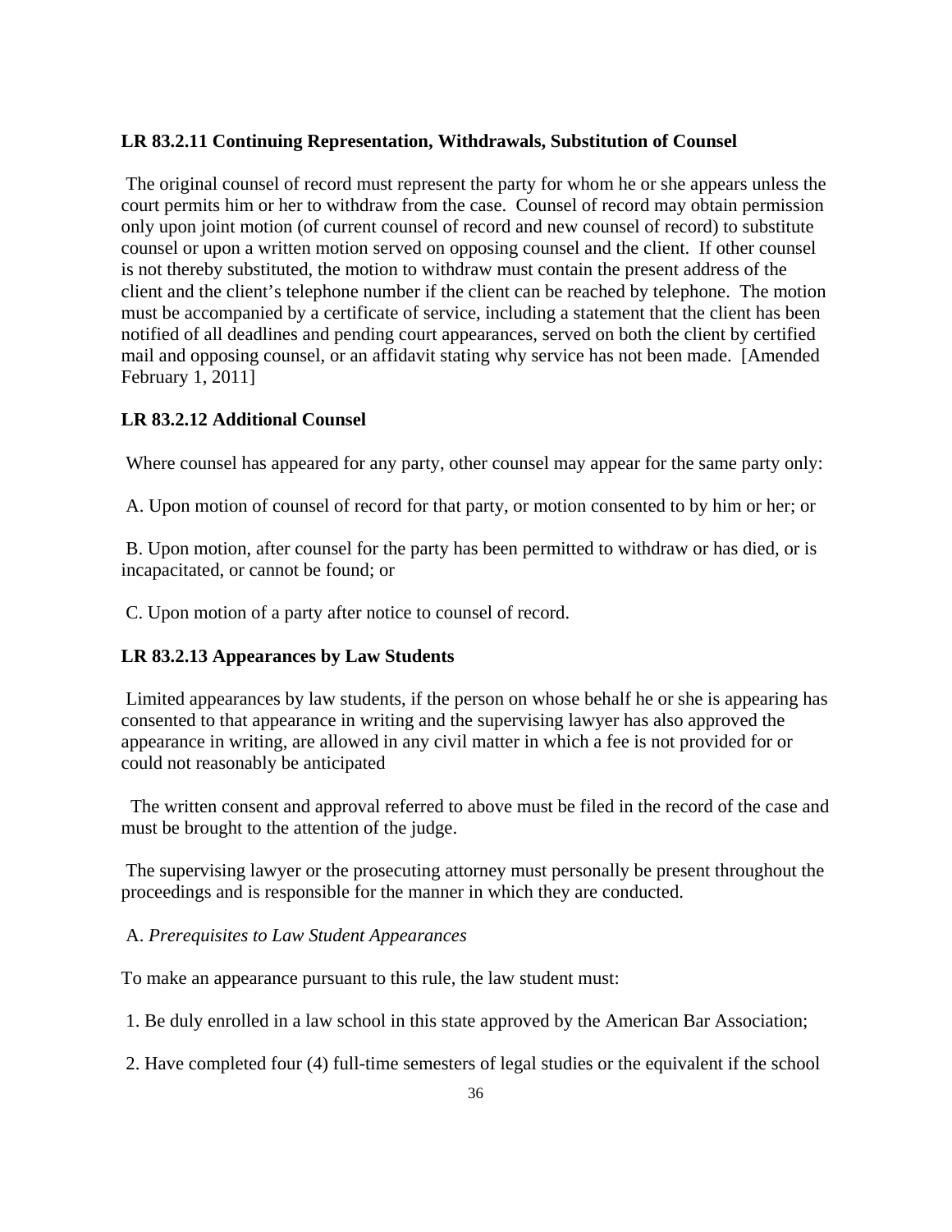### LR 83.2.11 Continuing Representation, Withdrawals, Substitution of Counsel

The original counsel of record must represent the party for whom he or she appears unless the court permits him or her to withdraw from the case. Counsel of record may obtain permission only upon joint motion (of current counsel of record and new counsel of record) to substitute counsel or upon a written motion served on opposing counsel and the client. If other counsel is not thereby substituted, the motion to withdraw must contain the present address of the client and the client's telephone number if the client can be reached by telephone. The motion must be accompanied by a certificate of service, including a statement that the client has been notified of all deadlines and pending court appearances, served on both the client by certified mail and opposing counsel, or an affidavit stating why service has not been made. [Amended February 1, 2011]

### LR 83.2.12 Additional Counsel

Where counsel has appeared for any party, other counsel may appear for the same party only:

A. Upon motion of counsel of record for that party, or motion consented to by him or her; or

B. Upon motion, after counsel for the party has been permitted to withdraw or has died, or is incapacitated, or cannot be found; or

C. Upon motion of a party after notice to counsel of record.

### LR 83.2.13 Appearances by Law Students

Limited appearances by law students, if the person on whose behalf he or she is appearing has consented to that appearance in writing and the supervising lawyer has also approved the appearance in writing, are allowed in any civil matter in which a fee is not provided for or could not reasonably be anticipated

The written consent and approval referred to above must be filed in the record of the case and must be brought to the attention of the judge.

The supervising lawyer or the prosecuting attorney must personally be present throughout the proceedings and is responsible for the manner in which they are conducted.

A. *Prerequisites to Law Student Appearances*

To make an appearance pursuant to this rule, the law student must:

1. Be duly enrolled in a law school in this state approved by the American Bar Association;

2. Have completed four (4) full-time semesters of legal studies or the equivalent if the school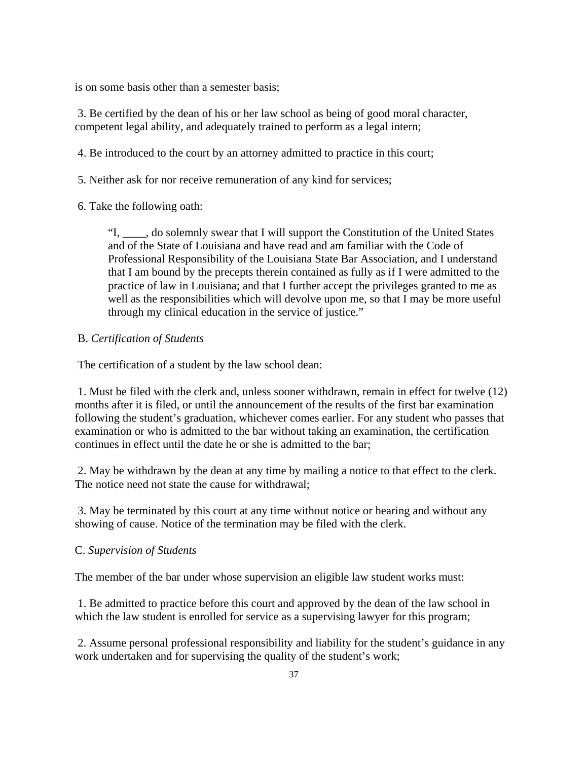is on some basis other than a semester basis;

3. Be certified by the dean of his or her law school as being of good moral character, competent legal ability, and adequately trained to perform as a legal intern;

4. Be introduced to the court by an attorney admitted to practice in this court;

5. Neither ask for nor receive remuneration of any kind for services;

6. Take the following oath:

> "I, ____, do solemnly swear that I will support the Constitution of the United States and of the State of Louisiana and have read and am familiar with the Code of Professional Responsibility of the Louisiana State Bar Association, and I understand that I am bound by the precepts therein contained as fully as if I were admitted to the practice of law in Louisiana; and that I further accept the privileges granted to me as well as the responsibilities which will devolve upon me, so that I may be more useful through my clinical education in the service of justice."

B. *Certification of Students*

The certification of a student by the law school dean:

1. Must be filed with the clerk and, unless sooner withdrawn, remain in effect for twelve (12) months after it is filed, or until the announcement of the results of the first bar examination following the student's graduation, whichever comes earlier. For any student who passes that examination or who is admitted to the bar without taking an examination, the certification continues in effect until the date he or she is admitted to the bar;

2. May be withdrawn by the dean at any time by mailing a notice to that effect to the clerk. The notice need not state the cause for withdrawal;

3. May be terminated by this court at any time without notice or hearing and without any showing of cause. Notice of the termination may be filed with the clerk.

C. *Supervision of Students*

The member of the bar under whose supervision an eligible law student works must:

1. Be admitted to practice before this court and approved by the dean of the law school in which the law student is enrolled for service as a supervising lawyer for this program;

2. Assume personal professional responsibility and liability for the student's guidance in any work undertaken and for supervising the quality of the student's work;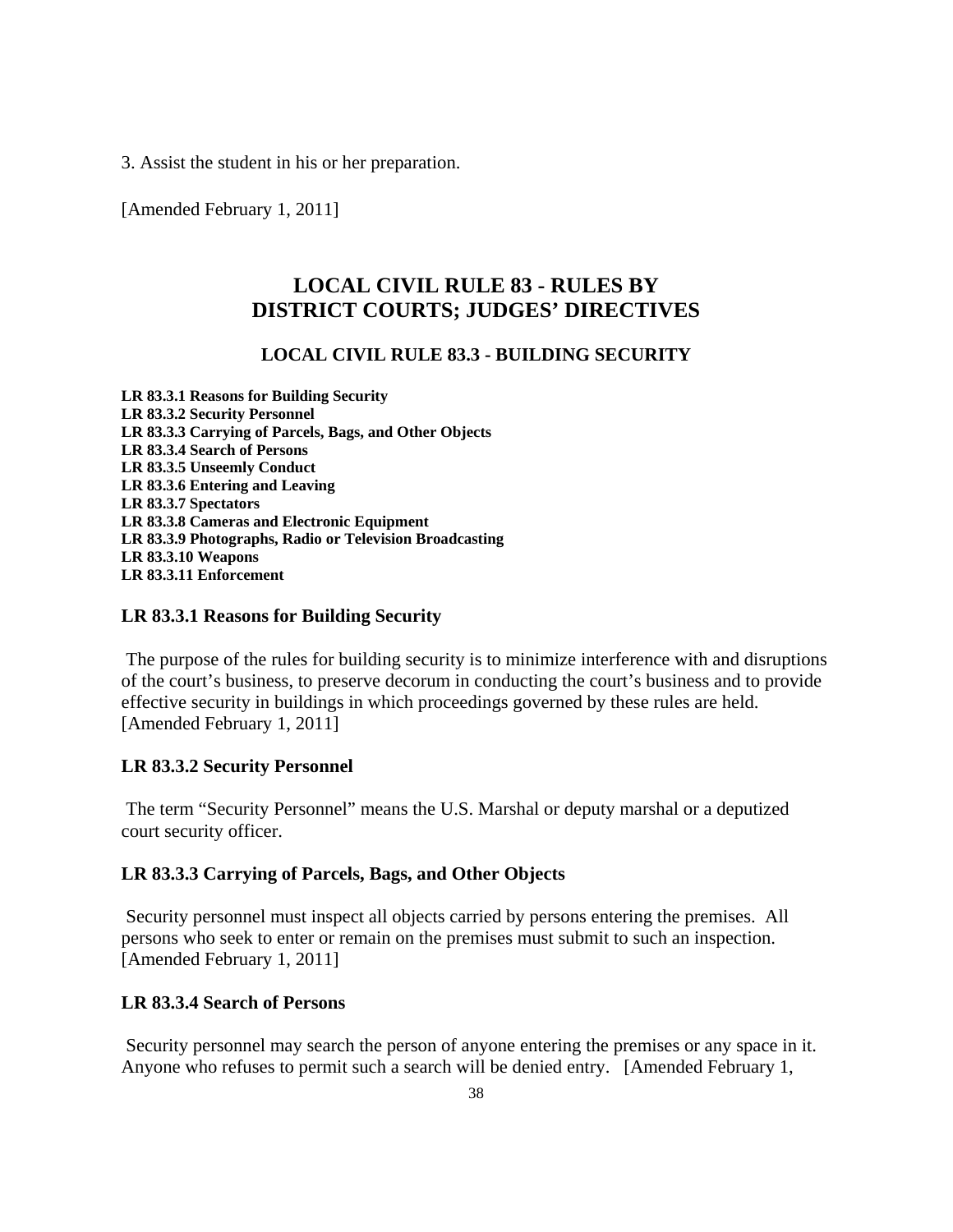3. Assist the student in his or her preparation.

[Amended February 1, 2011]

# LOCAL CIVIL RULE 83 - RULES BY DISTRICT COURTS; JUDGES' DIRECTIVES

## LOCAL CIVIL RULE 83.3 - BUILDING SECURITY

**LR 83.3.1 Reasons for Building Security**
**LR 83.3.2 Security Personnel**
**LR 83.3.3 Carrying of Parcels, Bags, and Other Objects**
**LR 83.3.4 Search of Persons**
**LR 83.3.5 Unseemly Conduct**
**LR 83.3.6 Entering and Leaving**
**LR 83.3.7 Spectators**
**LR 83.3.8 Cameras and Electronic Equipment**
**LR 83.3.9 Photographs, Radio or Television Broadcasting**
**LR 83.3.10 Weapons**
**LR 83.3.11 Enforcement**

### LR 83.3.1 Reasons for Building Security

The purpose of the rules for building security is to minimize interference with and disruptions of the court's business, to preserve decorum in conducting the court's business and to provide effective security in buildings in which proceedings governed by these rules are held. [Amended February 1, 2011]

### LR 83.3.2 Security Personnel

The term "Security Personnel" means the U.S. Marshal or deputy marshal or a deputized court security officer.

### LR 83.3.3 Carrying of Parcels, Bags, and Other Objects

Security personnel must inspect all objects carried by persons entering the premises. All persons who seek to enter or remain on the premises must submit to such an inspection. [Amended February 1, 2011]

### LR 83.3.4 Search of Persons

Security personnel may search the person of anyone entering the premises or any space in it. Anyone who refuses to permit such a search will be denied entry. [Amended February 1,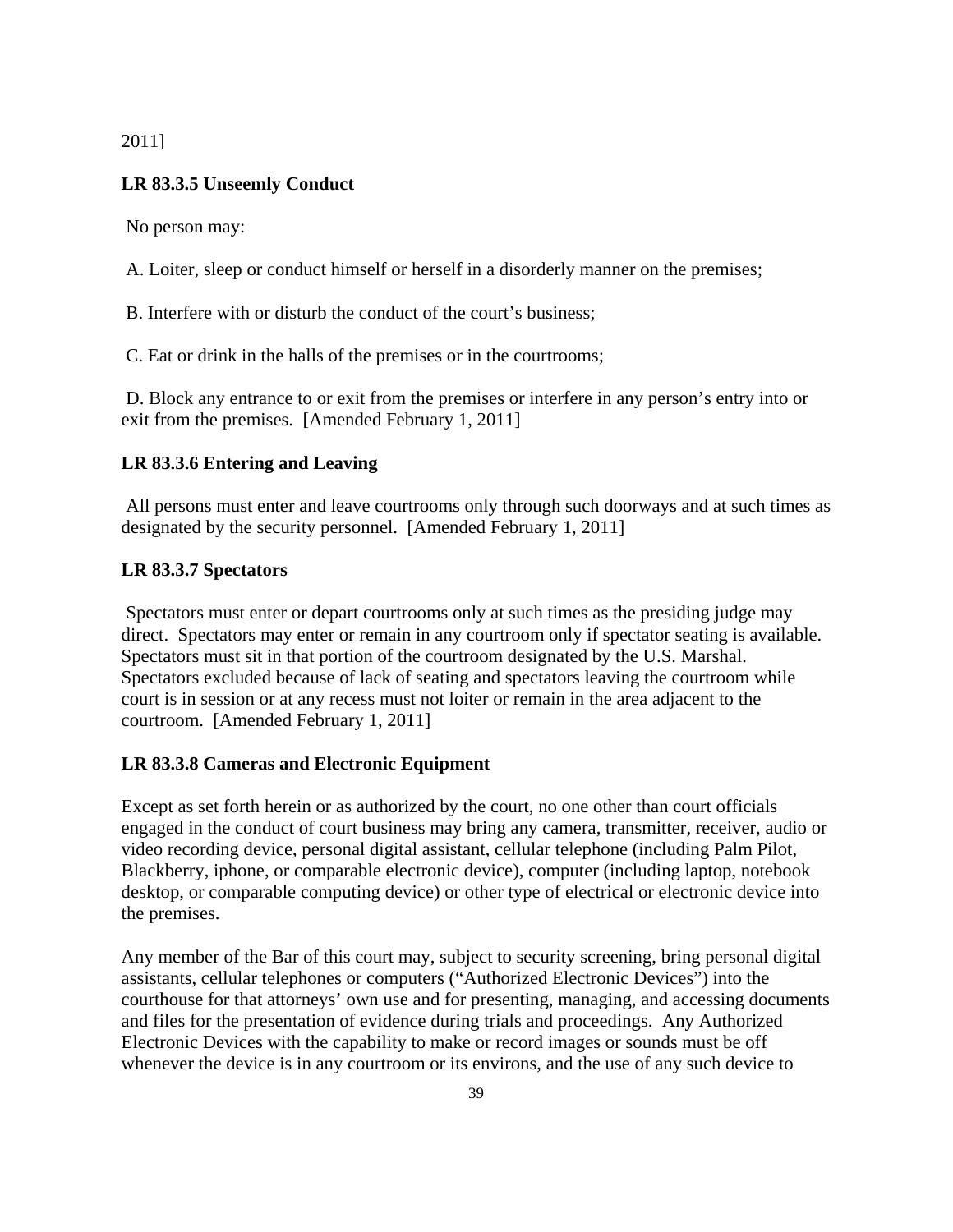2011]

**LR 83.3.5 Unseemly Conduct**

No person may:

A. Loiter, sleep or conduct himself or herself in a disorderly manner on the premises;

B. Interfere with or disturb the conduct of the court's business;

C. Eat or drink in the halls of the premises or in the courtrooms;

D. Block any entrance to or exit from the premises or interfere in any person's entry into or exit from the premises. [Amended February 1, 2011]

**LR 83.3.6 Entering and Leaving**

All persons must enter and leave courtrooms only through such doorways and at such times as designated by the security personnel. [Amended February 1, 2011]

**LR 83.3.7 Spectators**

Spectators must enter or depart courtrooms only at such times as the presiding judge may direct. Spectators may enter or remain in any courtroom only if spectator seating is available. Spectators must sit in that portion of the courtroom designated by the U.S. Marshal. Spectators excluded because of lack of seating and spectators leaving the courtroom while court is in session or at any recess must not loiter or remain in the area adjacent to the courtroom. [Amended February 1, 2011]

**LR 83.3.8 Cameras and Electronic Equipment**

Except as set forth herein or as authorized by the court, no one other than court officials engaged in the conduct of court business may bring any camera, transmitter, receiver, audio or video recording device, personal digital assistant, cellular telephone (including Palm Pilot, Blackberry, iphone, or comparable electronic device), computer (including laptop, notebook desktop, or comparable computing device) or other type of electrical or electronic device into the premises.

Any member of the Bar of this court may, subject to security screening, bring personal digital assistants, cellular telephones or computers ("Authorized Electronic Devices") into the courthouse for that attorneys' own use and for presenting, managing, and accessing documents and files for the presentation of evidence during trials and proceedings. Any Authorized Electronic Devices with the capability to make or record images or sounds must be off whenever the device is in any courtroom or its environs, and the use of any such device to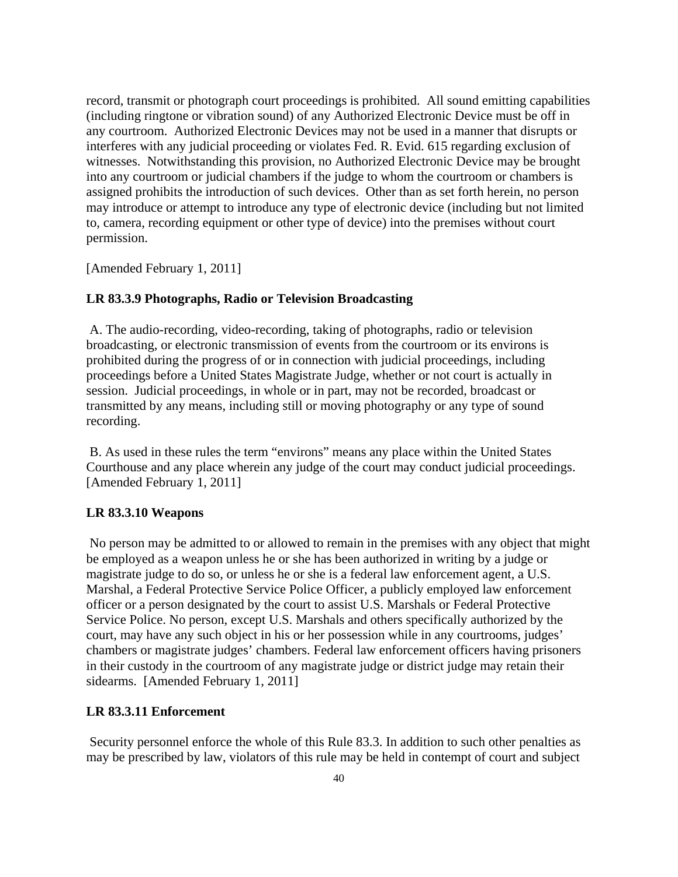record, transmit or photograph court proceedings is prohibited. All sound emitting capabilities (including ringtone or vibration sound) of any Authorized Electronic Device must be off in any courtroom. Authorized Electronic Devices may not be used in a manner that disrupts or interferes with any judicial proceeding or violates Fed. R. Evid. 615 regarding exclusion of witnesses. Notwithstanding this provision, no Authorized Electronic Device may be brought into any courtroom or judicial chambers if the judge to whom the courtroom or chambers is assigned prohibits the introduction of such devices. Other than as set forth herein, no person may introduce or attempt to introduce any type of electronic device (including but not limited to, camera, recording equipment or other type of device) into the premises without court permission.

[Amended February 1, 2011]

### LR 83.3.9 Photographs, Radio or Television Broadcasting

A. The audio-recording, video-recording, taking of photographs, radio or television broadcasting, or electronic transmission of events from the courtroom or its environs is prohibited during the progress of or in connection with judicial proceedings, including proceedings before a United States Magistrate Judge, whether or not court is actually in session. Judicial proceedings, in whole or in part, may not be recorded, broadcast or transmitted by any means, including still or moving photography or any type of sound recording.

B. As used in these rules the term “environs” means any place within the United States Courthouse and any place wherein any judge of the court may conduct judicial proceedings. [Amended February 1, 2011]

### LR 83.3.10 Weapons

No person may be admitted to or allowed to remain in the premises with any object that might be employed as a weapon unless he or she has been authorized in writing by a judge or magistrate judge to do so, or unless he or she is a federal law enforcement agent, a U.S. Marshal, a Federal Protective Service Police Officer, a publicly employed law enforcement officer or a person designated by the court to assist U.S. Marshals or Federal Protective Service Police. No person, except U.S. Marshals and others specifically authorized by the court, may have any such object in his or her possession while in any courtrooms, judges’ chambers or magistrate judges’ chambers. Federal law enforcement officers having prisoners in their custody in the courtroom of any magistrate judge or district judge may retain their sidearms. [Amended February 1, 2011]

### LR 83.3.11 Enforcement

Security personnel enforce the whole of this Rule 83.3. In addition to such other penalties as may be prescribed by law, violators of this rule may be held in contempt of court and subject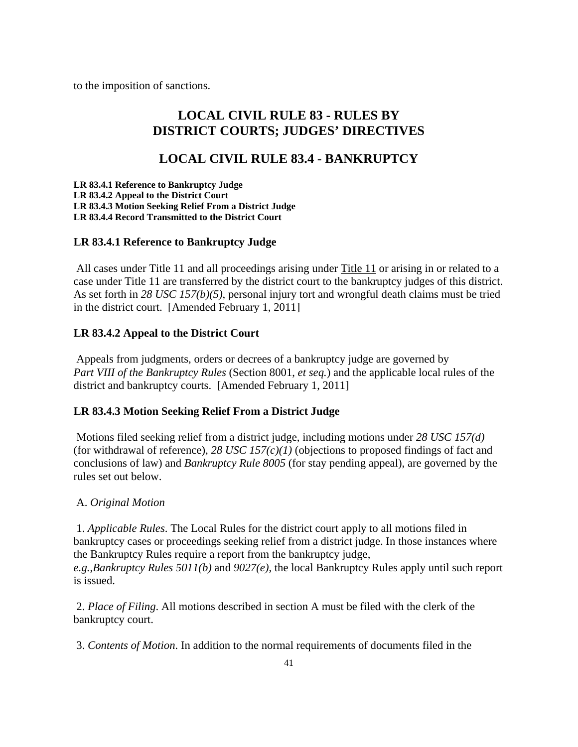to the imposition of sanctions.

# LOCAL CIVIL RULE 83 - RULES BY DISTRICT COURTS; JUDGES' DIRECTIVES

## LOCAL CIVIL RULE 83.4 - BANKRUPTCY

**LR 83.4.1 Reference to Bankruptcy Judge**
**LR 83.4.2 Appeal to the District Court**
**LR 83.4.3 Motion Seeking Relief From a District Judge**
**LR 83.4.4 Record Transmitted to the District Court**

### LR 83.4.1 Reference to Bankruptcy Judge

All cases under Title 11 and all proceedings arising under Title 11 or arising in or related to a case under Title 11 are transferred by the district court to the bankruptcy judges of this district. As set forth in *28 USC 157(b)(5)*, personal injury tort and wrongful death claims must be tried in the district court. [Amended February 1, 2011]

### LR 83.4.2 Appeal to the District Court

Appeals from judgments, orders or decrees of a bankruptcy judge are governed by *Part VIII of the Bankruptcy Rules* (Section 8001, *et seq.*) and the applicable local rules of the district and bankruptcy courts. [Amended February 1, 2011]

### LR 83.4.3 Motion Seeking Relief From a District Judge

Motions filed seeking relief from a district judge, including motions under *28 USC 157(d)* (for withdrawal of reference), *28 USC 157(c)(1)* (objections to proposed findings of fact and conclusions of law) and *Bankruptcy Rule 8005* (for stay pending appeal), are governed by the rules set out below.

A. *Original Motion*

1. *Applicable Rules*. The Local Rules for the district court apply to all motions filed in bankruptcy cases or proceedings seeking relief from a district judge. In those instances where the Bankruptcy Rules require a report from the bankruptcy judge, *e.g.,Bankruptcy Rules 5011(b)* and *9027(e)*, the local Bankruptcy Rules apply until such report is issued.

2. *Place of Filing*. All motions described in section A must be filed with the clerk of the bankruptcy court.

3. *Contents of Motion*. In addition to the normal requirements of documents filed in the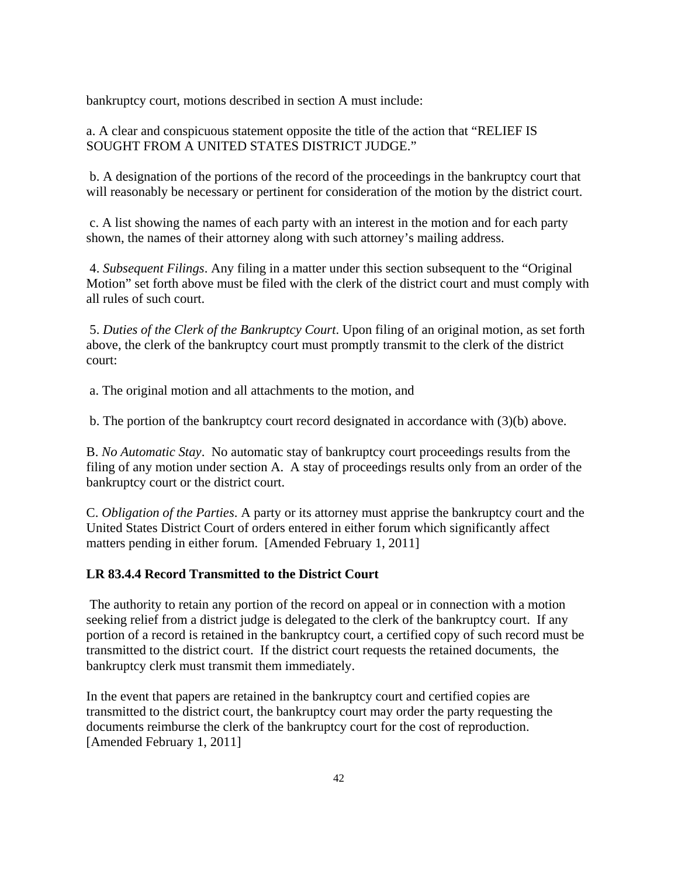bankruptcy court, motions described in section A must include:

a. A clear and conspicuous statement opposite the title of the action that "RELIEF IS SOUGHT FROM A UNITED STATES DISTRICT JUDGE."

b. A designation of the portions of the record of the proceedings in the bankruptcy court that will reasonably be necessary or pertinent for consideration of the motion by the district court.

c. A list showing the names of each party with an interest in the motion and for each party shown, the names of their attorney along with such attorney's mailing address.

4. *Subsequent Filings*. Any filing in a matter under this section subsequent to the "Original Motion" set forth above must be filed with the clerk of the district court and must comply with all rules of such court.

5. *Duties of the Clerk of the Bankruptcy Court*. Upon filing of an original motion, as set forth above, the clerk of the bankruptcy court must promptly transmit to the clerk of the district court:

a. The original motion and all attachments to the motion, and

b. The portion of the bankruptcy court record designated in accordance with (3)(b) above.

B. *No Automatic Stay*. No automatic stay of bankruptcy court proceedings results from the filing of any motion under section A. A stay of proceedings results only from an order of the bankruptcy court or the district court.

C. *Obligation of the Parties*. A party or its attorney must apprise the bankruptcy court and the United States District Court of orders entered in either forum which significantly affect matters pending in either forum. [Amended February 1, 2011]

### LR 83.4.4 Record Transmitted to the District Court

The authority to retain any portion of the record on appeal or in connection with a motion seeking relief from a district judge is delegated to the clerk of the bankruptcy court. If any portion of a record is retained in the bankruptcy court, a certified copy of such record must be transmitted to the district court. If the district court requests the retained documents, the bankruptcy clerk must transmit them immediately.

In the event that papers are retained in the bankruptcy court and certified copies are transmitted to the district court, the bankruptcy court may order the party requesting the documents reimburse the clerk of the bankruptcy court for the cost of reproduction. [Amended February 1, 2011]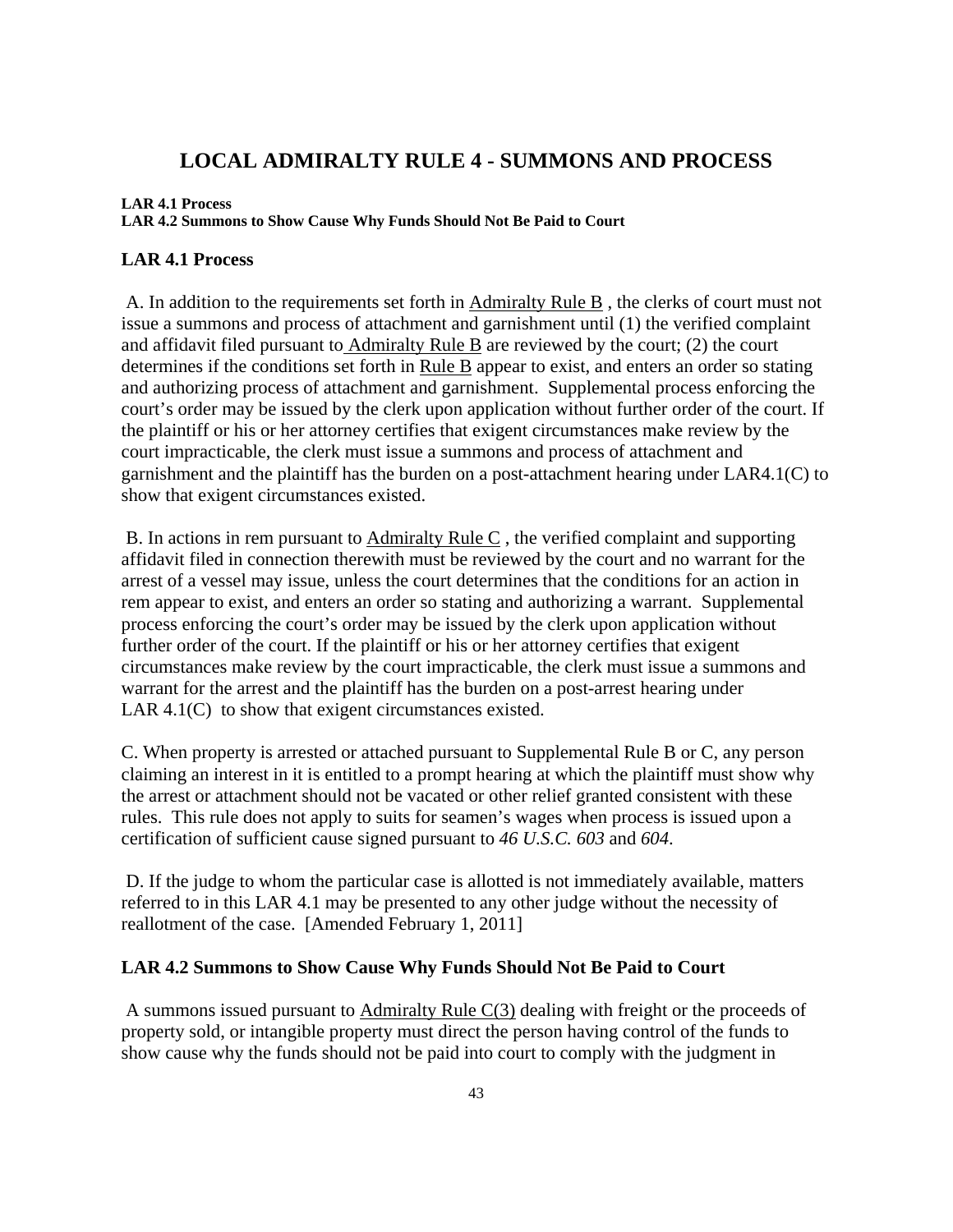# LOCAL ADMIRALTY RULE 4 - SUMMONS AND PROCESS

**LAR 4.1 Process**
**LAR 4.2 Summons to Show Cause Why Funds Should Not Be Paid to Court**

## LAR 4.1 Process

A. In addition to the requirements set forth in Admiralty Rule B , the clerks of court must not issue a summons and process of attachment and garnishment until (1) the verified complaint and affidavit filed pursuant to Admiralty Rule B are reviewed by the court; (2) the court determines if the conditions set forth in Rule B appear to exist, and enters an order so stating and authorizing process of attachment and garnishment. Supplemental process enforcing the court's order may be issued by the clerk upon application without further order of the court. If the plaintiff or his or her attorney certifies that exigent circumstances make review by the court impracticable, the clerk must issue a summons and process of attachment and garnishment and the plaintiff has the burden on a post-attachment hearing under LAR4.1(C) to show that exigent circumstances existed.

B. In actions in rem pursuant to Admiralty Rule C , the verified complaint and supporting affidavit filed in connection therewith must be reviewed by the court and no warrant for the arrest of a vessel may issue, unless the court determines that the conditions for an action in rem appear to exist, and enters an order so stating and authorizing a warrant. Supplemental process enforcing the court's order may be issued by the clerk upon application without further order of the court. If the plaintiff or his or her attorney certifies that exigent circumstances make review by the court impracticable, the clerk must issue a summons and warrant for the arrest and the plaintiff has the burden on a post-arrest hearing under LAR 4.1(C) to show that exigent circumstances existed.

C. When property is arrested or attached pursuant to Supplemental Rule B or C, any person claiming an interest in it is entitled to a prompt hearing at which the plaintiff must show why the arrest or attachment should not be vacated or other relief granted consistent with these rules. This rule does not apply to suits for seamen's wages when process is issued upon a certification of sufficient cause signed pursuant to *46 U.S.C. 603* and *604*.

D. If the judge to whom the particular case is allotted is not immediately available, matters referred to in this LAR 4.1 may be presented to any other judge without the necessity of reallotment of the case. [Amended February 1, 2011]

## LAR 4.2 Summons to Show Cause Why Funds Should Not Be Paid to Court

A summons issued pursuant to Admiralty Rule C(3) dealing with freight or the proceeds of property sold, or intangible property must direct the person having control of the funds to show cause why the funds should not be paid into court to comply with the judgment in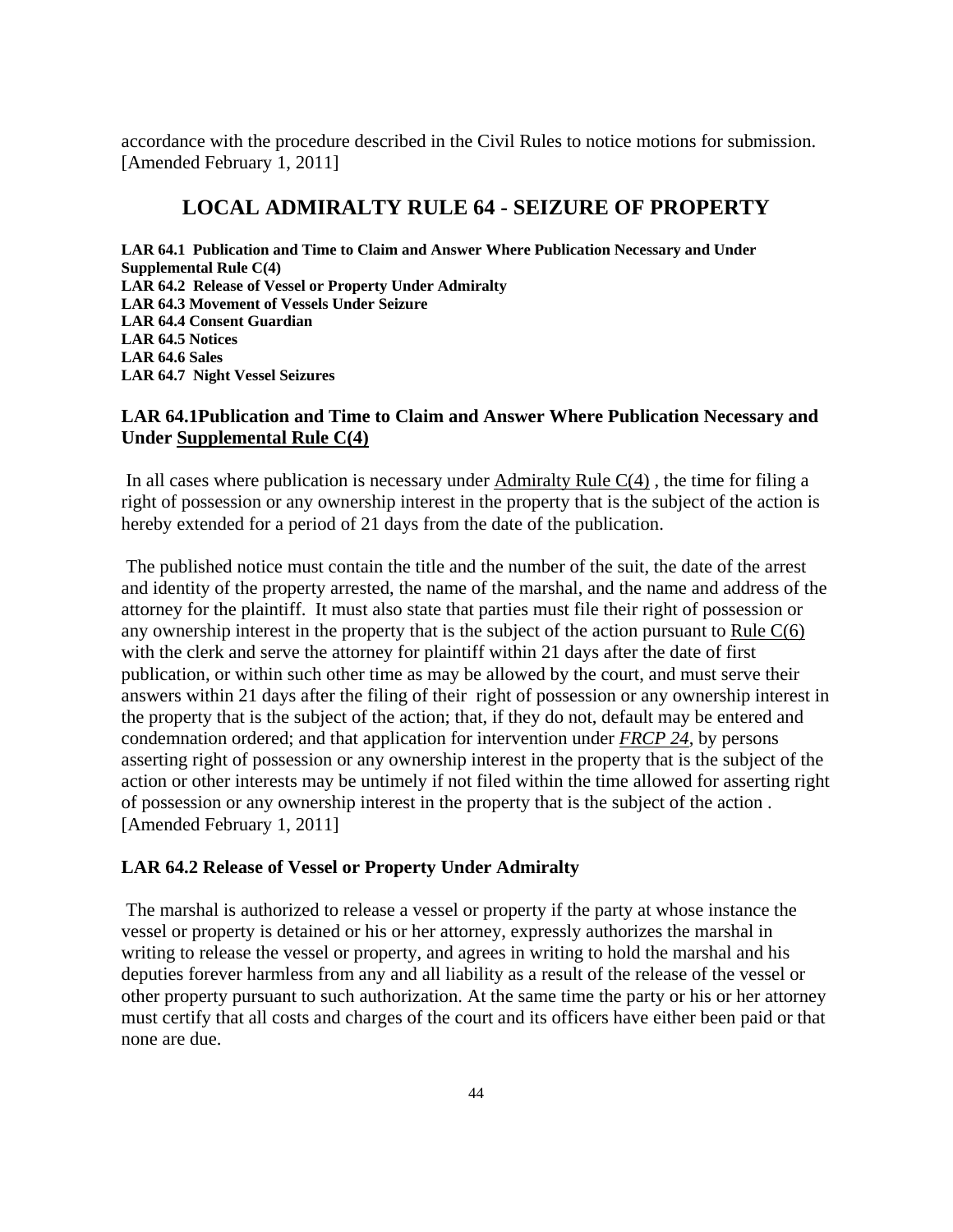accordance with the procedure described in the Civil Rules to notice motions for submission. [Amended February 1, 2011]

## LOCAL ADMIRALTY RULE 64 - SEIZURE OF PROPERTY

**LAR 64.1 Publication and Time to Claim and Answer Where Publication Necessary and Under Supplemental Rule C(4)**
**LAR 64.2 Release of Vessel or Property Under Admiralty**
**LAR 64.3 Movement of Vessels Under Seizure**
**LAR 64.4 Consent Guardian**
**LAR 64.5 Notices**
**LAR 64.6 Sales**
**LAR 64.7 Night Vessel Seizures**

### LAR 64.1Publication and Time to Claim and Answer Where Publication Necessary and Under Supplemental Rule C(4)

In all cases where publication is necessary under Admiralty Rule C(4) , the time for filing a right of possession or any ownership interest in the property that is the subject of the action is hereby extended for a period of 21 days from the date of the publication.

The published notice must contain the title and the number of the suit, the date of the arrest and identity of the property arrested, the name of the marshal, and the name and address of the attorney for the plaintiff. It must also state that parties must file their right of possession or any ownership interest in the property that is the subject of the action pursuant to Rule C(6) with the clerk and serve the attorney for plaintiff within 21 days after the date of first publication, or within such other time as may be allowed by the court, and must serve their answers within 21 days after the filing of their right of possession or any ownership interest in the property that is the subject of the action; that, if they do not, default may be entered and condemnation ordered; and that application for intervention under *FRCP 24*, by persons asserting right of possession or any ownership interest in the property that is the subject of the action or other interests may be untimely if not filed within the time allowed for asserting right of possession or any ownership interest in the property that is the subject of the action . [Amended February 1, 2011]

### LAR 64.2 Release of Vessel or Property Under Admiralty

The marshal is authorized to release a vessel or property if the party at whose instance the vessel or property is detained or his or her attorney, expressly authorizes the marshal in writing to release the vessel or property, and agrees in writing to hold the marshal and his deputies forever harmless from any and all liability as a result of the release of the vessel or other property pursuant to such authorization. At the same time the party or his or her attorney must certify that all costs and charges of the court and its officers have either been paid or that none are due.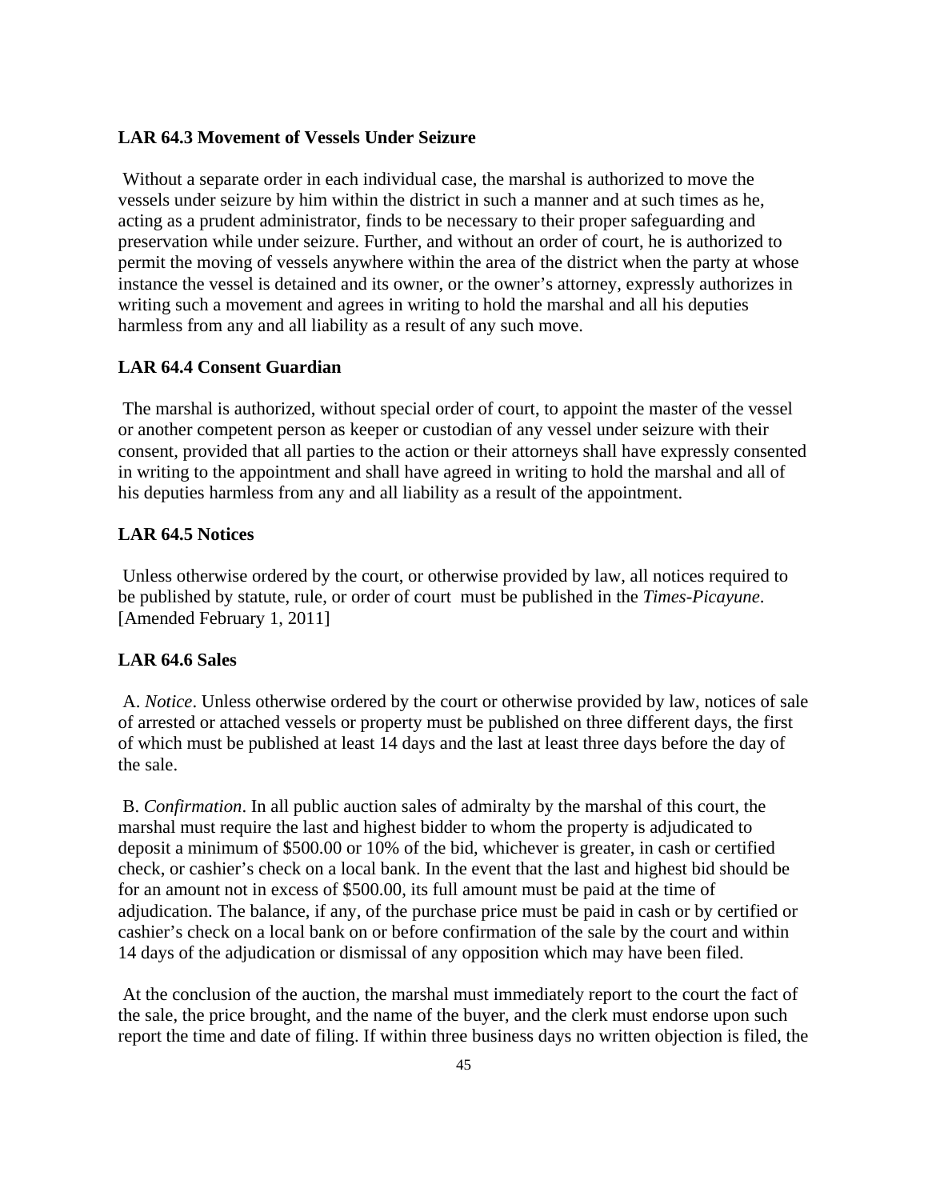**LAR 64.3 Movement of Vessels Under Seizure**

Without a separate order in each individual case, the marshal is authorized to move the vessels under seizure by him within the district in such a manner and at such times as he, acting as a prudent administrator, finds to be necessary to their proper safeguarding and preservation while under seizure. Further, and without an order of court, he is authorized to permit the moving of vessels anywhere within the area of the district when the party at whose instance the vessel is detained and its owner, or the owner's attorney, expressly authorizes in writing such a movement and agrees in writing to hold the marshal and all his deputies harmless from any and all liability as a result of any such move.

**LAR 64.4 Consent Guardian**

The marshal is authorized, without special order of court, to appoint the master of the vessel or another competent person as keeper or custodian of any vessel under seizure with their consent, provided that all parties to the action or their attorneys shall have expressly consented in writing to the appointment and shall have agreed in writing to hold the marshal and all of his deputies harmless from any and all liability as a result of the appointment.

**LAR 64.5 Notices**

Unless otherwise ordered by the court, or otherwise provided by law, all notices required to be published by statute, rule, or order of court must be published in the *Times-Picayune*. [Amended February 1, 2011]

**LAR 64.6 Sales**

A. *Notice*. Unless otherwise ordered by the court or otherwise provided by law, notices of sale of arrested or attached vessels or property must be published on three different days, the first of which must be published at least 14 days and the last at least three days before the day of the sale.

B. *Confirmation*. In all public auction sales of admiralty by the marshal of this court, the marshal must require the last and highest bidder to whom the property is adjudicated to deposit a minimum of $500.00 or 10% of the bid, whichever is greater, in cash or certified check, or cashier's check on a local bank. In the event that the last and highest bid should be for an amount not in excess of $500.00, its full amount must be paid at the time of adjudication. The balance, if any, of the purchase price must be paid in cash or by certified or cashier's check on a local bank on or before confirmation of the sale by the court and within 14 days of the adjudication or dismissal of any opposition which may have been filed.

At the conclusion of the auction, the marshal must immediately report to the court the fact of the sale, the price brought, and the name of the buyer, and the clerk must endorse upon such report the time and date of filing. If within three business days no written objection is filed, the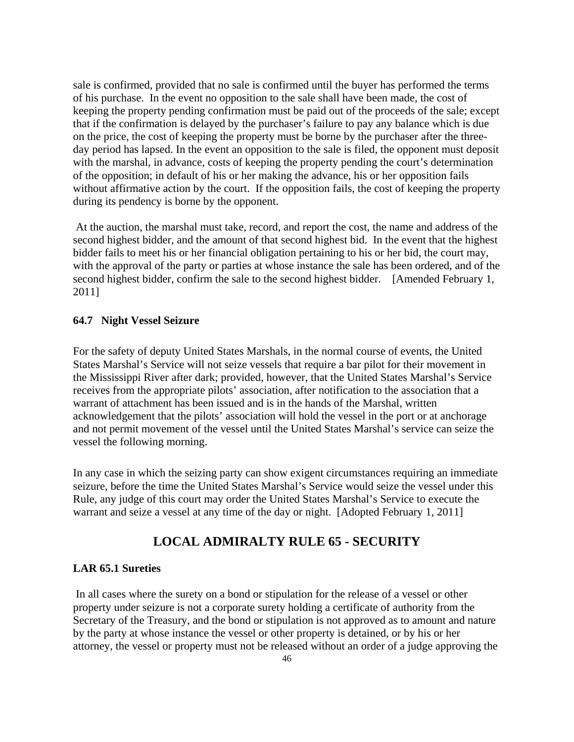sale is confirmed, provided that no sale is confirmed until the buyer has performed the terms of his purchase. In the event no opposition to the sale shall have been made, the cost of keeping the property pending confirmation must be paid out of the proceeds of the sale; except that if the confirmation is delayed by the purchaser's failure to pay any balance which is due on the price, the cost of keeping the property must be borne by the purchaser after the three-day period has lapsed. In the event an opposition to the sale is filed, the opponent must deposit with the marshal, in advance, costs of keeping the property pending the court's determination of the opposition; in default of his or her making the advance, his or her opposition fails without affirmative action by the court. If the opposition fails, the cost of keeping the property during its pendency is borne by the opponent.

At the auction, the marshal must take, record, and report the cost, the name and address of the second highest bidder, and the amount of that second highest bid. In the event that the highest bidder fails to meet his or her financial obligation pertaining to his or her bid, the court may, with the approval of the party or parties at whose instance the sale has been ordered, and of the second highest bidder, confirm the sale to the second highest bidder. [Amended February 1, 2011]

### 64.7 Night Vessel Seizure

For the safety of deputy United States Marshals, in the normal course of events, the United States Marshal's Service will not seize vessels that require a bar pilot for their movement in the Mississippi River after dark; provided, however, that the United States Marshal's Service receives from the appropriate pilots' association, after notification to the association that a warrant of attachment has been issued and is in the hands of the Marshal, written acknowledgement that the pilots' association will hold the vessel in the port or at anchorage and not permit movement of the vessel until the United States Marshal's service can seize the vessel the following morning.

In any case in which the seizing party can show exigent circumstances requiring an immediate seizure, before the time the United States Marshal's Service would seize the vessel under this Rule, any judge of this court may order the United States Marshal's Service to execute the warrant and seize a vessel at any time of the day or night. [Adopted February 1, 2011]

## LOCAL ADMIRALTY RULE 65 - SECURITY

### LAR 65.1 Sureties

In all cases where the surety on a bond or stipulation for the release of a vessel or other property under seizure is not a corporate surety holding a certificate of authority from the Secretary of the Treasury, and the bond or stipulation is not approved as to amount and nature by the party at whose instance the vessel or other property is detained, or by his or her attorney, the vessel or property must not be released without an order of a judge approving the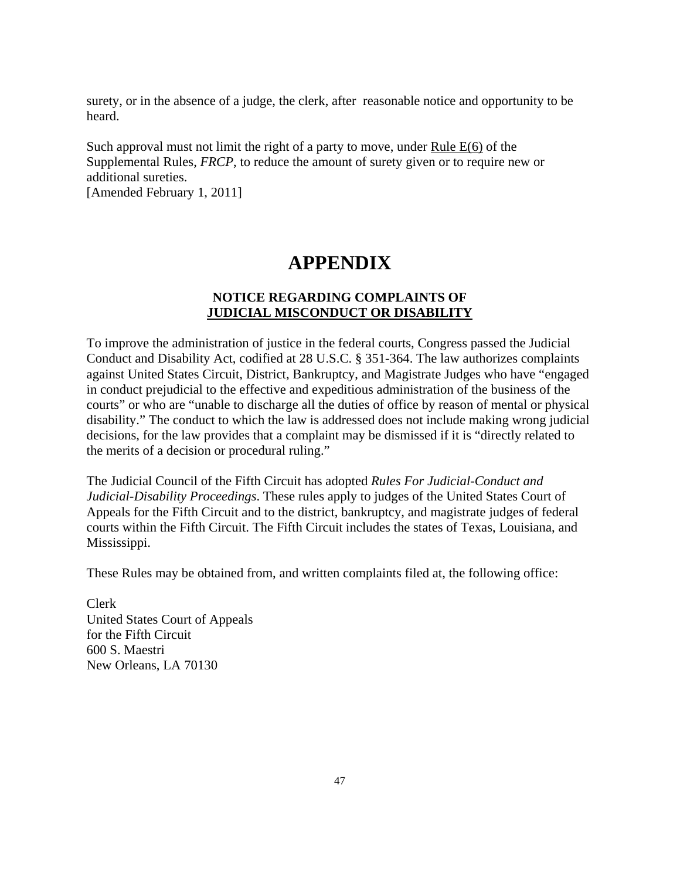surety, or in the absence of a judge, the clerk, after reasonable notice and opportunity to be heard.

Such approval must not limit the right of a party to move, under Rule E(6) of the Supplemental Rules, *FRCP*, to reduce the amount of surety given or to require new or additional sureties.
[Amended February 1, 2011]

# APPENDIX

## NOTICE REGARDING COMPLAINTS OF JUDICIAL MISCONDUCT OR DISABILITY

To improve the administration of justice in the federal courts, Congress passed the Judicial Conduct and Disability Act, codified at 28 U.S.C. § 351-364. The law authorizes complaints against United States Circuit, District, Bankruptcy, and Magistrate Judges who have "engaged in conduct prejudicial to the effective and expeditious administration of the business of the courts" or who are "unable to discharge all the duties of office by reason of mental or physical disability." The conduct to which the law is addressed does not include making wrong judicial decisions, for the law provides that a complaint may be dismissed if it is "directly related to the merits of a decision or procedural ruling."

The Judicial Council of the Fifth Circuit has adopted *Rules For Judicial-Conduct and Judicial-Disability Proceedings*. These rules apply to judges of the United States Court of Appeals for the Fifth Circuit and to the district, bankruptcy, and magistrate judges of federal courts within the Fifth Circuit. The Fifth Circuit includes the states of Texas, Louisiana, and Mississippi.

These Rules may be obtained from, and written complaints filed at, the following office:

Clerk
United States Court of Appeals
for the Fifth Circuit
600 S. Maestri
New Orleans, LA 70130